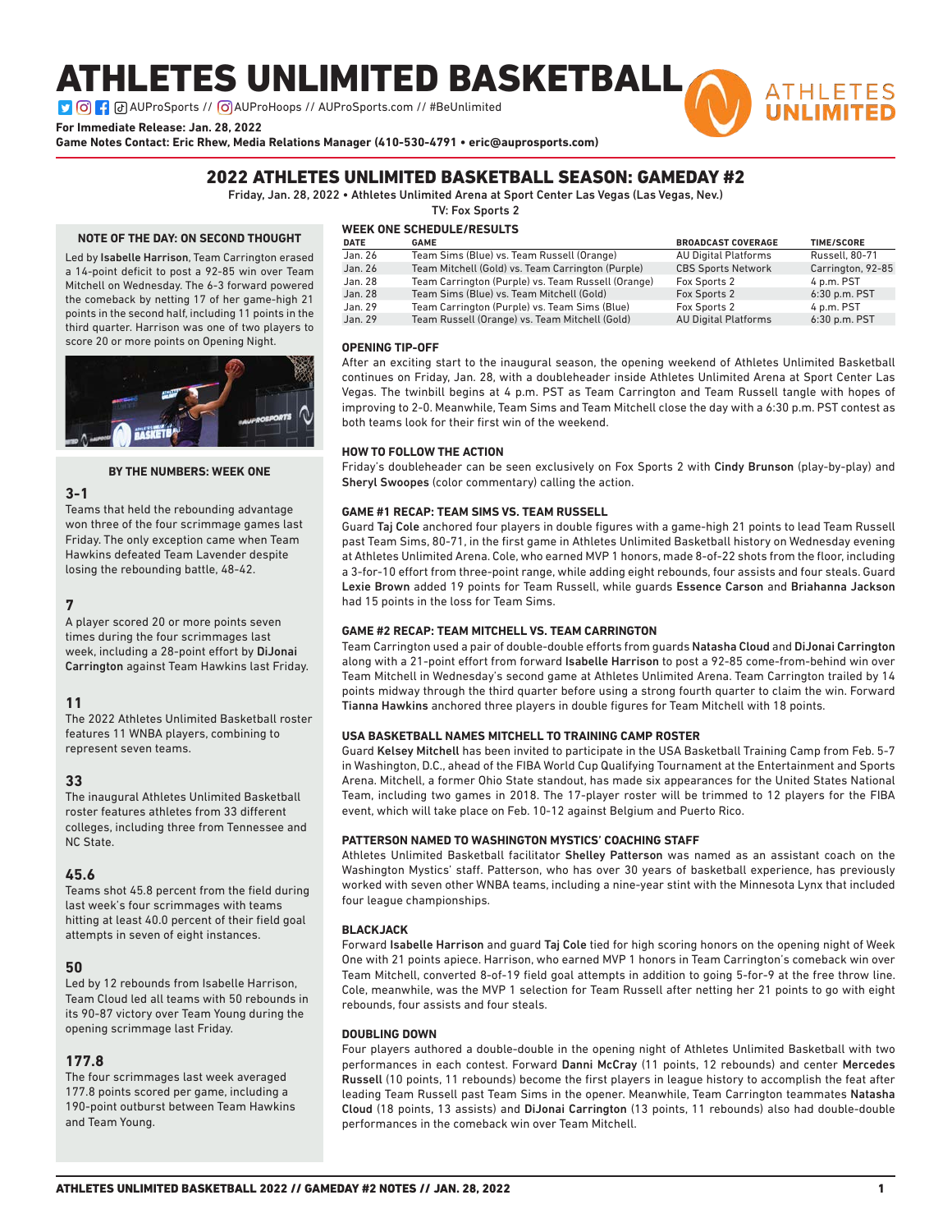# ATHLETES UNLIMITED BASKETBALL

AUProSports // AUProHoops // AUProSports.com // #BeUnlimited

**For Immediate Release: Jan. 28, 2022**
**Game Notes Contact: Eric Rhew, Media Relations Manager (410-530-4791 • eric@auprosports.com)**

## 2022 ATHLETES UNLIMITED BASKETBALL SEASON: GAMEDAY #2

Friday, Jan. 28, 2022 • Athletes Unlimited Arena at Sport Center Las Vegas (Las Vegas, Nev.)
TV: Fox Sports 2

### NOTE OF THE DAY: ON SECOND THOUGHT

Led by **Isabelle Harrison**, Team Carrington erased a 14-point deficit to post a 92-85 win over Team Mitchell on Wednesday. The 6-3 forward powered the comeback by netting 17 of her game-high 21 points in the second half, including 11 points in the third quarter. Harrison was one of two players to score 20 or more points on Opening Night.

### BY THE NUMBERS: WEEK ONE

**3-1**
Teams that held the rebounding advantage won three of the four scrimmage games last Friday. The only exception came when Team Hawkins defeated Team Lavender despite losing the rebounding battle, 48-42.

**7**
A player scored 20 or more points seven times during the four scrimmages last week, including a 28-point effort by **DiJonai Carrington** against Team Hawkins last Friday.

**11**
The 2022 Athletes Unlimited Basketball roster features 11 WNBA players, combining to represent seven teams.

**33**
The inaugural Athletes Unlimited Basketball roster features athletes from 33 different colleges, including three from Tennessee and NC State.

**45.6**
Teams shot 45.8 percent from the field during last week's four scrimmages with teams hitting at least 40.0 percent of their field goal attempts in seven of eight instances.

**50**
Led by 12 rebounds from Isabelle Harrison, Team Cloud led all teams with 50 rebounds in its 90-87 victory over Team Young during the opening scrimmage last Friday.

**177.8**
The four scrimmages last week averaged 177.8 points scored per game, including a 190-point outburst between Team Hawkins and Team Young.

### WEEK ONE SCHEDULE/RESULTS

| DATE | GAME | BROADCAST COVERAGE | TIME/SCORE |
|---|---|---|---|
| Jan. 26 | Team Sims (Blue) vs. Team Russell (Orange) | AU Digital Platforms | Russell, 80-71 |
| Jan. 26 | Team Mitchell (Gold) vs. Team Carrington (Purple) | CBS Sports Network | Carrington, 92-85 |
| Jan. 28 | Team Carrington (Purple) vs. Team Russell (Orange) | Fox Sports 2 | 4 p.m. PST |
| Jan. 28 | Team Sims (Blue) vs. Team Mitchell (Gold) | Fox Sports 2 | 6:30 p.m. PST |
| Jan. 29 | Team Carrington (Purple) vs. Team Sims (Blue) | Fox Sports 2 | 4 p.m. PST |
| Jan. 29 | Team Russell (Orange) vs. Team Mitchell (Gold) | AU Digital Platforms | 6:30 p.m. PST |

### OPENING TIP-OFF

After an exciting start to the inaugural season, the opening weekend of Athletes Unlimited Basketball continues on Friday, Jan. 28, with a doubleheader inside Athletes Unlimited Arena at Sport Center Las Vegas. The twinbill begins at 4 p.m. PST as Team Carrington and Team Russell tangle with hopes of improving to 2-0. Meanwhile, Team Sims and Team Mitchell close the day with a 6:30 p.m. PST contest as both teams look for their first win of the weekend.

### HOW TO FOLLOW THE ACTION

Friday's doubleheader can be seen exclusively on Fox Sports 2 with **Cindy Brunson** (play-by-play) and **Sheryl Swoopes** (color commentary) calling the action.

### GAME #1 RECAP: TEAM SIMS VS. TEAM RUSSELL

Guard **Taj Cole** anchored four players in double figures with a game-high 21 points to lead Team Russell past Team Sims, 80-71, in the first game in Athletes Unlimited Basketball history on Wednesday evening at Athletes Unlimited Arena. Cole, who earned MVP 1 honors, made 8-of-22 shots from the floor, including a 3-for-10 effort from three-point range, while adding eight rebounds, four assists and four steals. Guard **Lexie Brown** added 19 points for Team Russell, while guards **Essence Carson** and **Briahanna Jackson** had 15 points in the loss for Team Sims.

### GAME #2 RECAP: TEAM MITCHELL VS. TEAM CARRINGTON

Team Carrington used a pair of double-double efforts from guards **Natasha Cloud** and **DiJonai Carrington** along with a 21-point effort from forward **Isabelle Harrison** to post a 92-85 come-from-behind win over Team Mitchell in Wednesday's second game at Athletes Unlimited Arena. Team Carrington trailed by 14 points midway through the third quarter before using a strong fourth quarter to claim the win. Forward **Tianna Hawkins** anchored three players in double figures for Team Mitchell with 18 points.

### USA BASKETBALL NAMES MITCHELL TO TRAINING CAMP ROSTER

Guard **Kelsey Mitchell** has been invited to participate in the USA Basketball Training Camp from Feb. 5-7 in Washington, D.C., ahead of the FIBA World Cup Qualifying Tournament at the Entertainment and Sports Arena. Mitchell, a former Ohio State standout, has made six appearances for the United States National Team, including two games in 2018. The 17-player roster will be trimmed to 12 players for the FIBA event, which will take place on Feb. 10-12 against Belgium and Puerto Rico.

### PATTERSON NAMED TO WASHINGTON MYSTICS' COACHING STAFF

Athletes Unlimited Basketball facilitator **Shelley Patterson** was named as an assistant coach on the Washington Mystics' staff. Patterson, who has over 30 years of basketball experience, has previously worked with seven other WNBA teams, including a nine-year stint with the Minnesota Lynx that included four league championships.

### BLACKJACK

Forward **Isabelle Harrison** and guard **Taj Cole** tied for high scoring honors on the opening night of Week One with 21 points apiece. Harrison, who earned MVP 1 honors in Team Carrington's comeback win over Team Mitchell, converted 8-of-19 field goal attempts in addition to going 5-for-9 at the free throw line. Cole, meanwhile, was the MVP 1 selection for Team Russell after netting her 21 points to go with eight rebounds, four assists and four steals.

### DOUBLING DOWN

Four players authored a double-double in the opening night of Athletes Unlimited Basketball with two performances in each contest. Forward **Danni McCray** (11 points, 12 rebounds) and center **Mercedes Russell** (10 points, 11 rebounds) become the first players in league history to accomplish the feat after leading Team Russell past Team Sims in the opener. Meanwhile, Team Carrington teammates **Natasha Cloud** (18 points, 13 assists) and **DiJonai Carrington** (13 points, 11 rebounds) also had double-double performances in the comeback win over Team Mitchell.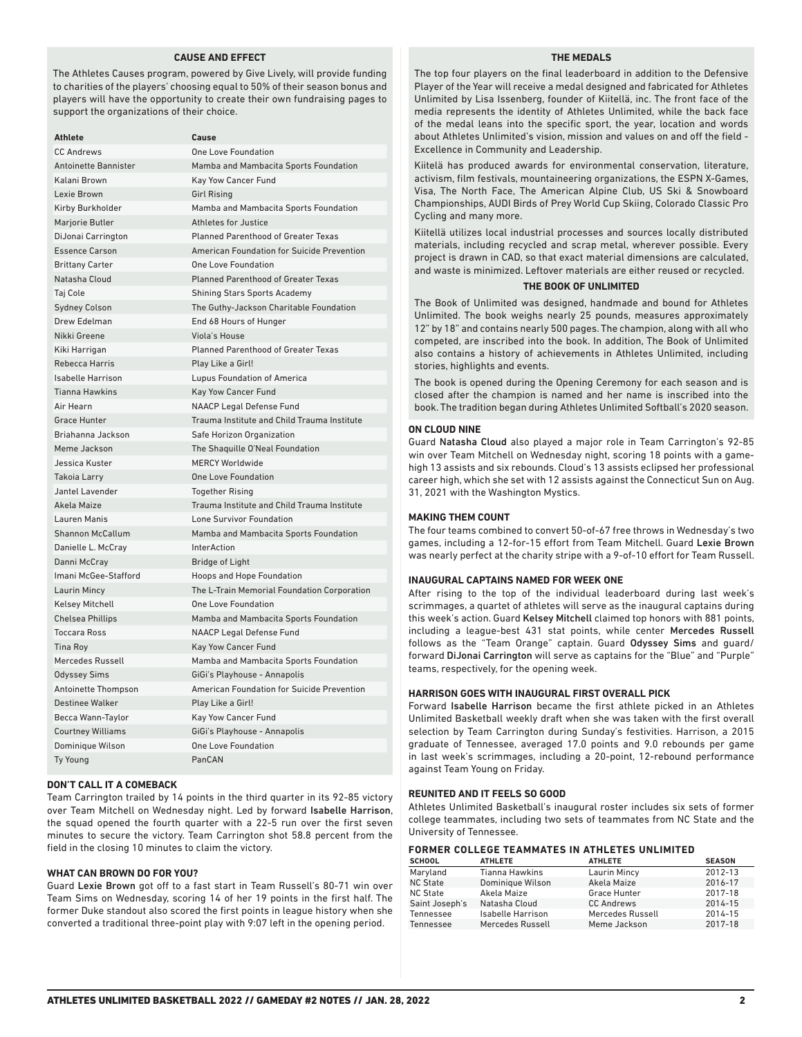## CAUSE AND EFFECT

The Athletes Causes program, powered by Give Lively, will provide funding to charities of the players' choosing equal to 50% of their season bonus and players will have the opportunity to create their own fundraising pages to support the organizations of their choice.

| Athlete | Cause |
|---|---|
| CC Andrews | One Love Foundation |
| Antoinette Bannister | Mamba and Mambacita Sports Foundation |
| Kalani Brown | Kay Yow Cancer Fund |
| Lexie Brown | Girl Rising |
| Kirby Burkholder | Mamba and Mambacita Sports Foundation |
| Marjorie Butler | Athletes for Justice |
| DiJonai Carrington | Planned Parenthood of Greater Texas |
| Essence Carson | American Foundation for Suicide Prevention |
| Brittany Carter | One Love Foundation |
| Natasha Cloud | Planned Parenthood of Greater Texas |
| Taj Cole | Shining Stars Sports Academy |
| Sydney Colson | The Guthy-Jackson Charitable Foundation |
| Drew Edelman | End 68 Hours of Hunger |
| Nikki Greene | Viola's House |
| Kiki Harrigan | Planned Parenthood of Greater Texas |
| Rebecca Harris | Play Like a Girl! |
| Isabelle Harrison | Lupus Foundation of America |
| Tianna Hawkins | Kay Yow Cancer Fund |
| Air Hearn | NAACP Legal Defense Fund |
| Grace Hunter | Trauma Institute and Child Trauma Institute |
| Briahanna Jackson | Safe Horizon Organization |
| Meme Jackson | The Shaquille O'Neal Foundation |
| Jessica Kuster | MERCY Worldwide |
| Takoia Larry | One Love Foundation |
| Jantel Lavender | Together Rising |
| Akela Maize | Trauma Institute and Child Trauma Institute |
| Lauren Manis | Lone Survivor Foundation |
| Shannon McCallum | Mamba and Mambacita Sports Foundation |
| Danielle L. McCray | InterAction |
| Danni McCray | Bridge of Light |
| Imani McGee-Stafford | Hoops and Hope Foundation |
| Laurin Mincy | The L-Train Memorial Foundation Corporation |
| Kelsey Mitchell | One Love Foundation |
| Chelsea Phillips | Mamba and Mambacita Sports Foundation |
| Toccara Ross | NAACP Legal Defense Fund |
| Tina Roy | Kay Yow Cancer Fund |
| Mercedes Russell | Mamba and Mambacita Sports Foundation |
| Odyssey Sims | GiGi's Playhouse - Annapolis |
| Antoinette Thompson | American Foundation for Suicide Prevention |
| Destinee Walker | Play Like a Girl! |
| Becca Wann-Taylor | Kay Yow Cancer Fund |
| Courtney Williams | GiGi's Playhouse - Annapolis |
| Dominique Wilson | One Love Foundation |
| Ty Young | PanCAN |

### DON'T CALL IT A COMEBACK

Team Carrington trailed by 14 points in the third quarter in its 92-85 victory over Team Mitchell on Wednesday night. Led by forward **Isabelle Harrison**, the squad opened the fourth quarter with a 22-5 run over the first seven minutes to secure the victory. Team Carrington shot 58.8 percent from the field in the closing 10 minutes to claim the victory.

### WHAT CAN BROWN DO FOR YOU?

Guard **Lexie Brown** got off to a fast start in Team Russell's 80-71 win over Team Sims on Wednesday, scoring 14 of her 19 points in the first half. The former Duke standout also scored the first points in league history when she converted a traditional three-point play with 9:07 left in the opening period.

## THE MEDALS

The top four players on the final leaderboard in addition to the Defensive Player of the Year will receive a medal designed and fabricated for Athletes Unlimited by Lisa Issenberg, founder of Kiitellä, inc. The front face of the media represents the identity of Athletes Unlimited, while the back face of the medal leans into the specific sport, the year, location and words about Athletes Unlimited's vision, mission and values on and off the field - Excellence in Community and Leadership.

Kiitelä has produced awards for environmental conservation, literature, activism, film festivals, mountaineering organizations, the ESPN X-Games, Visa, The North Face, The American Alpine Club, US Ski & Snowboard Championships, AUDI Birds of Prey World Cup Skiing, Colorado Classic Pro Cycling and many more.

Kiitellä utilizes local industrial processes and sources locally distributed materials, including recycled and scrap metal, wherever possible. Every project is drawn in CAD, so that exact material dimensions are calculated, and waste is minimized. Leftover materials are either reused or recycled.

## THE BOOK OF UNLIMITED

The Book of Unlimited was designed, handmade and bound for Athletes Unlimited. The book weighs nearly 25 pounds, measures approximately 12" by 18" and contains nearly 500 pages. The champion, along with all who competed, are inscribed into the book. In addition, The Book of Unlimited also contains a history of achievements in Athletes Unlimited, including stories, highlights and events.

The book is opened during the Opening Ceremony for each season and is closed after the champion is named and her name is inscribed into the book. The tradition began during Athletes Unlimited Softball's 2020 season.

### ON CLOUD NINE

Guard **Natasha Cloud** also played a major role in Team Carrington's 92-85 win over Team Mitchell on Wednesday night, scoring 18 points with a game-high 13 assists and six rebounds. Cloud's 13 assists eclipsed her professional career high, which she set with 12 assists against the Connecticut Sun on Aug. 31, 2021 with the Washington Mystics.

### MAKING THEM COUNT

The four teams combined to convert 50-of-67 free throws in Wednesday's two games, including a 12-for-15 effort from Team Mitchell. Guard **Lexie Brown** was nearly perfect at the charity stripe with a 9-of-10 effort for Team Russell.

### INAUGURAL CAPTAINS NAMED FOR WEEK ONE

After rising to the top of the individual leaderboard during last week's scrimmages, a quartet of athletes will serve as the inaugural captains during this week's action. Guard **Kelsey Mitchell** claimed top honors with 881 points, including a league-best 431 stat points, while center **Mercedes Russell** follows as the "Team Orange" captain. Guard **Odyssey Sims** and guard/forward **DiJonai Carrington** will serve as captains for the "Blue" and "Purple" teams, respectively, for the opening week.

### HARRISON GOES WITH INAUGURAL FIRST OVERALL PICK

Forward **Isabelle Harrison** became the first athlete picked in an Athletes Unlimited Basketball weekly draft when she was taken with the first overall selection by Team Carrington during Sunday's festivities. Harrison, a 2015 graduate of Tennessee, averaged 17.0 points and 9.0 rebounds per game in last week's scrimmages, including a 20-point, 12-rebound performance against Team Young on Friday.

### REUNITED AND IT FEELS SO GOOD

Athletes Unlimited Basketball's inaugural roster includes six sets of former college teammates, including two sets of teammates from NC State and the University of Tennessee.

**FORMER COLLEGE TEAMMATES IN ATHLETES UNLIMITED**

| SCHOOL | ATHLETE | ATHLETE | SEASON |
|---|---|---|---|
| Maryland | Tianna Hawkins | Laurin Mincy | 2012-13 |
| NC State | Dominique Wilson | Akela Maize | 2016-17 |
| NC State | Akela Maize | Grace Hunter | 2017-18 |
| Saint Joseph's | Natasha Cloud | CC Andrews | 2014-15 |
| Tennessee | Isabelle Harrison | Mercedes Russell | 2014-15 |
| Tennessee | Mercedes Russell | Meme Jackson | 2017-18 |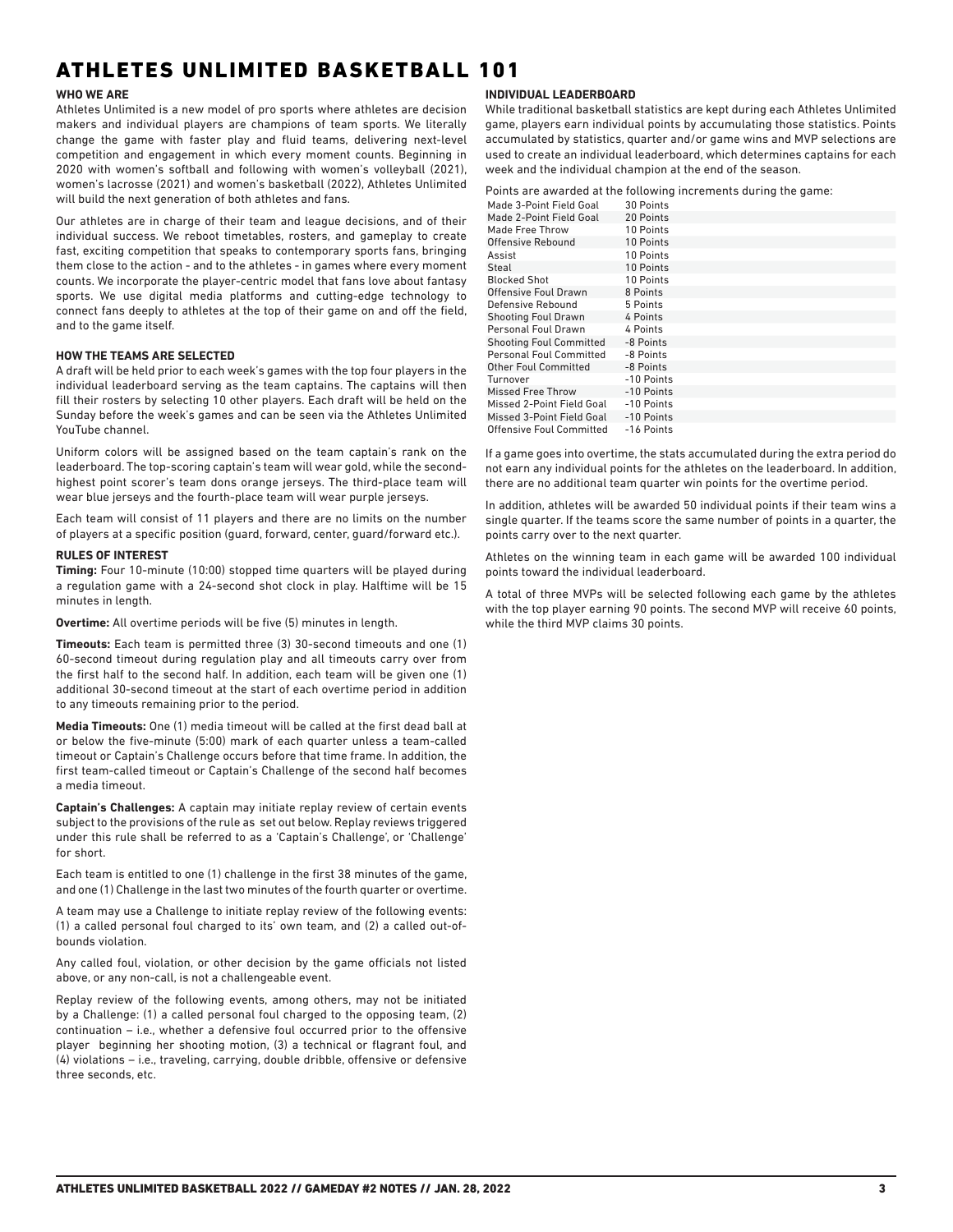# ATHLETES UNLIMITED BASKETBALL 101

## WHO WE ARE

Athletes Unlimited is a new model of pro sports where athletes are decision makers and individual players are champions of team sports. We literally change the game with faster play and fluid teams, delivering next-level competition and engagement in which every moment counts. Beginning in 2020 with women's softball and following with women's volleyball (2021), women's lacrosse (2021) and women's basketball (2022), Athletes Unlimited will build the next generation of both athletes and fans.

Our athletes are in charge of their team and league decisions, and of their individual success. We reboot timetables, rosters, and gameplay to create fast, exciting competition that speaks to contemporary sports fans, bringing them close to the action - and to the athletes - in games where every moment counts. We incorporate the player-centric model that fans love about fantasy sports. We use digital media platforms and cutting-edge technology to connect fans deeply to athletes at the top of their game on and off the field, and to the game itself.

## HOW THE TEAMS ARE SELECTED

A draft will be held prior to each week's games with the top four players in the individual leaderboard serving as the team captains. The captains will then fill their rosters by selecting 10 other players. Each draft will be held on the Sunday before the week's games and can be seen via the Athletes Unlimited YouTube channel.

Uniform colors will be assigned based on the team captain's rank on the leaderboard. The top-scoring captain's team will wear gold, while the second-highest point scorer's team dons orange jerseys. The third-place team will wear blue jerseys and the fourth-place team will wear purple jerseys.

Each team will consist of 11 players and there are no limits on the number of players at a specific position (guard, forward, center, guard/forward etc.).

## RULES OF INTEREST

**Timing:** Four 10-minute (10:00) stopped time quarters will be played during a regulation game with a 24-second shot clock in play. Halftime will be 15 minutes in length.

**Overtime:** All overtime periods will be five (5) minutes in length.

**Timeouts:** Each team is permitted three (3) 30-second timeouts and one (1) 60-second timeout during regulation play and all timeouts carry over from the first half to the second half. In addition, each team will be given one (1) additional 30-second timeout at the start of each overtime period in addition to any timeouts remaining prior to the period.

**Media Timeouts:** One (1) media timeout will be called at the first dead ball at or below the five-minute (5:00) mark of each quarter unless a team-called timeout or Captain's Challenge occurs before that time frame. In addition, the first team-called timeout or Captain's Challenge of the second half becomes a media timeout.

**Captain's Challenges:** A captain may initiate replay review of certain events subject to the provisions of the rule as set out below. Replay reviews triggered under this rule shall be referred to as a 'Captain's Challenge', or 'Challenge' for short.

Each team is entitled to one (1) challenge in the first 38 minutes of the game, and one (1) Challenge in the last two minutes of the fourth quarter or overtime.

A team may use a Challenge to initiate replay review of the following events: (1) a called personal foul charged to its' own team, and (2) a called out-of-bounds violation.

Any called foul, violation, or other decision by the game officials not listed above, or any non-call, is not a challengeable event.

Replay review of the following events, among others, may not be initiated by a Challenge: (1) a called personal foul charged to the opposing team, (2) continuation – i.e., whether a defensive foul occurred prior to the offensive player beginning her shooting motion, (3) a technical or flagrant foul, and (4) violations – i.e., traveling, carrying, double dribble, offensive or defensive three seconds, etc.

## INDIVIDUAL LEADERBOARD

While traditional basketball statistics are kept during each Athletes Unlimited game, players earn individual points by accumulating those statistics. Points accumulated by statistics, quarter and/or game wins and MVP selections are used to create an individual leaderboard, which determines captains for each week and the individual champion at the end of the season.

Points are awarded at the following increments during the game:

| | |
|---|---|
| Made 3-Point Field Goal | 30 Points |
| Made 2-Point Field Goal | 20 Points |
| Made Free Throw | 10 Points |
| Offensive Rebound | 10 Points |
| Assist | 10 Points |
| Steal | 10 Points |
| Blocked Shot | 10 Points |
| Offensive Foul Drawn | 8 Points |
| Defensive Rebound | 5 Points |
| Shooting Foul Drawn | 4 Points |
| Personal Foul Drawn | 4 Points |
| Shooting Foul Committed | -8 Points |
| Personal Foul Committed | -8 Points |
| Other Foul Committed | -8 Points |
| Turnover | -10 Points |
| Missed Free Throw | -10 Points |
| Missed 2-Point Field Goal | -10 Points |
| Missed 3-Point Field Goal | -10 Points |
| Offensive Foul Committed | -16 Points |

If a game goes into overtime, the stats accumulated during the extra period do not earn any individual points for the athletes on the leaderboard. In addition, there are no additional team quarter win points for the overtime period.

In addition, athletes will be awarded 50 individual points if their team wins a single quarter. If the teams score the same number of points in a quarter, the points carry over to the next quarter.

Athletes on the winning team in each game will be awarded 100 individual points toward the individual leaderboard.

A total of three MVPs will be selected following each game by the athletes with the top player earning 90 points. The second MVP will receive 60 points, while the third MVP claims 30 points.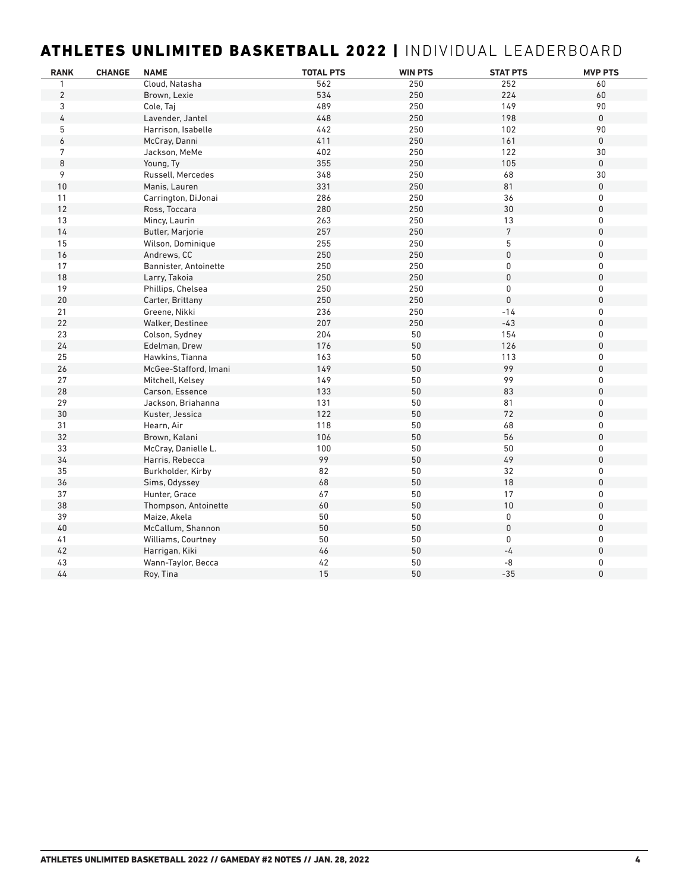# ATHLETES UNLIMITED BASKETBALL 2022 | INDIVIDUAL LEADERBOARD

| RANK | CHANGE | NAME | TOTAL PTS | WIN PTS | STAT PTS | MVP PTS |
|---|---|---|---|---|---|---|
| 1 | | Cloud, Natasha | 562 | 250 | 252 | 60 |
| 2 | | Brown, Lexie | 534 | 250 | 224 | 60 |
| 3 | | Cole, Taj | 489 | 250 | 149 | 90 |
| 4 | | Lavender, Jantel | 448 | 250 | 198 | 0 |
| 5 | | Harrison, Isabelle | 442 | 250 | 102 | 90 |
| 6 | | McCray, Danni | 411 | 250 | 161 | 0 |
| 7 | | Jackson, MeMe | 402 | 250 | 122 | 30 |
| 8 | | Young, Ty | 355 | 250 | 105 | 0 |
| 9 | | Russell, Mercedes | 348 | 250 | 68 | 30 |
| 10 | | Manis, Lauren | 331 | 250 | 81 | 0 |
| 11 | | Carrington, DiJonai | 286 | 250 | 36 | 0 |
| 12 | | Ross, Toccara | 280 | 250 | 30 | 0 |
| 13 | | Mincy, Laurin | 263 | 250 | 13 | 0 |
| 14 | | Butler, Marjorie | 257 | 250 | 7 | 0 |
| 15 | | Wilson, Dominique | 255 | 250 | 5 | 0 |
| 16 | | Andrews, CC | 250 | 250 | 0 | 0 |
| 17 | | Bannister, Antoinette | 250 | 250 | 0 | 0 |
| 18 | | Larry, Takoia | 250 | 250 | 0 | 0 |
| 19 | | Phillips, Chelsea | 250 | 250 | 0 | 0 |
| 20 | | Carter, Brittany | 250 | 250 | 0 | 0 |
| 21 | | Greene, Nikki | 236 | 250 | -14 | 0 |
| 22 | | Walker, Destinee | 207 | 250 | -43 | 0 |
| 23 | | Colson, Sydney | 204 | 50 | 154 | 0 |
| 24 | | Edelman, Drew | 176 | 50 | 126 | 0 |
| 25 | | Hawkins, Tianna | 163 | 50 | 113 | 0 |
| 26 | | McGee-Stafford, Imani | 149 | 50 | 99 | 0 |
| 27 | | Mitchell, Kelsey | 149 | 50 | 99 | 0 |
| 28 | | Carson, Essence | 133 | 50 | 83 | 0 |
| 29 | | Jackson, Briahanna | 131 | 50 | 81 | 0 |
| 30 | | Kuster, Jessica | 122 | 50 | 72 | 0 |
| 31 | | Hearn, Air | 118 | 50 | 68 | 0 |
| 32 | | Brown, Kalani | 106 | 50 | 56 | 0 |
| 33 | | McCray, Danielle L. | 100 | 50 | 50 | 0 |
| 34 | | Harris, Rebecca | 99 | 50 | 49 | 0 |
| 35 | | Burkholder, Kirby | 82 | 50 | 32 | 0 |
| 36 | | Sims, Odyssey | 68 | 50 | 18 | 0 |
| 37 | | Hunter, Grace | 67 | 50 | 17 | 0 |
| 38 | | Thompson, Antoinette | 60 | 50 | 10 | 0 |
| 39 | | Maize, Akela | 50 | 50 | 0 | 0 |
| 40 | | McCallum, Shannon | 50 | 50 | 0 | 0 |
| 41 | | Williams, Courtney | 50 | 50 | 0 | 0 |
| 42 | | Harrigan, Kiki | 46 | 50 | -4 | 0 |
| 43 | | Wann-Taylor, Becca | 42 | 50 | -8 | 0 |
| 44 | | Roy, Tina | 15 | 50 | -35 | 0 |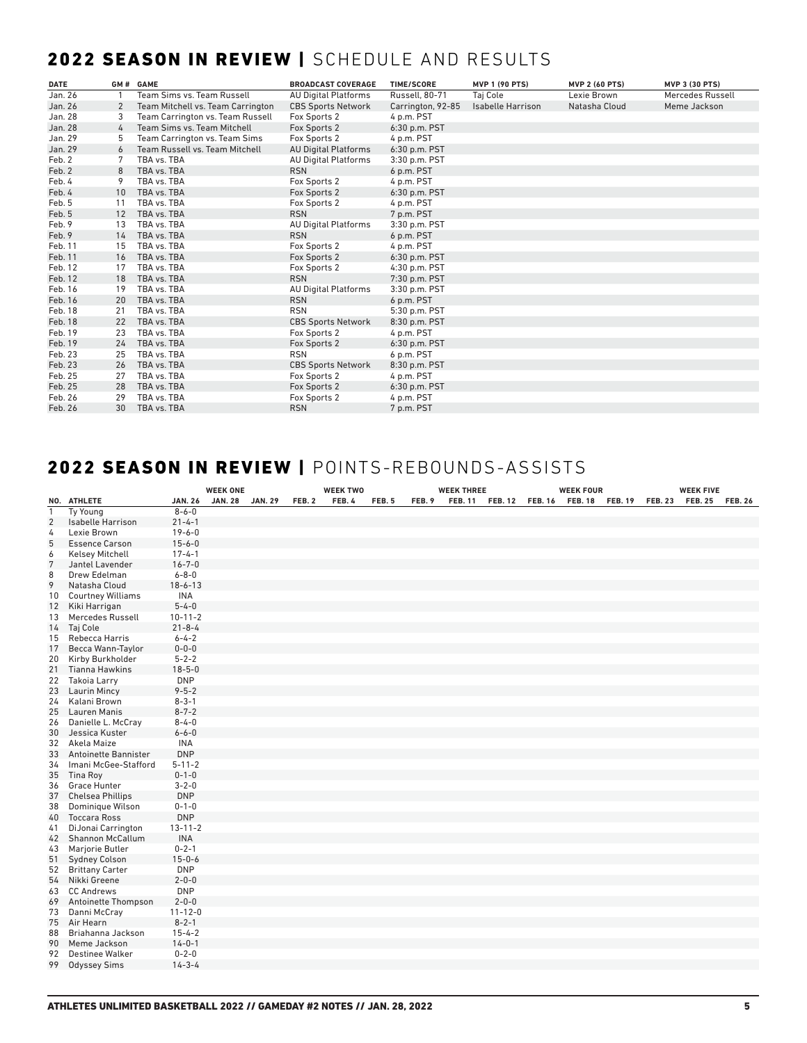## 2022 SEASON IN REVIEW | SCHEDULE AND RESULTS

| DATE | GM # | GAME | BROADCAST COVERAGE | TIME/SCORE | MVP 1 (90 PTS) | MVP 2 (60 PTS) | MVP 3 (30 PTS) |
|---|---|---|---|---|---|---|---|
| Jan. 26 | 1 | Team Sims vs. Team Russell | AU Digital Platforms | Russell, 80-71 | Taj Cole | Lexie Brown | Mercedes Russell |
| Jan. 26 | 2 | Team Mitchell vs. Team Carrington | CBS Sports Network | Carrington, 92-85 | Isabelle Harrison | Natasha Cloud | Meme Jackson |
| Jan. 28 | 3 | Team Carrington vs. Team Russell | Fox Sports 2 | 4 p.m. PST | | | |
| Jan. 28 | 4 | Team Sims vs. Team Mitchell | Fox Sports 2 | 6:30 p.m. PST | | | |
| Jan. 29 | 5 | Team Carrington vs. Team Sims | Fox Sports 2 | 4 p.m. PST | | | |
| Jan. 29 | 6 | Team Russell vs. Team Mitchell | AU Digital Platforms | 6:30 p.m. PST | | | |
| Feb. 2 | 7 | TBA vs. TBA | AU Digital Platforms | 3:30 p.m. PST | | | |
| Feb. 2 | 8 | TBA vs. TBA | RSN | 6 p.m. PST | | | |
| Feb. 4 | 9 | TBA vs. TBA | Fox Sports 2 | 4 p.m. PST | | | |
| Feb. 4 | 10 | TBA vs. TBA | Fox Sports 2 | 6:30 p.m. PST | | | |
| Feb. 5 | 11 | TBA vs. TBA | Fox Sports 2 | 4 p.m. PST | | | |
| Feb. 5 | 12 | TBA vs. TBA | RSN | 7 p.m. PST | | | |
| Feb. 9 | 13 | TBA vs. TBA | AU Digital Platforms | 3:30 p.m. PST | | | |
| Feb. 9 | 14 | TBA vs. TBA | RSN | 6 p.m. PST | | | |
| Feb. 11 | 15 | TBA vs. TBA | Fox Sports 2 | 4 p.m. PST | | | |
| Feb. 11 | 16 | TBA vs. TBA | Fox Sports 2 | 6:30 p.m. PST | | | |
| Feb. 12 | 17 | TBA vs. TBA | Fox Sports 2 | 4:30 p.m. PST | | | |
| Feb. 12 | 18 | TBA vs. TBA | RSN | 7:30 p.m. PST | | | |
| Feb. 16 | 19 | TBA vs. TBA | AU Digital Platforms | 3:30 p.m. PST | | | |
| Feb. 16 | 20 | TBA vs. TBA | RSN | 6 p.m. PST | | | |
| Feb. 18 | 21 | TBA vs. TBA | RSN | 5:30 p.m. PST | | | |
| Feb. 18 | 22 | TBA vs. TBA | CBS Sports Network | 8:30 p.m. PST | | | |
| Feb. 19 | 23 | TBA vs. TBA | Fox Sports 2 | 4 p.m. PST | | | |
| Feb. 19 | 24 | TBA vs. TBA | Fox Sports 2 | 6:30 p.m. PST | | | |
| Feb. 23 | 25 | TBA vs. TBA | RSN | 6 p.m. PST | | | |
| Feb. 23 | 26 | TBA vs. TBA | CBS Sports Network | 8:30 p.m. PST | | | |
| Feb. 25 | 27 | TBA vs. TBA | Fox Sports 2 | 4 p.m. PST | | | |
| Feb. 25 | 28 | TBA vs. TBA | Fox Sports 2 | 6:30 p.m. PST | | | |
| Feb. 26 | 29 | TBA vs. TBA | Fox Sports 2 | 4 p.m. PST | | | |
| Feb. 26 | 30 | TBA vs. TBA | RSN | 7 p.m. PST | | | |

## 2022 SEASON IN REVIEW | POINTS-REBOUNDS-ASSISTS

| | | WEEK ONE | | | WEEK TWO | | | WEEK THREE | | | WEEK FOUR | | | WEEK FIVE | | |
|---|---|---|---|---|---|---|---|---|---|---|---|---|---|---|---|---|
| NO. | ATHLETE | JAN. 26 | JAN. 28 | JAN. 29 | FEB. 2 | FEB. 4 | FEB. 5 | FEB. 9 | FEB. 11 | FEB. 12 | FEB. 16 | FEB. 18 | FEB. 19 | FEB. 23 | FEB. 25 | FEB. 26 |
| 1 | Ty Young | 8-6-0 | | | | | | | | | | | | | | |
| 2 | Isabelle Harrison | 21-4-1 | | | | | | | | | | | | | | |
| 4 | Lexie Brown | 19-6-0 | | | | | | | | | | | | | | |
| 5 | Essence Carson | 15-6-0 | | | | | | | | | | | | | | |
| 6 | Kelsey Mitchell | 17-4-1 | | | | | | | | | | | | | | |
| 7 | Jantel Lavender | 16-7-0 | | | | | | | | | | | | | | |
| 8 | Drew Edelman | 6-8-0 | | | | | | | | | | | | | | |
| 9 | Natasha Cloud | 18-6-13 | | | | | | | | | | | | | | |
| 10 | Courtney Williams | INA | | | | | | | | | | | | | | |
| 12 | Kiki Harrigan | 5-4-0 | | | | | | | | | | | | | | |
| 13 | Mercedes Russell | 10-11-2 | | | | | | | | | | | | | | |
| 14 | Taj Cole | 21-8-4 | | | | | | | | | | | | | | |
| 15 | Rebecca Harris | 6-4-2 | | | | | | | | | | | | | | |
| 17 | Becca Wann-Taylor | 0-0-0 | | | | | | | | | | | | | | |
| 20 | Kirby Burkholder | 5-2-2 | | | | | | | | | | | | | | |
| 21 | Tianna Hawkins | 18-5-0 | | | | | | | | | | | | | | |
| 22 | Takoia Larry | DNP | | | | | | | | | | | | | | |
| 23 | Laurin Mincy | 9-5-2 | | | | | | | | | | | | | | |
| 24 | Kalani Brown | 8-3-1 | | | | | | | | | | | | | | |
| 25 | Lauren Manis | 8-7-2 | | | | | | | | | | | | | | |
| 26 | Danielle L. McCray | 8-4-0 | | | | | | | | | | | | | | |
| 30 | Jessica Kuster | 6-6-0 | | | | | | | | | | | | | | |
| 32 | Akela Maize | INA | | | | | | | | | | | | | | |
| 33 | Antoinette Bannister | DNP | | | | | | | | | | | | | | |
| 34 | Imani McGee-Stafford | 5-11-2 | | | | | | | | | | | | | | |
| 35 | Tina Roy | 0-1-0 | | | | | | | | | | | | | | |
| 36 | Grace Hunter | 3-2-0 | | | | | | | | | | | | | | |
| 37 | Chelsea Phillips | DNP | | | | | | | | | | | | | | |
| 38 | Dominique Wilson | 0-1-0 | | | | | | | | | | | | | | |
| 40 | Toccara Ross | DNP | | | | | | | | | | | | | | |
| 41 | DiJonai Carrington | 13-11-2 | | | | | | | | | | | | | | |
| 42 | Shannon McCallum | INA | | | | | | | | | | | | | | |
| 43 | Marjorie Butler | 0-2-1 | | | | | | | | | | | | | | |
| 51 | Sydney Colson | 15-0-6 | | | | | | | | | | | | | | |
| 52 | Brittany Carter | DNP | | | | | | | | | | | | | | |
| 54 | Nikki Greene | 2-0-0 | | | | | | | | | | | | | | |
| 63 | CC Andrews | DNP | | | | | | | | | | | | | | |
| 69 | Antoinette Thompson | 2-0-0 | | | | | | | | | | | | | | |
| 73 | Danni McCray | 11-12-0 | | | | | | | | | | | | | | |
| 75 | Air Hearn | 8-2-1 | | | | | | | | | | | | | | |
| 88 | Briahanna Jackson | 15-4-2 | | | | | | | | | | | | | | |
| 90 | Meme Jackson | 14-0-1 | | | | | | | | | | | | | | |
| 92 | Destinee Walker | 0-2-0 | | | | | | | | | | | | | | |
| 99 | Odyssey Sims | 14-3-4 | | | | | | | | | | | | | | |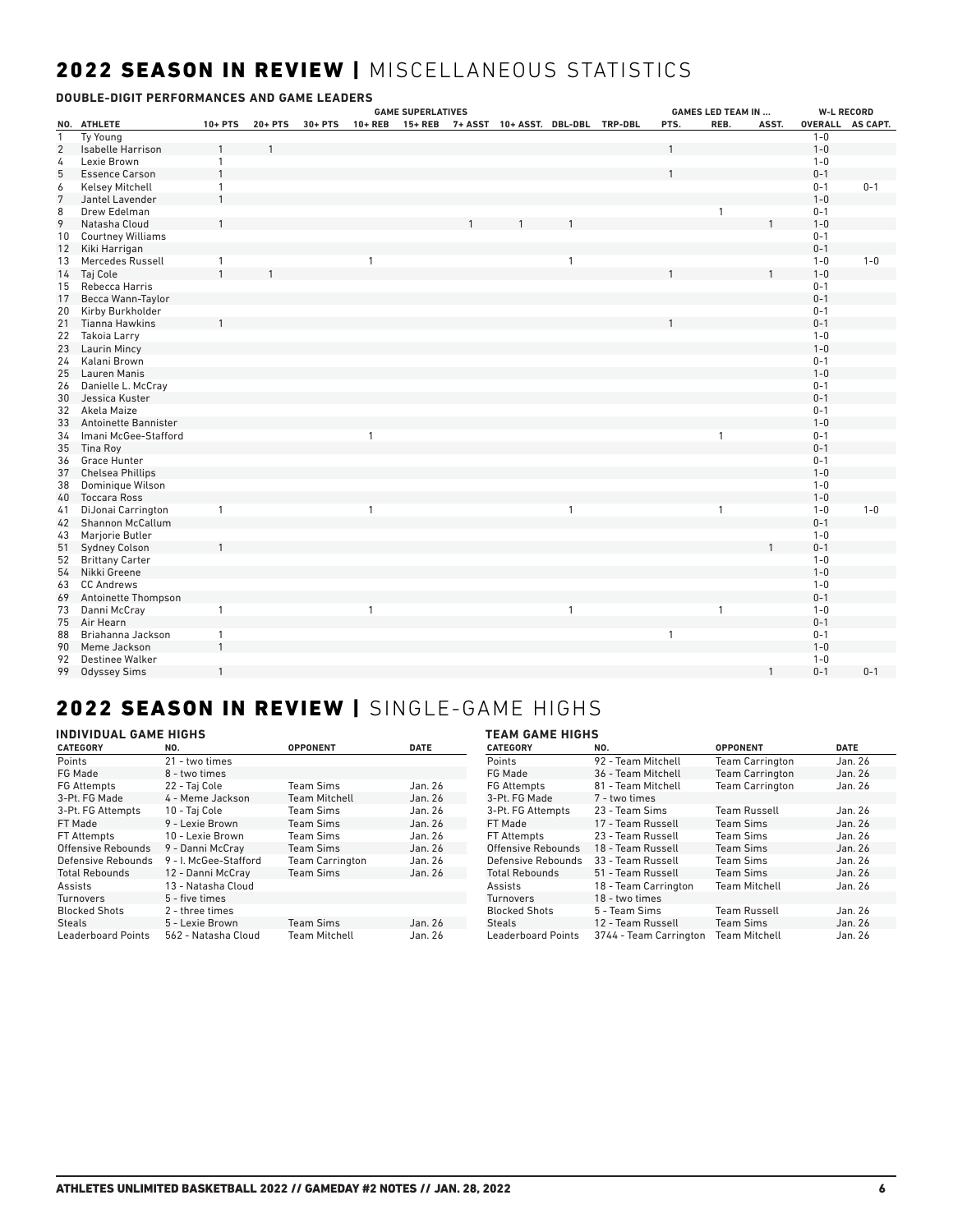# 2022 SEASON IN REVIEW | MISCELLANEOUS STATISTICS

### DOUBLE-DIGIT PERFORMANCES AND GAME LEADERS

| | | GAME SUPERLATIVES | | | | | | | | | GAMES LED TEAM IN ... | | | W-L RECORD | |
|---|---|---|---|---|---|---|---|---|---|---|---|---|---|---|---|
| NO. | ATHLETE | 10+ PTS | 20+ PTS | 30+ PTS | 10+ REB | 15+ REB | 7+ ASST | 10+ ASST. | DBL-DBL | TRP-DBL | PTS. | REB. | ASST. | OVERALL | AS CAPT. |
| 1 | Ty Young | | | | | | | | | | | | | 1-0 | |
| 2 | Isabelle Harrison | 1 | 1 | | | | | | | | 1 | | | 1-0 | |
| 4 | Lexie Brown | 1 | | | | | | | | | | | | 1-0 | |
| 5 | Essence Carson | 1 | | | | | | | | | 1 | | | 0-1 | |
| 6 | Kelsey Mitchell | 1 | | | | | | | | | | | | 0-1 | 0-1 |
| 7 | Jantel Lavender | 1 | | | | | | | | | | | | 1-0 | |
| 8 | Drew Edelman | | | | | | | | | | | 1 | | 0-1 | |
| 9 | Natasha Cloud | 1 | | | | | 1 | 1 | 1 | | | | 1 | 1-0 | |
| 10 | Courtney Williams | | | | | | | | | | | | | 0-1 | |
| 12 | Kiki Harrigan | | | | | | | | | | | | | 0-1 | |
| 13 | Mercedes Russell | 1 | | | 1 | | | | 1 | | | | | 1-0 | 1-0 |
| 14 | Taj Cole | 1 | 1 | | | | | | | | 1 | | 1 | 1-0 | |
| 15 | Rebecca Harris | | | | | | | | | | | | | 0-1 | |
| 17 | Becca Wann-Taylor | | | | | | | | | | | | | 0-1 | |
| 20 | Kirby Burkholder | | | | | | | | | | | | | 0-1 | |
| 21 | Tianna Hawkins | 1 | | | | | | | | | 1 | | | 0-1 | |
| 22 | Takoia Larry | | | | | | | | | | | | | 1-0 | |
| 23 | Laurin Mincy | | | | | | | | | | | | | 1-0 | |
| 24 | Kalani Brown | | | | | | | | | | | | | 0-1 | |
| 25 | Lauren Manis | | | | | | | | | | | | | 1-0 | |
| 26 | Danielle L. McCray | | | | | | | | | | | | | 0-1 | |
| 30 | Jessica Kuster | | | | | | | | | | | | | 0-1 | |
| 32 | Akela Maize | | | | | | | | | | | | | 0-1 | |
| 33 | Antoinette Bannister | | | | | | | | | | | | | 1-0 | |
| 34 | Imani McGee-Stafford | | | | 1 | | | | | | | 1 | | 0-1 | |
| 35 | Tina Roy | | | | | | | | | | | | | 0-1 | |
| 36 | Grace Hunter | | | | | | | | | | | | | 0-1 | |
| 37 | Chelsea Phillips | | | | | | | | | | | | | 1-0 | |
| 38 | Dominique Wilson | | | | | | | | | | | | | 1-0 | |
| 40 | Toccara Ross | | | | | | | | | | | | | 1-0 | |
| 41 | DiJonai Carrington | 1 | | | 1 | | | | 1 | | | 1 | | 1-0 | 1-0 |
| 42 | Shannon McCallum | | | | | | | | | | | | | 0-1 | |
| 43 | Marjorie Butler | | | | | | | | | | | | | 1-0 | |
| 51 | Sydney Colson | 1 | | | | | | | | | | | 1 | 0-1 | |
| 52 | Brittany Carter | | | | | | | | | | | | | 1-0 | |
| 54 | Nikki Greene | | | | | | | | | | | | | 1-0 | |
| 63 | CC Andrews | | | | | | | | | | | | | 1-0 | |
| 69 | Antoinette Thompson | | | | | | | | | | | | | 0-1 | |
| 73 | Danni McCray | 1 | | | 1 | | | | 1 | | | 1 | | 1-0 | |
| 75 | Air Hearn | | | | | | | | | | | | | 0-1 | |
| 88 | Briahanna Jackson | 1 | | | | | | | | | 1 | | | 0-1 | |
| 90 | Meme Jackson | 1 | | | | | | | | | | | | 1-0 | |
| 92 | Destinee Walker | | | | | | | | | | | | | 1-0 | |
| 99 | Odyssey Sims | 1 | | | | | | | | | | | 1 | 0-1 | 0-1 |

# 2022 SEASON IN REVIEW | SINGLE-GAME HIGHS

### INDIVIDUAL GAME HIGHS

| CATEGORY | NO. | OPPONENT | DATE |
|---|---|---|---|
| Points | 21 - two times | | |
| FG Made | 8 - two times | | |
| FG Attempts | 22 - Taj Cole | Team Sims | Jan. 26 |
| 3-Pt. FG Made | 4 - Meme Jackson | Team Mitchell | Jan. 26 |
| 3-Pt. FG Attempts | 10 - Taj Cole | Team Sims | Jan. 26 |
| FT Made | 9 - Lexie Brown | Team Sims | Jan. 26 |
| FT Attempts | 10 - Lexie Brown | Team Sims | Jan. 26 |
| Offensive Rebounds | 9 - Danni McCray | Team Sims | Jan. 26 |
| Defensive Rebounds | 9 - I. McGee-Stafford | Team Carrington | Jan. 26 |
| Total Rebounds | 12 - Danni McCray | Team Sims | Jan. 26 |
| Assists | 13 - Natasha Cloud | | |
| Turnovers | 5 - five times | | |
| Blocked Shots | 2 - three times | | |
| Steals | 5 - Lexie Brown | Team Sims | Jan. 26 |
| Leaderboard Points | 562 - Natasha Cloud | Team Mitchell | Jan. 26 |

### TEAM GAME HIGHS

| CATEGORY | NO. | OPPONENT | DATE |
|---|---|---|---|
| Points | 92 - Team Mitchell | Team Carrington | Jan. 26 |
| FG Made | 36 - Team Mitchell | Team Carrington | Jan. 26 |
| FG Attempts | 81 - Team Mitchell | Team Carrington | Jan. 26 |
| 3-Pt. FG Made | 7 - two times | | |
| 3-Pt. FG Attempts | 23 - Team Sims | Team Russell | Jan. 26 |
| FT Made | 17 - Team Russell | Team Sims | Jan. 26 |
| FT Attempts | 23 - Team Russell | Team Sims | Jan. 26 |
| Offensive Rebounds | 18 - Team Russell | Team Sims | Jan. 26 |
| Defensive Rebounds | 33 - Team Russell | Team Sims | Jan. 26 |
| Total Rebounds | 51 - Team Russell | Team Sims | Jan. 26 |
| Assists | 18 - Team Carrington | Team Mitchell | Jan. 26 |
| Turnovers | 18 - two times | | |
| Blocked Shots | 5 - Team Sims | Team Russell | Jan. 26 |
| Steals | 12 - Team Russell | Team Sims | Jan. 26 |
| Leaderboard Points | 3744 - Team Carrington | Team Mitchell | Jan. 26 |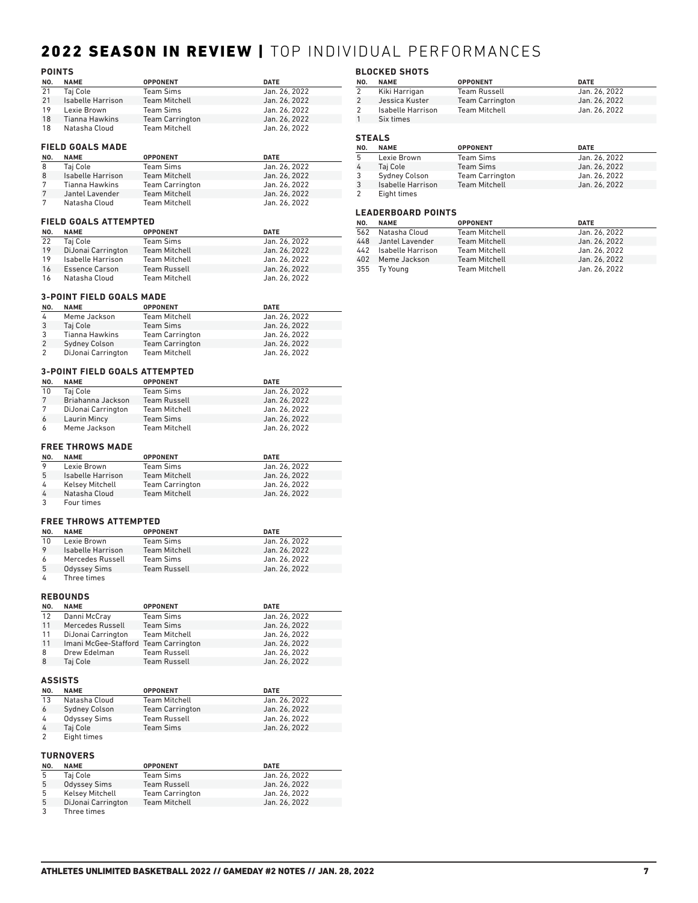# 2022 SEASON IN REVIEW | TOP INDIVIDUAL PERFORMANCES

### POINTS

| NO. | NAME | OPPONENT | DATE |
|---|---|---|---|
| 21 | Taj Cole | Team Sims | Jan. 26, 2022 |
| 21 | Isabelle Harrison | Team Mitchell | Jan. 26, 2022 |
| 19 | Lexie Brown | Team Sims | Jan. 26, 2022 |
| 18 | Tianna Hawkins | Team Carrington | Jan. 26, 2022 |
| 18 | Natasha Cloud | Team Mitchell | Jan. 26, 2022 |

### FIELD GOALS MADE

| NO. | NAME | OPPONENT | DATE |
|---|---|---|---|
| 8 | Taj Cole | Team Sims | Jan. 26, 2022 |
| 8 | Isabelle Harrison | Team Mitchell | Jan. 26, 2022 |
| 7 | Tianna Hawkins | Team Carrington | Jan. 26, 2022 |
| 7 | Jantel Lavender | Team Mitchell | Jan. 26, 2022 |
| 7 | Natasha Cloud | Team Mitchell | Jan. 26, 2022 |

### FIELD GOALS ATTEMPTED

| NO. | NAME | OPPONENT | DATE |
|---|---|---|---|
| 22 | Taj Cole | Team Sims | Jan. 26, 2022 |
| 19 | DiJonai Carrington | Team Mitchell | Jan. 26, 2022 |
| 19 | Isabelle Harrison | Team Mitchell | Jan. 26, 2022 |
| 16 | Essence Carson | Team Russell | Jan. 26, 2022 |
| 16 | Natasha Cloud | Team Mitchell | Jan. 26, 2022 |

### 3-POINT FIELD GOALS MADE

| NO. | NAME | OPPONENT | DATE |
|---|---|---|---|
| 4 | Meme Jackson | Team Mitchell | Jan. 26, 2022 |
| 3 | Taj Cole | Team Sims | Jan. 26, 2022 |
| 3 | Tianna Hawkins | Team Carrington | Jan. 26, 2022 |
| 2 | Sydney Colson | Team Carrington | Jan. 26, 2022 |
| 2 | DiJonai Carrington | Team Mitchell | Jan. 26, 2022 |

### 3-POINT FIELD GOALS ATTEMPTED

| NO. | NAME | OPPONENT | DATE |
|---|---|---|---|
| 10 | Taj Cole | Team Sims | Jan. 26, 2022 |
| 7 | Briahanna Jackson | Team Russell | Jan. 26, 2022 |
| 7 | DiJonai Carrington | Team Mitchell | Jan. 26, 2022 |
| 6 | Laurin Mincy | Team Sims | Jan. 26, 2022 |
| 6 | Meme Jackson | Team Mitchell | Jan. 26, 2022 |

### FREE THROWS MADE

| NO. | NAME | OPPONENT | DATE |
|---|---|---|---|
| 9 | Lexie Brown | Team Sims | Jan. 26, 2022 |
| 5 | Isabelle Harrison | Team Mitchell | Jan. 26, 2022 |
| 4 | Kelsey Mitchell | Team Carrington | Jan. 26, 2022 |
| 4 | Natasha Cloud | Team Mitchell | Jan. 26, 2022 |
| 3 | Four times | | |

### FREE THROWS ATTEMPTED

| NO. | NAME | OPPONENT | DATE |
|---|---|---|---|
| 10 | Lexie Brown | Team Sims | Jan. 26, 2022 |
| 9 | Isabelle Harrison | Team Mitchell | Jan. 26, 2022 |
| 6 | Mercedes Russell | Team Sims | Jan. 26, 2022 |
| 5 | Odyssey Sims | Team Russell | Jan. 26, 2022 |
| 4 | Three times | | |

### REBOUNDS

| NO. | NAME | OPPONENT | DATE |
|---|---|---|---|
| 12 | Danni McCray | Team Sims | Jan. 26, 2022 |
| 11 | Mercedes Russell | Team Sims | Jan. 26, 2022 |
| 11 | DiJonai Carrington | Team Mitchell | Jan. 26, 2022 |
| 11 | Imani McGee-Stafford | Team Carrington | Jan. 26, 2022 |
| 8 | Drew Edelman | Team Russell | Jan. 26, 2022 |
| 8 | Taj Cole | Team Russell | Jan. 26, 2022 |

### ASSISTS

| NO. | NAME | OPPONENT | DATE |
|---|---|---|---|
| 13 | Natasha Cloud | Team Mitchell | Jan. 26, 2022 |
| 6 | Sydney Colson | Team Carrington | Jan. 26, 2022 |
| 4 | Odyssey Sims | Team Russell | Jan. 26, 2022 |
| 4 | Taj Cole | Team Sims | Jan. 26, 2022 |
| 2 | Eight times | | |

### TURNOVERS

| NO. | NAME | OPPONENT | DATE |
|---|---|---|---|
| 5 | Taj Cole | Team Sims | Jan. 26, 2022 |
| 5 | Odyssey Sims | Team Russell | Jan. 26, 2022 |
| 5 | Kelsey Mitchell | Team Carrington | Jan. 26, 2022 |
| 5 | DiJonai Carrington | Team Mitchell | Jan. 26, 2022 |
| 3 | Three times | | |

### BLOCKED SHOTS

| NO. | NAME | OPPONENT | DATE |
|---|---|---|---|
| 2 | Kiki Harrigan | Team Russell | Jan. 26, 2022 |
| 2 | Jessica Kuster | Team Carrington | Jan. 26, 2022 |
| 2 | Isabelle Harrison | Team Mitchell | Jan. 26, 2022 |
| 1 | Six times | | |

### STEALS

| NO. | NAME | OPPONENT | DATE |
|---|---|---|---|
| 5 | Lexie Brown | Team Sims | Jan. 26, 2022 |
| 4 | Taj Cole | Team Sims | Jan. 26, 2022 |
| 3 | Sydney Colson | Team Carrington | Jan. 26, 2022 |
| 3 | Isabelle Harrison | Team Mitchell | Jan. 26, 2022 |
| 2 | Eight times | | |

### LEADERBOARD POINTS

| NO. | NAME | OPPONENT | DATE |
|---|---|---|---|
| 562 | Natasha Cloud | Team Mitchell | Jan. 26, 2022 |
| 448 | Jantel Lavender | Team Mitchell | Jan. 26, 2022 |
| 442 | Isabelle Harrison | Team Mitchell | Jan. 26, 2022 |
| 402 | Meme Jackson | Team Mitchell | Jan. 26, 2022 |
| 355 | Ty Young | Team Mitchell | Jan. 26, 2022 |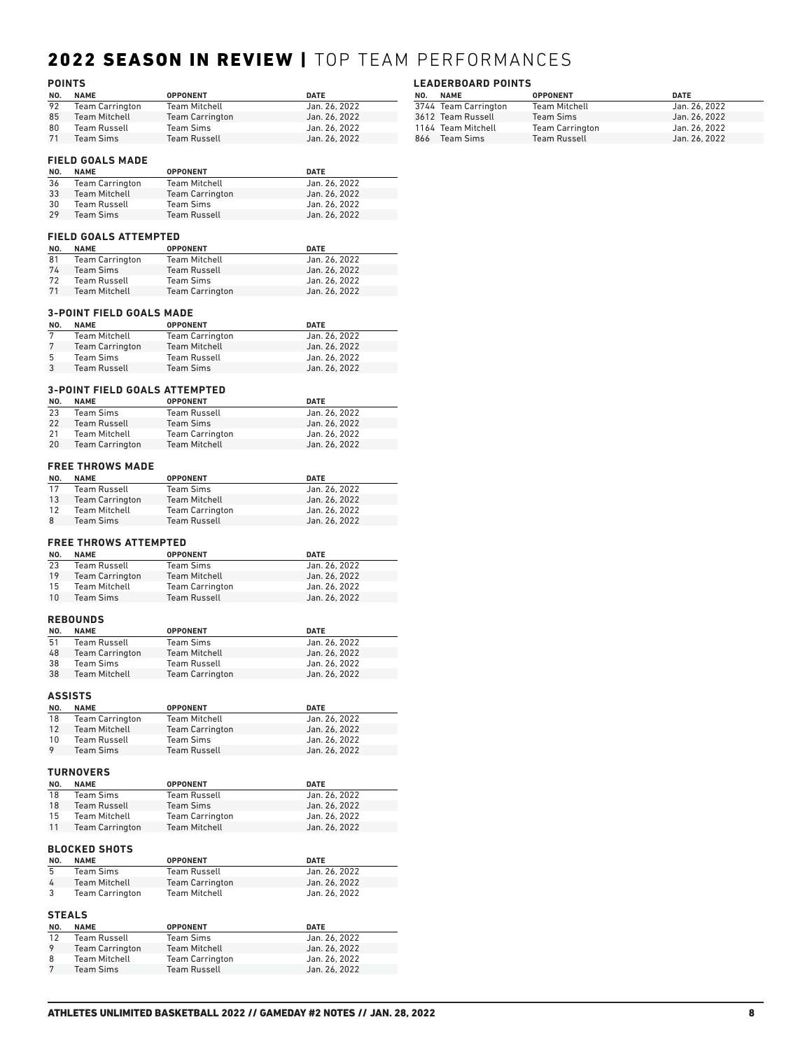# 2022 SEASON IN REVIEW | TOP TEAM PERFORMANCES

## POINTS

| NO. | NAME | OPPONENT | DATE |
|---|---|---|---|
| 92 | Team Carrington | Team Mitchell | Jan. 26, 2022 |
| 85 | Team Mitchell | Team Carrington | Jan. 26, 2022 |
| 80 | Team Russell | Team Sims | Jan. 26, 2022 |
| 71 | Team Sims | Team Russell | Jan. 26, 2022 |

## FIELD GOALS MADE

| NO. | NAME | OPPONENT | DATE |
|---|---|---|---|
| 36 | Team Carrington | Team Mitchell | Jan. 26, 2022 |
| 33 | Team Mitchell | Team Carrington | Jan. 26, 2022 |
| 30 | Team Russell | Team Sims | Jan. 26, 2022 |
| 29 | Team Sims | Team Russell | Jan. 26, 2022 |

## FIELD GOALS ATTEMPTED

| NO. | NAME | OPPONENT | DATE |
|---|---|---|---|
| 81 | Team Carrington | Team Mitchell | Jan. 26, 2022 |
| 74 | Team Sims | Team Russell | Jan. 26, 2022 |
| 72 | Team Russell | Team Sims | Jan. 26, 2022 |
| 71 | Team Mitchell | Team Carrington | Jan. 26, 2022 |

## 3-POINT FIELD GOALS MADE

| NO. | NAME | OPPONENT | DATE |
|---|---|---|---|
| 7 | Team Mitchell | Team Carrington | Jan. 26, 2022 |
| 7 | Team Carrington | Team Mitchell | Jan. 26, 2022 |
| 5 | Team Sims | Team Russell | Jan. 26, 2022 |
| 3 | Team Russell | Team Sims | Jan. 26, 2022 |

## 3-POINT FIELD GOALS ATTEMPTED

| NO. | NAME | OPPONENT | DATE |
|---|---|---|---|
| 23 | Team Sims | Team Russell | Jan. 26, 2022 |
| 22 | Team Russell | Team Sims | Jan. 26, 2022 |
| 21 | Team Mitchell | Team Carrington | Jan. 26, 2022 |
| 20 | Team Carrington | Team Mitchell | Jan. 26, 2022 |

## FREE THROWS MADE

| NO. | NAME | OPPONENT | DATE |
|---|---|---|---|
| 17 | Team Russell | Team Sims | Jan. 26, 2022 |
| 13 | Team Carrington | Team Mitchell | Jan. 26, 2022 |
| 12 | Team Mitchell | Team Carrington | Jan. 26, 2022 |
| 8 | Team Sims | Team Russell | Jan. 26, 2022 |

## FREE THROWS ATTEMPTED

| NO. | NAME | OPPONENT | DATE |
|---|---|---|---|
| 23 | Team Russell | Team Sims | Jan. 26, 2022 |
| 19 | Team Carrington | Team Mitchell | Jan. 26, 2022 |
| 15 | Team Mitchell | Team Carrington | Jan. 26, 2022 |
| 10 | Team Sims | Team Russell | Jan. 26, 2022 |

## REBOUNDS

| NO. | NAME | OPPONENT | DATE |
|---|---|---|---|
| 51 | Team Russell | Team Sims | Jan. 26, 2022 |
| 48 | Team Carrington | Team Mitchell | Jan. 26, 2022 |
| 38 | Team Sims | Team Russell | Jan. 26, 2022 |
| 38 | Team Mitchell | Team Carrington | Jan. 26, 2022 |

## ASSISTS

| NO. | NAME | OPPONENT | DATE |
|---|---|---|---|
| 18 | Team Carrington | Team Mitchell | Jan. 26, 2022 |
| 12 | Team Mitchell | Team Carrington | Jan. 26, 2022 |
| 10 | Team Russell | Team Sims | Jan. 26, 2022 |
| 9 | Team Sims | Team Russell | Jan. 26, 2022 |

## TURNOVERS

| NO. | NAME | OPPONENT | DATE |
|---|---|---|---|
| 18 | Team Sims | Team Russell | Jan. 26, 2022 |
| 18 | Team Russell | Team Sims | Jan. 26, 2022 |
| 15 | Team Mitchell | Team Carrington | Jan. 26, 2022 |
| 11 | Team Carrington | Team Mitchell | Jan. 26, 2022 |

## BLOCKED SHOTS

| NO. | NAME | OPPONENT | DATE |
|---|---|---|---|
| 5 | Team Sims | Team Russell | Jan. 26, 2022 |
| 4 | Team Mitchell | Team Carrington | Jan. 26, 2022 |
| 3 | Team Carrington | Team Mitchell | Jan. 26, 2022 |

## STEALS

| NO. | NAME | OPPONENT | DATE |
|---|---|---|---|
| 12 | Team Russell | Team Sims | Jan. 26, 2022 |
| 9 | Team Carrington | Team Mitchell | Jan. 26, 2022 |
| 8 | Team Mitchell | Team Carrington | Jan. 26, 2022 |
| 7 | Team Sims | Team Russell | Jan. 26, 2022 |

## LEADERBOARD POINTS

| NO. | NAME | OPPONENT | DATE |
|---|---|---|---|
| 3744 | Team Carrington | Team Mitchell | Jan. 26, 2022 |
| 3612 | Team Russell | Team Sims | Jan. 26, 2022 |
| 1164 | Team Mitchell | Team Carrington | Jan. 26, 2022 |
| 866 | Team Sims | Team Russell | Jan. 26, 2022 |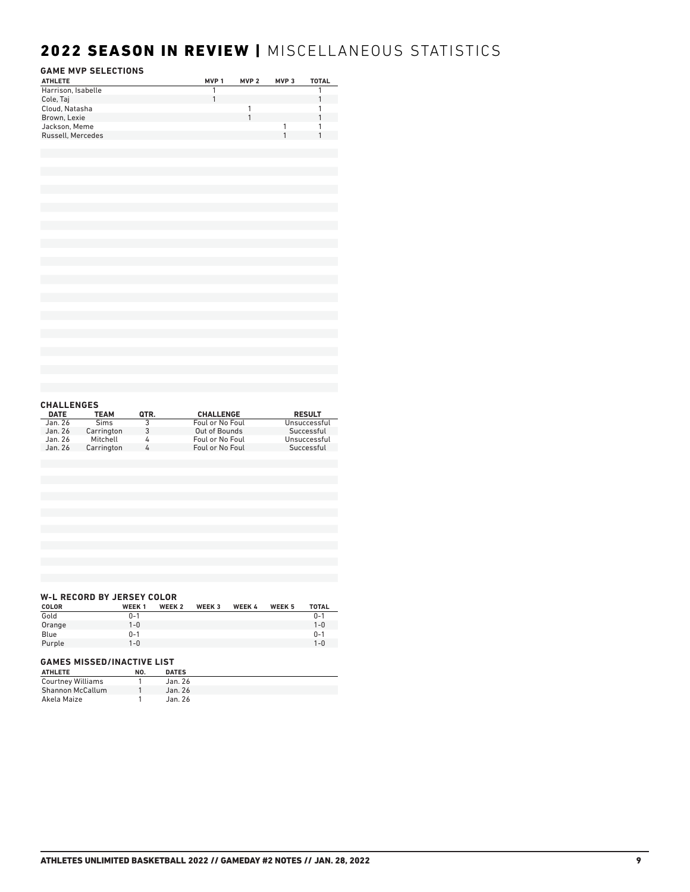# 2022 SEASON IN REVIEW | MISCELLANEOUS STATISTICS

### GAME MVP SELECTIONS

| ATHLETE | MVP 1 | MVP 2 | MVP 3 | TOTAL |
|---|---|---|---|---|
| Harrison, Isabelle | 1 | | | 1 |
| Cole, Taj | 1 | | | 1 |
| Cloud, Natasha | | 1 | | 1 |
| Brown, Lexie | | 1 | | 1 |
| Jackson, Meme | | | 1 | 1 |
| Russell, Mercedes | | | 1 | 1 |

### CHALLENGES

| DATE | TEAM | QTR. | CHALLENGE | RESULT |
|---|---|---|---|---|
| Jan. 26 | Sims | 3 | Foul or No Foul | Unsuccessful |
| Jan. 26 | Carrington | 3 | Out of Bounds | Successful |
| Jan. 26 | Mitchell | 4 | Foul or No Foul | Unsuccessful |
| Jan. 26 | Carrington | 4 | Foul or No Foul | Successful |

### W-L RECORD BY JERSEY COLOR

| COLOR | WEEK 1 | WEEK 2 | WEEK 3 | WEEK 4 | WEEK 5 | TOTAL |
|---|---|---|---|---|---|---|
| Gold | 0-1 | | | | | 0-1 |
| Orange | 1-0 | | | | | 1-0 |
| Blue | 0-1 | | | | | 0-1 |
| Purple | 1-0 | | | | | 1-0 |

### GAMES MISSED/INACTIVE LIST

| ATHLETE | NO. | DATES |
|---|---|---|
| Courtney Williams | 1 | Jan. 26 |
| Shannon McCallum | 1 | Jan. 26 |
| Akela Maize | 1 | Jan. 26 |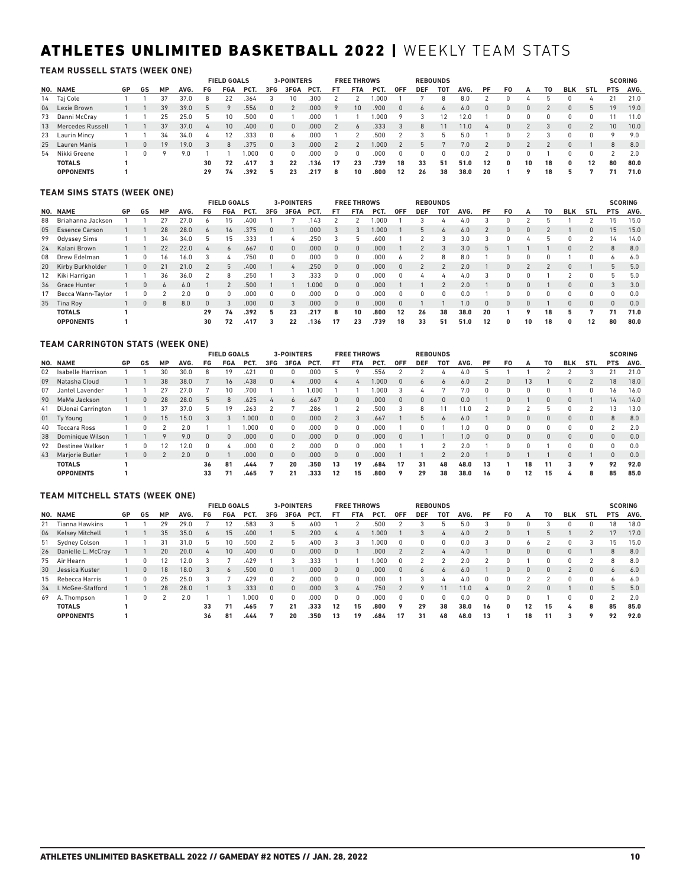# ATHLETES UNLIMITED BASKETBALL 2022 | WEEKLY TEAM STATS

### TEAM RUSSELL STATS (WEEK ONE)

| | | | | | | FIELD GOALS | | | 3-POINTERS | | | FREE THROWS | | | REBOUNDS | | | | | | | | | | | SCORING | |
|---|---|---|---|---|---|---|---|---|---|---|---|---|---|---|---|---|---|---|---|---|---|---|---|---|---|---|---|
| NO. | NAME | GP | GS | MP | AVG. | FG | FGA | PCT. | 3FG | 3FGA | PCT. | FT | FTA | PCT. | OFF | DEF | TOT | AVG. | PF | FO | A | TO | BLK | STL | PTS | AVG. |
| 14 | Taj Cole | 1 | 1 | 37 | 37.0 | 8 | 22 | .364 | 3 | 10 | .300 | 2 | 2 | 1.000 | 1 | 7 | 8 | 8.0 | 2 | 0 | 4 | 5 | 0 | 4 | 21 | 21.0 |
| 04 | Lexie Brown | 1 | 1 | 39 | 39.0 | 5 | 9 | .556 | 0 | 2 | .000 | 9 | 10 | .900 | 0 | 6 | 6 | 6.0 | 0 | 0 | 0 | 2 | 0 | 5 | 19 | 19.0 |
| 73 | Danni McCray | 1 | 1 | 25 | 25.0 | 5 | 10 | .500 | 0 | 1 | .000 | 1 | 1 | 1.000 | 9 | 3 | 12 | 12.0 | 1 | 0 | 0 | 0 | 0 | 0 | 11 | 11.0 |
| 13 | Mercedes Russell | 1 | 1 | 37 | 37.0 | 4 | 10 | .400 | 0 | 0 | .000 | 2 | 6 | .333 | 3 | 8 | 11 | 11.0 | 4 | 0 | 2 | 3 | 0 | 2 | 10 | 10.0 |
| 23 | Laurin Mincy | 1 | 1 | 34 | 34.0 | 4 | 12 | .333 | 0 | 6 | .000 | 1 | 2 | .500 | 2 | 3 | 5 | 5.0 | 1 | 0 | 2 | 3 | 0 | 0 | 9 | 9.0 |
| 25 | Lauren Manis | 1 | 0 | 19 | 19.0 | 3 | 8 | .375 | 0 | 3 | .000 | 2 | 2 | 1.000 | 2 | 5 | 7 | 7.0 | 2 | 0 | 2 | 2 | 0 | 1 | 8 | 8.0 |
| 54 | Nikki Greene | 1 | 0 | 9 | 9.0 | 1 | 1 | 1.000 | 0 | 0 | .000 | 0 | 0 | .000 | 0 | 0 | 0 | 0.0 | 2 | 0 | 0 | 1 | 0 | 0 | 2 | 2.0 |
| | **TOTALS** | **1** | | | | **30** | **72** | **.417** | **3** | **22** | **.136** | **17** | **23** | **.739** | **18** | **33** | **51** | **51.0** | **12** | **0** | **10** | **18** | **0** | **12** | **80** | **80.0** |
| | **OPPONENTS** | **1** | | | | **29** | **74** | **.392** | **5** | **23** | **.217** | **8** | **10** | **.800** | **12** | **26** | **38** | **38.0** | **20** | **1** | **9** | **18** | **5** | **7** | **71** | **71.0** |

### TEAM SIMS STATS (WEEK ONE)

| | | | | | | FIELD GOALS | | | 3-POINTERS | | | FREE THROWS | | | REBOUNDS | | | | | | | | | | | SCORING | |
|---|---|---|---|---|---|---|---|---|---|---|---|---|---|---|---|---|---|---|---|---|---|---|---|---|---|---|---|
| NO. | NAME | GP | GS | MP | AVG. | FG | FGA | PCT. | 3FG | 3FGA | PCT. | FT | FTA | PCT. | OFF | DEF | TOT | AVG. | PF | FO | A | TO | BLK | STL | PTS | AVG. |
| 88 | Briahanna Jackson | 1 | 1 | 27 | 27.0 | 6 | 15 | .400 | 1 | 7 | .143 | 2 | 2 | 1.000 | 1 | 3 | 4 | 4.0 | 3 | 0 | 2 | 5 | 1 | 2 | 15 | 15.0 |
| 05 | Essence Carson | 1 | 1 | 28 | 28.0 | 6 | 16 | .375 | 0 | 1 | .000 | 3 | 3 | 1.000 | 1 | 5 | 6 | 6.0 | 2 | 0 | 0 | 2 | 1 | 0 | 15 | 15.0 |
| 99 | Odyssey Sims | 1 | 1 | 34 | 34.0 | 5 | 15 | .333 | 1 | 4 | .250 | 3 | 5 | .600 | 1 | 2 | 3 | 3.0 | 3 | 0 | 4 | 5 | 0 | 2 | 14 | 14.0 |
| 24 | Kalani Brown | 1 | 1 | 22 | 22.0 | 4 | 6 | .667 | 0 | 0 | .000 | 0 | 0 | .000 | 1 | 2 | 3 | 3.0 | 5 | 1 | 1 | 1 | 0 | 2 | 8 | 8.0 |
| 08 | Drew Edelman | 1 | 0 | 16 | 16.0 | 3 | 4 | .750 | 0 | 0 | .000 | 0 | 0 | .000 | 6 | 2 | 8 | 8.0 | 1 | 0 | 0 | 0 | 1 | 0 | 6 | 6.0 |
| 20 | Kirby Burkholder | 1 | 0 | 21 | 21.0 | 2 | 5 | .400 | 1 | 4 | .250 | 0 | 0 | .000 | 0 | 2 | 2 | 2.0 | 1 | 0 | 2 | 2 | 0 | 1 | 5 | 5.0 |
| 12 | Kiki Harrigan | 1 | 1 | 36 | 36.0 | 2 | 8 | .250 | 1 | 3 | .333 | 0 | 0 | .000 | 0 | 4 | 4 | 4.0 | 3 | 0 | 0 | 1 | 2 | 0 | 5 | 5.0 |
| 36 | Grace Hunter | 1 | 0 | 6 | 6.0 | 1 | 2 | .500 | 1 | 1 | 1.000 | 0 | 0 | .000 | 1 | 1 | 2 | 2.0 | 1 | 0 | 0 | 1 | 0 | 0 | 3 | 3.0 |
| 17 | Becca Wann-Taylor | 1 | 0 | 2 | 2.0 | 0 | 0 | .000 | 0 | 0 | .000 | 0 | 0 | .000 | 0 | 0 | 0 | 0.0 | 1 | 0 | 0 | 0 | 0 | 0 | 0 | 0.0 |
| 35 | Tina Roy | 1 | 0 | 8 | 8.0 | 0 | 3 | .000 | 0 | 3 | .000 | 0 | 0 | .000 | 0 | 1 | 1 | 1.0 | 0 | 0 | 0 | 1 | 0 | 0 | 0 | 0.0 |
| | **TOTALS** | **1** | | | | **29** | **74** | **.392** | **5** | **23** | **.217** | **8** | **10** | **.800** | **12** | **26** | **38** | **38.0** | **20** | **1** | **9** | **18** | **5** | **7** | **71** | **71.0** |
| | **OPPONENTS** | **1** | | | | **30** | **72** | **.417** | **3** | **22** | **.136** | **17** | **23** | **.739** | **18** | **33** | **51** | **51.0** | **12** | **0** | **10** | **18** | **0** | **12** | **80** | **80.0** |

### TEAM CARRINGTON STATS (WEEK ONE)

| | | | | | | FIELD GOALS | | | 3-POINTERS | | | FREE THROWS | | | REBOUNDS | | | | | | | | | | | SCORING | |
|---|---|---|---|---|---|---|---|---|---|---|---|---|---|---|---|---|---|---|---|---|---|---|---|---|---|---|---|
| NO. | NAME | GP | GS | MP | AVG. | FG | FGA | PCT. | 3FG | 3FGA | PCT. | FT | FTA | PCT. | OFF | DEF | TOT | AVG. | PF | FO | A | TO | BLK | STL | PTS | AVG. |
| 02 | Isabelle Harrison | 1 | 1 | 30 | 30.0 | 8 | 19 | .421 | 0 | 0 | .000 | 5 | 9 | .556 | 2 | 2 | 4 | 4.0 | 5 | 1 | 1 | 2 | 2 | 3 | 21 | 21.0 |
| 09 | Natasha Cloud | 1 | 1 | 38 | 38.0 | 7 | 16 | .438 | 0 | 4 | .000 | 4 | 4 | 1.000 | 0 | 6 | 6 | 6.0 | 2 | 0 | 13 | 1 | 0 | 2 | 18 | 18.0 |
| 07 | Jantel Lavender | 1 | 1 | 27 | 27.0 | 7 | 10 | .700 | 1 | 1 | 1.000 | 1 | 1 | 1.000 | 3 | 4 | 7 | 7.0 | 0 | 0 | 0 | 0 | 1 | 0 | 16 | 16.0 |
| 90 | MeMe Jackson | 1 | 0 | 28 | 28.0 | 5 | 8 | .625 | 4 | 6 | .667 | 0 | 0 | .000 | 0 | 0 | 0 | 0.0 | 1 | 0 | 1 | 0 | 0 | 1 | 14 | 14.0 |
| 41 | DiJonai Carrington | 1 | 1 | 37 | 37.0 | 5 | 19 | .263 | 2 | 7 | .286 | 1 | 2 | .500 | 3 | 8 | 11 | 11.0 | 2 | 0 | 2 | 5 | 0 | 2 | 13 | 13.0 |
| 01 | Ty Young | 1 | 0 | 15 | 15.0 | 3 | 3 | 1.000 | 0 | 0 | .000 | 2 | 3 | .667 | 1 | 5 | 6 | 6.0 | 1 | 0 | 0 | 0 | 0 | 0 | 8 | 8.0 |
| 40 | Toccara Ross | 1 | 0 | 2 | 2.0 | 1 | 1 | 1.000 | 0 | 0 | .000 | 0 | 0 | .000 | 1 | 0 | 1 | 1.0 | 0 | 0 | 0 | 0 | 0 | 0 | 2 | 2.0 |
| 38 | Dominique Wilson | 1 | 1 | 9 | 9.0 | 0 | 0 | .000 | 0 | 0 | .000 | 0 | 0 | .000 | 0 | 1 | 1 | 1.0 | 0 | 0 | 0 | 0 | 0 | 0 | 0 | 0.0 |
| 92 | Destinee Walker | 1 | 0 | 12 | 12.0 | 0 | 4 | .000 | 0 | 2 | .000 | 0 | 0 | .000 | 1 | 1 | 2 | 2.0 | 1 | 0 | 0 | 1 | 0 | 0 | 0 | 0.0 |
| 43 | Marjorie Butler | 1 | 0 | 2 | 2.0 | 0 | 1 | .000 | 0 | 0 | .000 | 0 | 0 | .000 | 1 | 1 | 2 | 2.0 | 1 | 0 | 1 | 1 | 0 | 1 | 0 | 0.0 |
| | **TOTALS** | **1** | | | | **36** | **81** | **.444** | **7** | **20** | **.350** | **13** | **19** | **.684** | **17** | **31** | **48** | **48.0** | **13** | **1** | **18** | **11** | **3** | **9** | **92** | **92.0** |
| | **OPPONENTS** | **1** | | | | **33** | **71** | **.465** | **7** | **21** | **.333** | **12** | **15** | **.800** | **9** | **29** | **38** | **38.0** | **16** | **0** | **12** | **15** | **4** | **8** | **85** | **85.0** |

### TEAM MITCHELL STATS (WEEK ONE)

| | | | | | | FIELD GOALS | | | 3-POINTERS | | | FREE THROWS | | | REBOUNDS | | | | | | | | | | | SCORING | |
|---|---|---|---|---|---|---|---|---|---|---|---|---|---|---|---|---|---|---|---|---|---|---|---|---|---|---|---|
| NO. | NAME | GP | GS | MP | AVG. | FG | FGA | PCT. | 3FG | 3FGA | PCT. | FT | FTA | PCT. | OFF | DEF | TOT | AVG. | PF | FO | A | TO | BLK | STL | PTS | AVG. |
| 21 | Tianna Hawkins | 1 | 1 | 29 | 29.0 | 7 | 12 | .583 | 3 | 5 | .600 | 1 | 2 | .500 | 2 | 3 | 5 | 5.0 | 3 | 0 | 0 | 3 | 0 | 0 | 18 | 18.0 |
| 06 | Kelsey Mitchell | 1 | 1 | 35 | 35.0 | 6 | 15 | .400 | 1 | 5 | .200 | 4 | 4 | 1.000 | 1 | 3 | 4 | 4.0 | 2 | 0 | 1 | 5 | 1 | 2 | 17 | 17.0 |
| 51 | Sydney Colson | 1 | 1 | 31 | 31.0 | 5 | 10 | .500 | 2 | 5 | .400 | 3 | 3 | 1.000 | 0 | 0 | 0 | 0.0 | 3 | 0 | 6 | 2 | 0 | 3 | 15 | 15.0 |
| 26 | Danielle L. McCray | 1 | 1 | 20 | 20.0 | 4 | 10 | .400 | 0 | 0 | .000 | 0 | 1 | .000 | 2 | 2 | 4 | 4.0 | 1 | 0 | 0 | 0 | 0 | 1 | 8 | 8.0 |
| 75 | Air Hearn | 1 | 0 | 12 | 12.0 | 3 | 7 | .429 | 1 | 3 | .333 | 1 | 1 | 1.000 | 0 | 2 | 2 | 2.0 | 2 | 0 | 1 | 0 | 0 | 2 | 8 | 8.0 |
| 30 | Jessica Kuster | 1 | 0 | 18 | 18.0 | 3 | 6 | .500 | 0 | 1 | .000 | 0 | 0 | .000 | 0 | 6 | 6 | 6.0 | 1 | 0 | 0 | 0 | 2 | 0 | 6 | 6.0 |
| 15 | Rebecca Harris | 1 | 0 | 25 | 25.0 | 3 | 7 | .429 | 0 | 2 | .000 | 0 | 0 | .000 | 1 | 3 | 4 | 4.0 | 0 | 0 | 2 | 2 | 0 | 0 | 6 | 6.0 |
| 34 | I. McGee-Stafford | 1 | 1 | 28 | 28.0 | 1 | 3 | .333 | 0 | 0 | .000 | 3 | 4 | .750 | 2 | 9 | 11 | 11.0 | 4 | 0 | 2 | 0 | 1 | 0 | 5 | 5.0 |
| 69 | A. Thompson | 1 | 0 | 2 | 2.0 | 1 | 1 | 1.000 | 0 | 0 | .000 | 0 | 0 | .000 | 0 | 0 | 0 | 0.0 | 0 | 0 | 0 | 1 | 0 | 0 | 2 | 2.0 |
| | **TOTALS** | **1** | | | | **33** | **71** | **.465** | **7** | **21** | **.333** | **12** | **15** | **.800** | **9** | **29** | **38** | **38.0** | **16** | **0** | **12** | **15** | **4** | **8** | **85** | **85.0** |
| | **OPPONENTS** | **1** | | | | **36** | **81** | **.444** | **7** | **20** | **.350** | **13** | **19** | **.684** | **17** | **31** | **48** | **48.0** | **13** | **1** | **18** | **11** | **3** | **9** | **92** | **92.0** |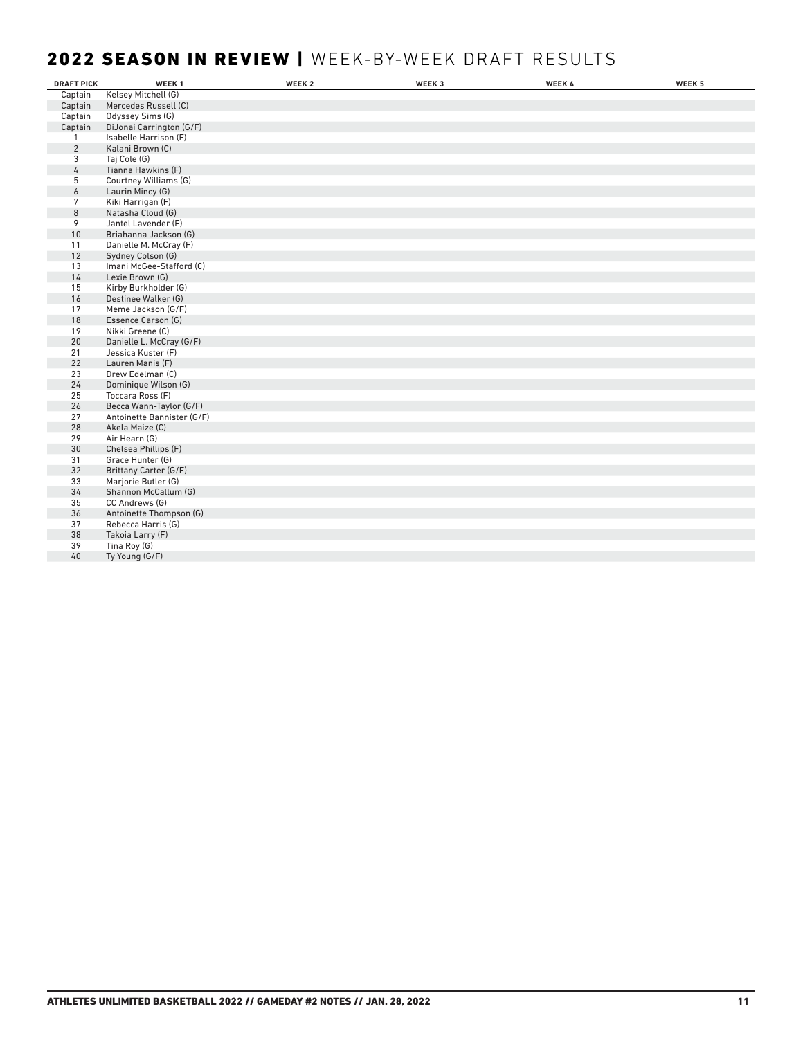## 2022 SEASON IN REVIEW | WEEK-BY-WEEK DRAFT RESULTS

| DRAFT PICK | WEEK 1 | WEEK 2 | WEEK 3 | WEEK 4 | WEEK 5 |
|---|---|---|---|---|---|
| Captain | Kelsey Mitchell (G) | | | | |
| Captain | Mercedes Russell (C) | | | | |
| Captain | Odyssey Sims (G) | | | | |
| Captain | DiJonai Carrington (G/F) | | | | |
| 1 | Isabelle Harrison (F) | | | | |
| 2 | Kalani Brown (C) | | | | |
| 3 | Taj Cole (G) | | | | |
| 4 | Tianna Hawkins (F) | | | | |
| 5 | Courtney Williams (G) | | | | |
| 6 | Laurin Mincy (G) | | | | |
| 7 | Kiki Harrigan (F) | | | | |
| 8 | Natasha Cloud (G) | | | | |
| 9 | Jantel Lavender (F) | | | | |
| 10 | Briahanna Jackson (G) | | | | |
| 11 | Danielle M. McCray (F) | | | | |
| 12 | Sydney Colson (G) | | | | |
| 13 | Imani McGee-Stafford (C) | | | | |
| 14 | Lexie Brown (G) | | | | |
| 15 | Kirby Burkholder (G) | | | | |
| 16 | Destinee Walker (G) | | | | |
| 17 | Meme Jackson (G/F) | | | | |
| 18 | Essence Carson (G) | | | | |
| 19 | Nikki Greene (C) | | | | |
| 20 | Danielle L. McCray (G/F) | | | | |
| 21 | Jessica Kuster (F) | | | | |
| 22 | Lauren Manis (F) | | | | |
| 23 | Drew Edelman (C) | | | | |
| 24 | Dominique Wilson (G) | | | | |
| 25 | Toccara Ross (F) | | | | |
| 26 | Becca Wann-Taylor (G/F) | | | | |
| 27 | Antoinette Bannister (G/F) | | | | |
| 28 | Akela Maize (C) | | | | |
| 29 | Air Hearn (G) | | | | |
| 30 | Chelsea Phillips (F) | | | | |
| 31 | Grace Hunter (G) | | | | |
| 32 | Brittany Carter (G/F) | | | | |
| 33 | Marjorie Butler (G) | | | | |
| 34 | Shannon McCallum (G) | | | | |
| 35 | CC Andrews (G) | | | | |
| 36 | Antoinette Thompson (G) | | | | |
| 37 | Rebecca Harris (G) | | | | |
| 38 | Takoia Larry (F) | | | | |
| 39 | Tina Roy (G) | | | | |
| 40 | Ty Young (G/F) | | | | |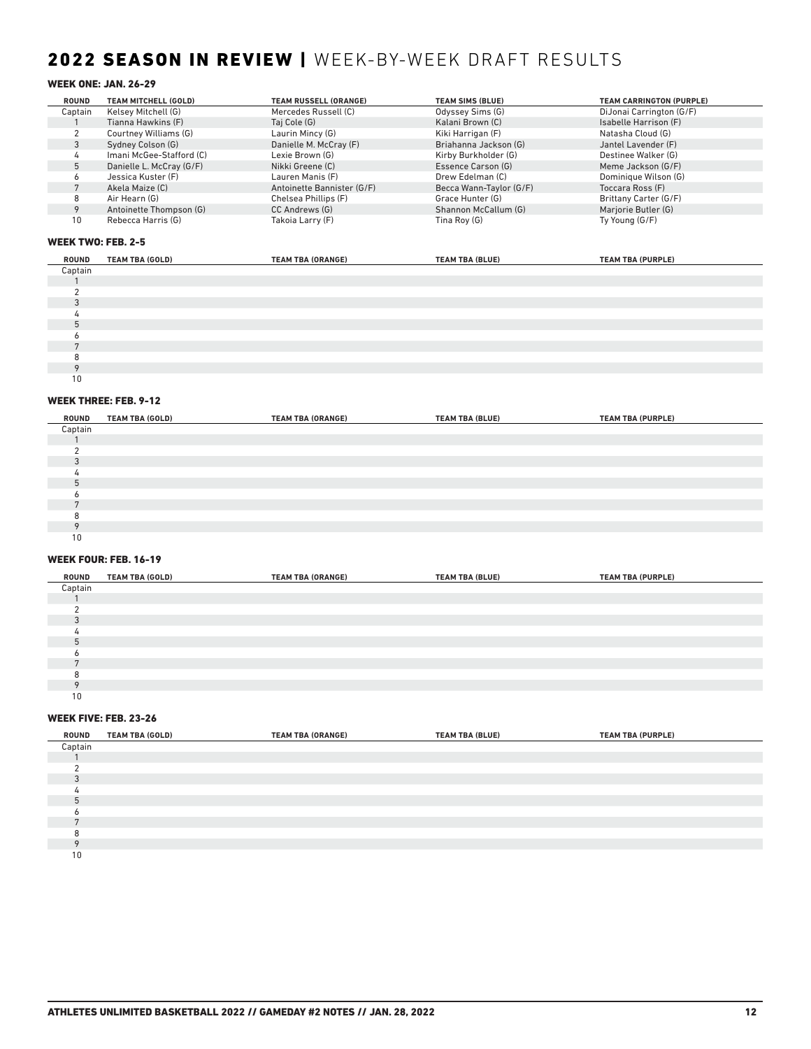# 2022 SEASON IN REVIEW | WEEK-BY-WEEK DRAFT RESULTS

### WEEK ONE: JAN. 26-29

| ROUND | TEAM MITCHELL (GOLD) | TEAM RUSSELL (ORANGE) | TEAM SIMS (BLUE) | TEAM CARRINGTON (PURPLE) |
|---|---|---|---|---|
| Captain | Kelsey Mitchell (G) | Mercedes Russell (C) | Odyssey Sims (G) | DiJonai Carrington (G/F) |
| 1 | Tianna Hawkins (F) | Taj Cole (G) | Kalani Brown (C) | Isabelle Harrison (F) |
| 2 | Courtney Williams (G) | Laurin Mincy (G) | Kiki Harrigan (F) | Natasha Cloud (G) |
| 3 | Sydney Colson (G) | Danielle M. McCray (F) | Briahanna Jackson (G) | Jantel Lavender (F) |
| 4 | Imani McGee-Stafford (C) | Lexie Brown (G) | Kirby Burkholder (G) | Destinee Walker (G) |
| 5 | Danielle L. McCray (G/F) | Nikki Greene (C) | Essence Carson (G) | Meme Jackson (G/F) |
| 6 | Jessica Kuster (F) | Lauren Manis (F) | Drew Edelman (C) | Dominique Wilson (G) |
| 7 | Akela Maize (C) | Antoinette Bannister (G/F) | Becca Wann-Taylor (G/F) | Toccara Ross (F) |
| 8 | Air Hearn (G) | Chelsea Phillips (F) | Grace Hunter (G) | Brittany Carter (G/F) |
| 9 | Antoinette Thompson (G) | CC Andrews (G) | Shannon McCallum (G) | Marjorie Butler (G) |
| 10 | Rebecca Harris (G) | Takoia Larry (F) | Tina Roy (G) | Ty Young (G/F) |

### WEEK TWO: FEB. 2-5

| ROUND | TEAM TBA (GOLD) | TEAM TBA (ORANGE) | TEAM TBA (BLUE) | TEAM TBA (PURPLE) |
|---|---|---|---|---|
| Captain | | | | |
| 1 | | | | |
| 2 | | | | |
| 3 | | | | |
| 4 | | | | |
| 5 | | | | |
| 6 | | | | |
| 7 | | | | |
| 8 | | | | |
| 9 | | | | |
| 10 | | | | |

### WEEK THREE: FEB. 9-12

| ROUND | TEAM TBA (GOLD) | TEAM TBA (ORANGE) | TEAM TBA (BLUE) | TEAM TBA (PURPLE) |
|---|---|---|---|---|
| Captain | | | | |
| 1 | | | | |
| 2 | | | | |
| 3 | | | | |
| 4 | | | | |
| 5 | | | | |
| 6 | | | | |
| 7 | | | | |
| 8 | | | | |
| 9 | | | | |
| 10 | | | | |

### WEEK FOUR: FEB. 16-19

| ROUND | TEAM TBA (GOLD) | TEAM TBA (ORANGE) | TEAM TBA (BLUE) | TEAM TBA (PURPLE) |
|---|---|---|---|---|
| Captain | | | | |
| 1 | | | | |
| 2 | | | | |
| 3 | | | | |
| 4 | | | | |
| 5 | | | | |
| 6 | | | | |
| 7 | | | | |
| 8 | | | | |
| 9 | | | | |
| 10 | | | | |

### WEEK FIVE: FEB. 23-26

| ROUND | TEAM TBA (GOLD) | TEAM TBA (ORANGE) | TEAM TBA (BLUE) | TEAM TBA (PURPLE) |
|---|---|---|---|---|
| Captain | | | | |
| 1 | | | | |
| 2 | | | | |
| 3 | | | | |
| 4 | | | | |
| 5 | | | | |
| 6 | | | | |
| 7 | | | | |
| 8 | | | | |
| 9 | | | | |
| 10 | | | | |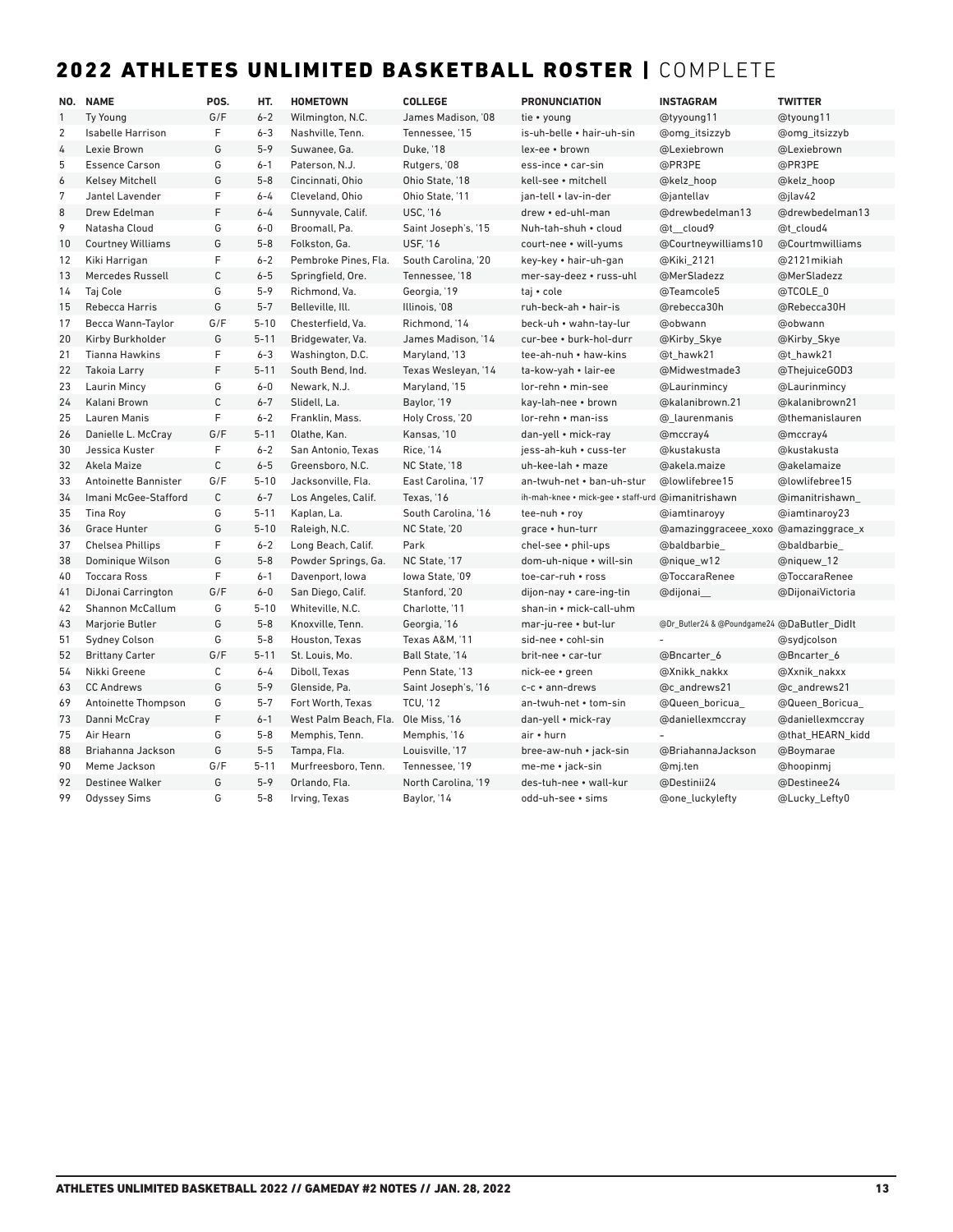# 2022 ATHLETES UNLIMITED BASKETBALL ROSTER | COMPLETE

| NO. | NAME | POS. | HT. | HOMETOWN | COLLEGE | PRONUNCIATION | INSTAGRAM | TWITTER |
|---|---|---|---|---|---|---|---|---|
| 1 | Ty Young | G/F | 6-2 | Wilmington, N.C. | James Madison, '08 | tie • young | @tyyoung11 | @tyoung11 |
| 2 | Isabelle Harrison | F | 6-3 | Nashville, Tenn. | Tennessee, '15 | is-uh-belle • hair-uh-sin | @omg_itsizzyb | @omg_itsizzyb |
| 4 | Lexie Brown | G | 5-9 | Suwanee, Ga. | Duke, '18 | lex-ee • brown | @Lexiebrown | @Lexiebrown |
| 5 | Essence Carson | G | 6-1 | Paterson, N.J. | Rutgers, '08 | ess-ince • car-sin | @PR3PE | @PR3PE |
| 6 | Kelsey Mitchell | G | 5-8 | Cincinnati, Ohio | Ohio State, '18 | kell-see • mitchell | @kelz_hoop | @kelz_hoop |
| 7 | Jantel Lavender | F | 6-4 | Cleveland, Ohio | Ohio State, '11 | jan-tell • lav-in-der | @jantellav | @jlav42 |
| 8 | Drew Edelman | F | 6-4 | Sunnyvale, Calif. | USC, '16 | drew • ed-uhl-man | @drewbedelman13 | @drewbedelman13 |
| 9 | Natasha Cloud | G | 6-0 | Broomall, Pa. | Saint Joseph's, '15 | Nuh-tah-shuh • cloud | @t__cloud9 | @t_cloud4 |
| 10 | Courtney Williams | G | 5-8 | Folkston, Ga. | USF, '16 | court-nee • will-yums | @Courtneywilliams10 | @Courtmwilliams |
| 12 | Kiki Harrigan | F | 6-2 | Pembroke Pines, Fla. | South Carolina, '20 | key-key • hair-uh-gan | @Kiki_2121 | @2121mikiah |
| 13 | Mercedes Russell | C | 6-5 | Springfield, Ore. | Tennessee, '18 | mer-say-deez • russ-uhl | @MerSladezz | @MerSladezz |
| 14 | Taj Cole | G | 5-9 | Richmond, Va. | Georgia, '19 | taj • cole | @Teamcole5 | @TCOLE_0 |
| 15 | Rebecca Harris | G | 5-7 | Belleville, Ill. | Illinois, '08 | ruh-beck-ah • hair-is | @rebecca30h | @Rebecca30H |
| 17 | Becca Wann-Taylor | G/F | 5-10 | Chesterfield, Va. | Richmond, '14 | beck-uh • wahn-tay-lur | @obwann | @obwann |
| 20 | Kirby Burkholder | G | 5-11 | Bridgewater, Va. | James Madison, '14 | cur-bee • burk-hol-durr | @Kirby_Skye | @Kirby_Skye |
| 21 | Tianna Hawkins | F | 6-3 | Washington, D.C. | Maryland, '13 | tee-ah-nuh • haw-kins | @t_hawk21 | @t_hawk21 |
| 22 | Takoia Larry | F | 5-11 | South Bend, Ind. | Texas Wesleyan, '14 | ta-kow-yah • lair-ee | @Midwestmade3 | @ThejuiceGOD3 |
| 23 | Laurin Mincy | G | 6-0 | Newark, N.J. | Maryland, '15 | lor-rehn • min-see | @Laurinmincy | @Laurinmincy |
| 24 | Kalani Brown | C | 6-7 | Slidell, La. | Baylor, '19 | kay-lah-nee • brown | @kalanibrown.21 | @kalanibrown21 |
| 25 | Lauren Manis | F | 6-2 | Franklin, Mass. | Holy Cross, '20 | lor-rehn • man-iss | @_laurenmanis | @themanislauren |
| 26 | Danielle L. McCray | G/F | 5-11 | Olathe, Kan. | Kansas, '10 | dan-yell • mick-ray | @mccray4 | @mccray4 |
| 30 | Jessica Kuster | F | 6-2 | San Antonio, Texas | Rice, '14 | jess-ah-kuh • cuss-ter | @kustakusta | @kustakusta |
| 32 | Akela Maize | C | 6-5 | Greensboro, N.C. | NC State, '18 | uh-kee-lah • maze | @akela.maize | @akelamaize |
| 33 | Antoinette Bannister | G/F | 5-10 | Jacksonville, Fla. | East Carolina, '17 | an-twuh-net • ban-uh-stur | @lowlifebree15 | @lowlifebree15 |
| 34 | Imani McGee-Stafford | C | 6-7 | Los Angeles, Calif. | Texas, '16 | ih-mah-knee • mick-gee • staff-urd | @imanitrishawn | @imanitrishawn_ |
| 35 | Tina Roy | G | 5-11 | Kaplan, La. | South Carolina, '16 | tee-nuh • roy | @iamtinaroyy | @iamtinaroy23 |
| 36 | Grace Hunter | G | 5-10 | Raleigh, N.C. | NC State, '20 | grace • hun-turr | @amazinggraceee_xoxo | @amazinggrace_x |
| 37 | Chelsea Phillips | F | 6-2 | Long Beach, Calif. | Park | chel-see • phil-ups | @baldbarbie_ | @baldbarbie_ |
| 38 | Dominique Wilson | G | 5-8 | Powder Springs, Ga. | NC State, '17 | dom-uh-nique • will-sin | @nique_w12 | @niquew_12 |
| 40 | Toccara Ross | F | 6-1 | Davenport, Iowa | Iowa State, '09 | toe-car-ruh • ross | @ToccaraRenee | @ToccaraRenee |
| 41 | DiJonai Carrington | G/F | 6-0 | San Diego, Calif. | Stanford, '20 | dijon-nay • care-ing-tin | @dijonai__ | @DijonaiVictoria |
| 42 | Shannon McCallum | G | 5-10 | Whiteville, N.C. | Charlotte, '11 | shan-in • mick-call-uhm | | |
| 43 | Marjorie Butler | G | 5-8 | Knoxville, Tenn. | Georgia, '16 | mar-ju-ree • but-lur | @Dr_Butler24 & @Poundgame24 | @DaButler_DidIt |
| 51 | Sydney Colson | G | 5-8 | Houston, Texas | Texas A&M, '11 | sid-nee • cohl-sin | - | @sydjcolson |
| 52 | Brittany Carter | G/F | 5-11 | St. Louis, Mo. | Ball State, '14 | brit-nee • car-tur | @Bncarter_6 | @Bncarter_6 |
| 54 | Nikki Greene | C | 6-4 | Diboll, Texas | Penn State, '13 | nick-ee • green | @Xnikk_nakkx | @Xxnik_nakxx |
| 63 | CC Andrews | G | 5-9 | Glenside, Pa. | Saint Joseph's, '16 | c-c • ann-drews | @c_andrews21 | @c_andrews21 |
| 69 | Antoinette Thompson | G | 5-7 | Fort Worth, Texas | TCU, '12 | an-twuh-net • tom-sin | @Queen_boricua_ | @Queen_Boricua_ |
| 73 | Danni McCray | F | 6-1 | West Palm Beach, Fla. | Ole Miss, '16 | dan-yell • mick-ray | @daniellexmccray | @daniellexmccray |
| 75 | Air Hearn | G | 5-8 | Memphis, Tenn. | Memphis, '16 | air • hurn | - | @that_HEARN_kidd |
| 88 | Briahanna Jackson | G | 5-5 | Tampa, Fla. | Louisville, '17 | bree-aw-nuh • jack-sin | @BriahannaJackson | @Boymarae |
| 90 | Meme Jackson | G/F | 5-11 | Murfreesboro, Tenn. | Tennessee, '19 | me-me • jack-sin | @mj.ten | @hoopinmj |
| 92 | Destinee Walker | G | 5-9 | Orlando, Fla. | North Carolina, '19 | des-tuh-nee • wall-kur | @Destinii24 | @Destinee24 |
| 99 | Odyssey Sims | G | 5-8 | Irving, Texas | Baylor, '14 | odd-uh-see • sims | @one_luckylefty | @Lucky_Lefty0 |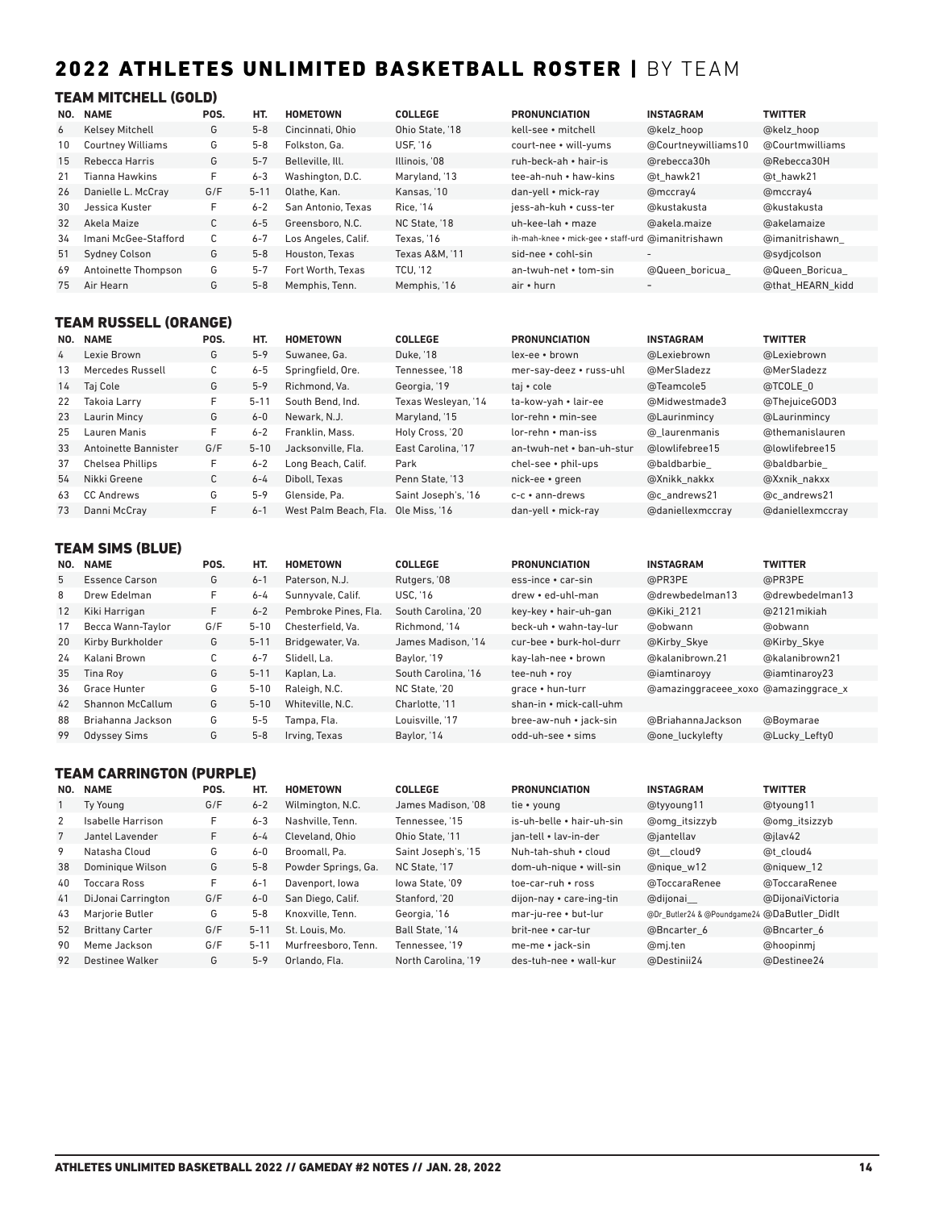# 2022 ATHLETES UNLIMITED BASKETBALL ROSTER | BY TEAM

## TEAM MITCHELL (GOLD)

| NO. | NAME | POS. | HT. | HOMETOWN | COLLEGE | PRONUNCIATION | INSTAGRAM | TWITTER |
|---|---|---|---|---|---|---|---|---|
| 6 | Kelsey Mitchell | G | 5-8 | Cincinnati, Ohio | Ohio State, '18 | kell-see • mitchell | @kelz_hoop | @kelz_hoop |
| 10 | Courtney Williams | G | 5-8 | Folkston, Ga. | USF, '16 | court-nee • will-yums | @Courtneywilliams10 | @Courtmwilliams |
| 15 | Rebecca Harris | G | 5-7 | Belleville, Ill. | Illinois, '08 | ruh-beck-ah • hair-is | @rebecca30h | @Rebecca30H |
| 21 | Tianna Hawkins | F | 6-3 | Washington, D.C. | Maryland, '13 | tee-ah-nuh • haw-kins | @t_hawk21 | @t_hawk21 |
| 26 | Danielle L. McCray | G/F | 5-11 | Olathe, Kan. | Kansas, '10 | dan-yell • mick-ray | @mccray4 | @mccray4 |
| 30 | Jessica Kuster | F | 6-2 | San Antonio, Texas | Rice, '14 | jess-ah-kuh • cuss-ter | @kustakusta | @kustakusta |
| 32 | Akela Maize | C | 6-5 | Greensboro, N.C. | NC State, '18 | uh-kee-lah • maze | @akela.maize | @akelamaize |
| 34 | Imani McGee-Stafford | C | 6-7 | Los Angeles, Calif. | Texas, '16 | ih-mah-knee • mick-gee • staff-urd | @imanitrishawn | @imanitrishawn_ |
| 51 | Sydney Colson | G | 5-8 | Houston, Texas | Texas A&M, '11 | sid-nee • cohl-sin | - | @sydjcolson |
| 69 | Antoinette Thompson | G | 5-7 | Fort Worth, Texas | TCU, '12 | an-twuh-net • tom-sin | @Queen_boricua_ | @Queen_Boricua_ |
| 75 | Air Hearn | G | 5-8 | Memphis, Tenn. | Memphis, '16 | air • hurn | - | @that_HEARN_kidd |

## TEAM RUSSELL (ORANGE)

| NO. | NAME | POS. | HT. | HOMETOWN | COLLEGE | PRONUNCIATION | INSTAGRAM | TWITTER |
|---|---|---|---|---|---|---|---|---|
| 4 | Lexie Brown | G | 5-9 | Suwanee, Ga. | Duke, '18 | lex-ee • brown | @Lexiebrown | @Lexiebrown |
| 13 | Mercedes Russell | C | 6-5 | Springfield, Ore. | Tennessee, '18 | mer-say-deez • russ-uhl | @MerSladezz | @MerSladezz |
| 14 | Taj Cole | G | 5-9 | Richmond, Va. | Georgia, '19 | taj • cole | @Teamcole5 | @TCOLE_0 |
| 22 | Takoia Larry | F | 5-11 | South Bend, Ind. | Texas Wesleyan, '14 | ta-kow-yah • lair-ee | @Midwestmade3 | @ThejuiceGOD3 |
| 23 | Laurin Mincy | G | 6-0 | Newark, N.J. | Maryland, '15 | lor-rehn • min-see | @Laurinmincy | @Laurinmincy |
| 25 | Lauren Manis | F | 6-2 | Franklin, Mass. | Holy Cross, '20 | lor-rehn • man-iss | @_laurenmanis | @themanislauren |
| 33 | Antoinette Bannister | G/F | 5-10 | Jacksonville, Fla. | East Carolina, '17 | an-twuh-net • ban-uh-stur | @lowlifebree15 | @lowlifebree15 |
| 37 | Chelsea Phillips | F | 6-2 | Long Beach, Calif. | Park | chel-see • phil-ups | @baldbarbie_ | @baldbarbie_ |
| 54 | Nikki Greene | C | 6-4 | Diboll, Texas | Penn State, '13 | nick-ee • green | @Xnikk_nakkx | @Xnikk_nakxx |
| 63 | CC Andrews | G | 5-9 | Glenside, Pa. | Saint Joseph's, '16 | c-c • ann-drews | @c_andrews21 | @c_andrews21 |
| 73 | Danni McCray | F | 6-1 | West Palm Beach, Fla. | Ole Miss, '16 | dan-yell • mick-ray | @daniellexmccray | @daniellexmccray |

## TEAM SIMS (BLUE)

| NO. | NAME | POS. | HT. | HOMETOWN | COLLEGE | PRONUNCIATION | INSTAGRAM | TWITTER |
|---|---|---|---|---|---|---|---|---|
| 5 | Essence Carson | G | 6-1 | Paterson, N.J. | Rutgers, '08 | ess-ince • car-sin | @PR3PE | @PR3PE |
| 8 | Drew Edelman | F | 6-4 | Sunnyvale, Calif. | USC, '16 | drew • ed-uhl-man | @drewbedelman13 | @drewbedelman13 |
| 12 | Kiki Harrigan | F | 6-2 | Pembroke Pines, Fla. | South Carolina, '20 | key-key • hair-uh-gan | @Kiki_2121 | @2121mikiah |
| 17 | Becca Wann-Taylor | G/F | 5-10 | Chesterfield, Va. | Richmond, '14 | beck-uh • wahn-tay-lur | @obwann | @obwann |
| 20 | Kirby Burkholder | G | 5-11 | Bridgewater, Va. | James Madison, '14 | cur-bee • burk-hol-durr | @Kirby_Skye | @Kirby_Skye |
| 24 | Kalani Brown | C | 6-7 | Slidell, La. | Baylor, '19 | kay-lah-nee • brown | @kalanibrown.21 | @kalanibrown21 |
| 35 | Tina Roy | G | 5-11 | Kaplan, La. | South Carolina, '16 | tee-nuh • roy | @iamtinaroyy | @iamtinaroy23 |
| 36 | Grace Hunter | G | 5-10 | Raleigh, N.C. | NC State, '20 | grace • hun-turr | @amazinggraceee_xoxo | @amazinggrace_x |
| 42 | Shannon McCallum | G | 5-10 | Whiteville, N.C. | Charlotte, '11 | shan-in • mick-call-uhm | | |
| 88 | Briahanna Jackson | G | 5-5 | Tampa, Fla. | Louisville, '17 | bree-aw-nuh • jack-sin | @BriahannaJackson | @Boymarae |
| 99 | Odyssey Sims | G | 5-8 | Irving, Texas | Baylor, '14 | odd-uh-see • sims | @one_luckylefty | @Lucky_Lefty0 |

## TEAM CARRINGTON (PURPLE)

| NO. | NAME | POS. | HT. | HOMETOWN | COLLEGE | PRONUNCIATION | INSTAGRAM | TWITTER |
|---|---|---|---|---|---|---|---|---|
| 1 | Ty Young | G/F | 6-2 | Wilmington, N.C. | James Madison, '08 | tie • young | @tyyoung11 | @tyoung11 |
| 2 | Isabelle Harrison | F | 6-3 | Nashville, Tenn. | Tennessee, '15 | is-uh-belle • hair-uh-sin | @omg_itsizzyb | @omg_itsizzyb |
| 7 | Jantel Lavender | F | 6-4 | Cleveland, Ohio | Ohio State, '11 | jan-tell • lav-in-der | @jantellav | @jlav42 |
| 9 | Natasha Cloud | G | 6-0 | Broomall, Pa. | Saint Joseph's, '15 | Nuh-tah-shuh • cloud | @t__cloud9 | @t_cloud4 |
| 38 | Dominique Wilson | G | 5-8 | Powder Springs, Ga. | NC State, '17 | dom-uh-nique • will-sin | @nique_w12 | @niquew_12 |
| 40 | Toccara Ross | F | 6-1 | Davenport, Iowa | Iowa State, '09 | toe-car-ruh • ross | @ToccaraRenee | @ToccaraRenee |
| 41 | DiJonai Carrington | G/F | 6-0 | San Diego, Calif. | Stanford, '20 | dijon-nay • care-ing-tin | @dijonai__ | @DijonaiVictoria |
| 43 | Marjorie Butler | G | 5-8 | Knoxville, Tenn. | Georgia, '16 | mar-ju-ree • but-lur | @Dr_Butler24 & @Poundgame24 | @DaButler_DidIt |
| 52 | Brittany Carter | G/F | 5-11 | St. Louis, Mo. | Ball State, '14 | brit-nee • car-tur | @Bncarter_6 | @Bncarter_6 |
| 90 | Meme Jackson | G/F | 5-11 | Murfreesboro, Tenn. | Tennessee, '19 | me-me • jack-sin | @mj.ten | @hoopinmj |
| 92 | Destinee Walker | G | 5-9 | Orlando, Fla. | North Carolina, '19 | des-tuh-nee • wall-kur | @Destinii24 | @Destinee24 |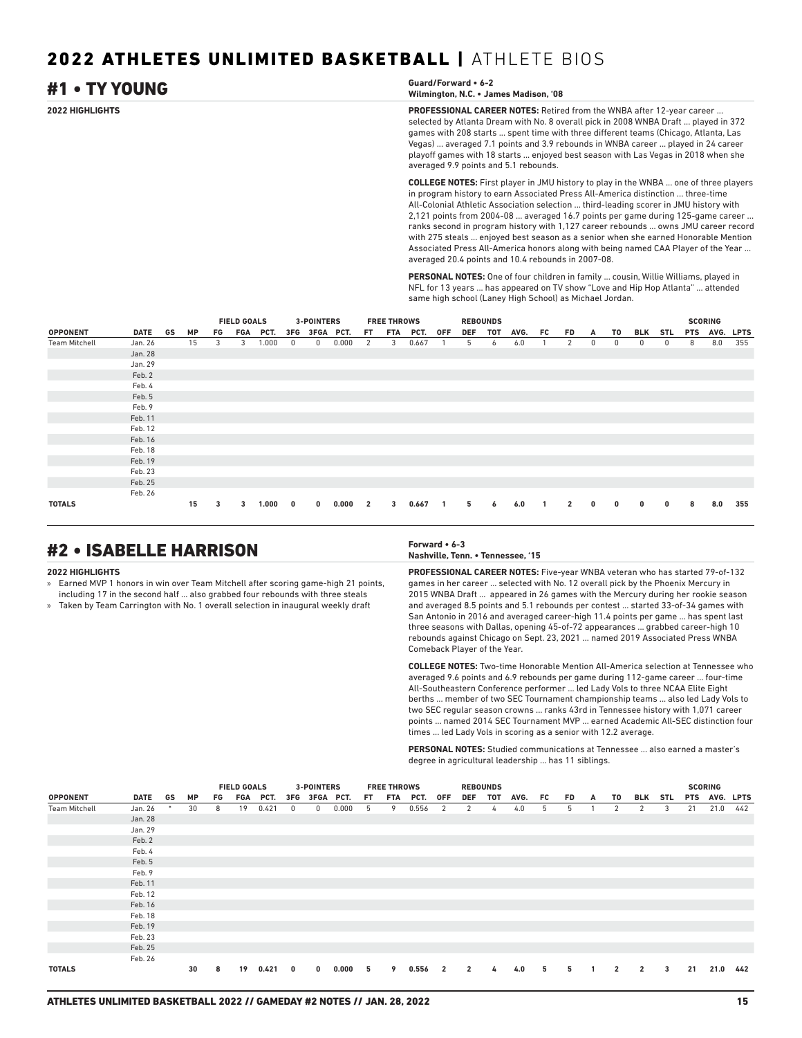# 2022 ATHLETES UNLIMITED BASKETBALL | ATHLETE BIOS

## #1 • TY YOUNG

**Guard/Forward • 6-2**
**Wilmington, N.C. • James Madison, '08**

**2022 HIGHLIGHTS**

**PROFESSIONAL CAREER NOTES:** Retired from the WNBA after 12-year career ... selected by Atlanta Dream with No. 8 overall pick in 2008 WNBA Draft ... played in 372 games with 208 starts ... spent time with three different teams (Chicago, Atlanta, Las Vegas) ... averaged 7.1 points and 3.9 rebounds in WNBA career ... played in 24 career playoff games with 18 starts ... enjoyed best season with Las Vegas in 2018 when she averaged 9.9 points and 5.1 rebounds.

**COLLEGE NOTES:** First player in JMU history to play in the WNBA ... one of three players in program history to earn Associated Press All-America distinction ... three-time All-Colonial Athletic Association selection ... third-leading scorer in JMU history with 2,121 points from 2004-08 ... averaged 16.7 points per game during 125-game career ... ranks second in program history with 1,127 career rebounds ... owns JMU career record with 275 steals ... enjoyed best season as a senior when she earned Honorable Mention Associated Press All-America honors along with being named CAA Player of the Year ... averaged 20.4 points and 10.4 rebounds in 2007-08.

**PERSONAL NOTES:** One of four children in family ... cousin, Willie Williams, played in NFL for 13 years ... has appeared on TV show "Love and Hip Hop Atlanta" ... attended same high school (Laney High School) as Michael Jordan.

| | | | | FIELD GOALS | | | 3-POINTERS | | | FREE THROWS | | | REBOUNDS | | | | | | | | | | SCORING | | |
|---|---|---|---|---|---|---|---|---|---|---|---|---|---|---|---|---|---|---|---|---|---|---|---|---|---|
| **OPPONENT** | **DATE** | **GS** | **MP** | **FG** | **FGA** | **PCT.** | **3FG** | **3FGA** | **PCT.** | **FT** | **FTA** | **PCT.** | **OFF** | **DEF** | **TOT** | **AVG.** | **FC** | **FD** | **A** | **TO** | **BLK** | **STL** | **PTS** | **AVG.** | **LPTS** |
| Team Mitchell | Jan. 26 | | 15 | 3 | 3 | 1.000 | 0 | 0 | 0.000 | 2 | 3 | 0.667 | 1 | 5 | 6 | 6.0 | 1 | 2 | 0 | 0 | 0 | 0 | 8 | 8.0 | 355 |
| | Jan. 28 | | | | | | | | | | | | | | | | | | | | | | | | |
| | Jan. 29 | | | | | | | | | | | | | | | | | | | | | | | | |
| | Feb. 2 | | | | | | | | | | | | | | | | | | | | | | | | |
| | Feb. 4 | | | | | | | | | | | | | | | | | | | | | | | | |
| | Feb. 5 | | | | | | | | | | | | | | | | | | | | | | | | |
| | Feb. 9 | | | | | | | | | | | | | | | | | | | | | | | | |
| | Feb. 11 | | | | | | | | | | | | | | | | | | | | | | | | |
| | Feb. 12 | | | | | | | | | | | | | | | | | | | | | | | | |
| | Feb. 16 | | | | | | | | | | | | | | | | | | | | | | | | |
| | Feb. 18 | | | | | | | | | | | | | | | | | | | | | | | | |
| | Feb. 19 | | | | | | | | | | | | | | | | | | | | | | | | |
| | Feb. 23 | | | | | | | | | | | | | | | | | | | | | | | | |
| | Feb. 25 | | | | | | | | | | | | | | | | | | | | | | | | |
| | Feb. 26 | | | | | | | | | | | | | | | | | | | | | | | | |
| **TOTALS** | | | **15** | **3** | **3** | **1.000** | **0** | **0** | **0.000** | **2** | **3** | **0.667** | **1** | **5** | **6** | **6.0** | **1** | **2** | **0** | **0** | **0** | **0** | **8** | **8.0** | **355** |

## #2 • ISABELLE HARRISON

**Forward • 6-3**
**Nashville, Tenn. • Tennessee, '15**

**2022 HIGHLIGHTS**

- Earned MVP 1 honors in win over Team Mitchell after scoring game-high 21 points, including 17 in the second half ... also grabbed four rebounds with three steals
- Taken by Team Carrington with No. 1 overall selection in inaugural weekly draft

**PROFESSIONAL CAREER NOTES:** Five-year WNBA veteran who has started 79-of-132 games in her career ... selected with No. 12 overall pick by the Phoenix Mercury in 2015 WNBA Draft ... appeared in 26 games with the Mercury during her rookie season and averaged 8.5 points and 5.1 rebounds per contest ... started 33-of-34 games with San Antonio in 2016 and averaged career-high 11.4 points per game ... has spent last three seasons with Dallas, opening 45-of-72 appearances ... grabbed career-high 10 rebounds against Chicago on Sept. 23, 2021 ... named 2019 Associated Press WNBA Comeback Player of the Year.

**COLLEGE NOTES:** Two-time Honorable Mention All-America selection at Tennessee who averaged 9.6 points and 6.9 rebounds per game during 112-game career ... four-time All-Southeastern Conference performer ... led Lady Vols to three NCAA Elite Eight berths ... member of two SEC Tournament championship teams ... also led Lady Vols to two SEC regular season crowns ... ranks 43rd in Tennessee history with 1,071 career points ... named 2014 SEC Tournament MVP ... earned Academic All-SEC distinction four times ... led Lady Vols in scoring as a senior with 12.2 average.

**PERSONAL NOTES:** Studied communications at Tennessee ... also earned a master's degree in agricultural leadership ... has 11 siblings.

| | | | | FIELD GOALS | | | 3-POINTERS | | | FREE THROWS | | | REBOUNDS | | | | | | | | | | SCORING | | |
|---|---|---|---|---|---|---|---|---|---|---|---|---|---|---|---|---|---|---|---|---|---|---|---|---|---|
| **OPPONENT** | **DATE** | **GS** | **MP** | **FG** | **FGA** | **PCT.** | **3FG** | **3FGA** | **PCT.** | **FT** | **FTA** | **PCT.** | **OFF** | **DEF** | **TOT** | **AVG.** | **FC** | **FD** | **A** | **TO** | **BLK** | **STL** | **PTS** | **AVG.** | **LPTS** |
| Team Mitchell | Jan. 26 | * | 30 | 8 | 19 | 0.421 | 0 | 0 | 0.000 | 5 | 9 | 0.556 | 2 | 2 | 4 | 4.0 | 5 | 5 | 1 | 2 | 2 | 3 | 21 | 21.0 | 442 |
| | Jan. 28 | | | | | | | | | | | | | | | | | | | | | | | | |
| | Jan. 29 | | | | | | | | | | | | | | | | | | | | | | | | |
| | Feb. 2 | | | | | | | | | | | | | | | | | | | | | | | | |
| | Feb. 4 | | | | | | | | | | | | | | | | | | | | | | | | |
| | Feb. 5 | | | | | | | | | | | | | | | | | | | | | | | | |
| | Feb. 9 | | | | | | | | | | | | | | | | | | | | | | | | |
| | Feb. 11 | | | | | | | | | | | | | | | | | | | | | | | | |
| | Feb. 12 | | | | | | | | | | | | | | | | | | | | | | | | |
| | Feb. 16 | | | | | | | | | | | | | | | | | | | | | | | | |
| | Feb. 18 | | | | | | | | | | | | | | | | | | | | | | | | |
| | Feb. 19 | | | | | | | | | | | | | | | | | | | | | | | | |
| | Feb. 23 | | | | | | | | | | | | | | | | | | | | | | | | |
| | Feb. 25 | | | | | | | | | | | | | | | | | | | | | | | | |
| | Feb. 26 | | | | | | | | | | | | | | | | | | | | | | | | |
| **TOTALS** | | | **30** | **8** | **19** | **0.421** | **0** | **0** | **0.000** | **5** | **9** | **0.556** | **2** | **2** | **4** | **4.0** | **5** | **5** | **1** | **2** | **2** | **3** | **21** | **21.0** | **442** |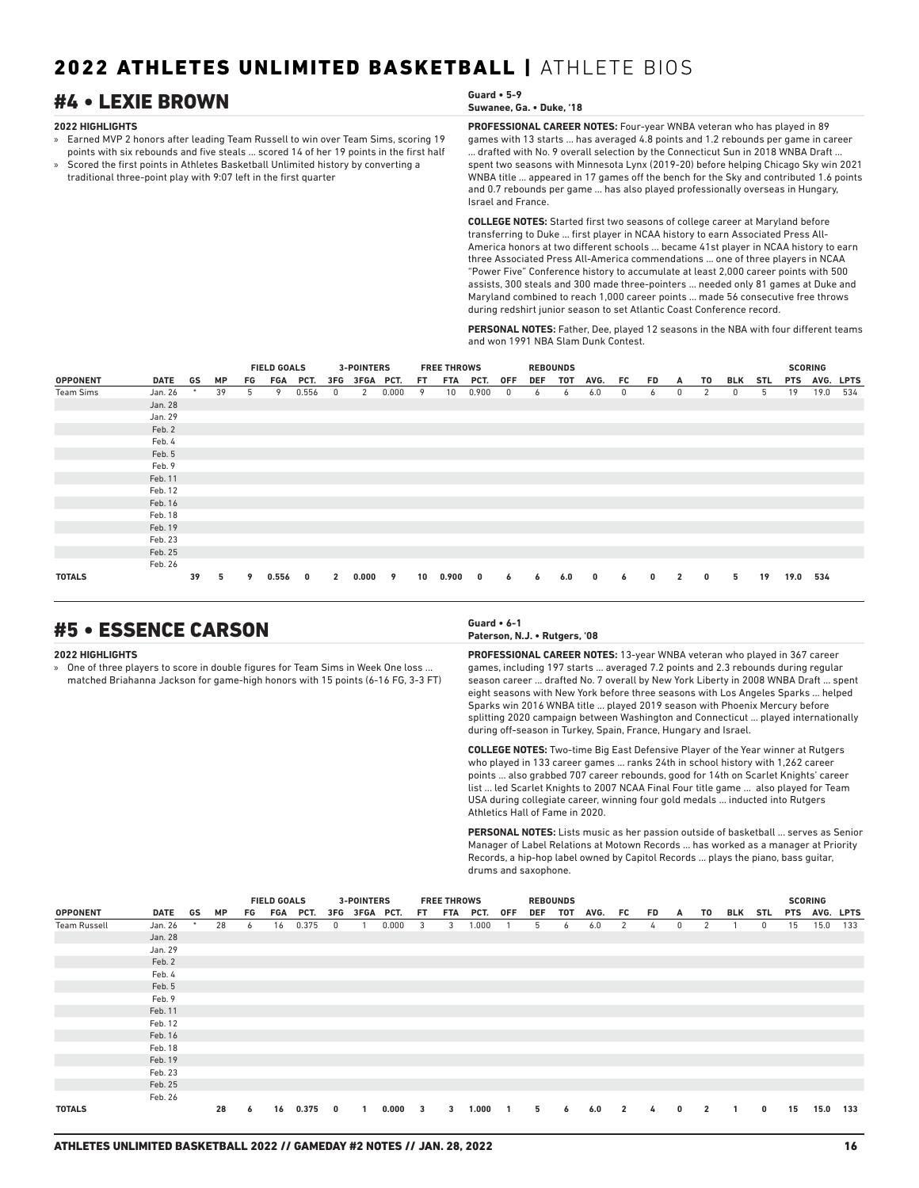# 2022 ATHLETES UNLIMITED BASKETBALL | ATHLETE BIOS

## #4 • LEXIE BROWN

**Guard • 5-9**
**Suwanee, Ga. • Duke, '18**

**2022 HIGHLIGHTS**

- Earned MVP 2 honors after leading Team Russell to win over Team Sims, scoring 19 points with six rebounds and five steals ... scored 14 of her 19 points in the first half
- Scored the first points in Athletes Basketball Unlimited history by converting a traditional three-point play with 9:07 left in the first quarter

**PROFESSIONAL CAREER NOTES:** Four-year WNBA veteran who has played in 89 games with 13 starts ... has averaged 4.8 points and 1.2 rebounds per game in career ... drafted with No. 9 overall selection by the Connecticut Sun in 2018 WNBA Draft ... spent two seasons with Minnesota Lynx (2019-20) before helping Chicago Sky win 2021 WNBA title ... appeared in 17 games off the bench for the Sky and contributed 1.6 points and 0.7 rebounds per game ... has also played professionally overseas in Hungary, Israel and France.

**COLLEGE NOTES:** Started first two seasons of college career at Maryland before transferring to Duke ... first player in NCAA history to earn Associated Press All-America honors at two different schools ... became 41st player in NCAA history to earn three Associated Press All-America commendations ... one of three players in NCAA "Power Five" Conference history to accumulate at least 2,000 career points with 500 assists, 300 steals and 300 made three-pointers ... needed only 81 games at Duke and Maryland combined to reach 1,000 career points ... made 56 consecutive free throws during redshirt junior season to set Atlantic Coast Conference record.

**PERSONAL NOTES:** Father, Dee, played 12 seasons in the NBA with four different teams and won 1991 NBA Slam Dunk Contest.

| | | | | FIELD GOALS | | | 3-POINTERS | | | FREE THROWS | | | REBOUNDS | | | | | | | | | | | SCORING | | |
|---|---|---|---|---|---|---|---|---|---|---|---|---|---|---|---|---|---|---|---|---|---|---|---|---|---|---|
| OPPONENT | DATE | GS | MP | FG | FGA | PCT. | 3FG | 3FGA | PCT. | FT | FTA | PCT. | OFF | DEF | TOT | AVG. | FC | FD | A | TO | BLK | STL | PTS | AVG. | LPTS |
| Team Sims | Jan. 26 | * | 39 | 5 | 9 | 0.556 | 0 | 2 | 0.000 | 9 | 10 | 0.900 | 0 | 6 | 6 | 6.0 | 0 | 6 | 0 | 2 | 0 | 5 | 19 | 19.0 | 534 |
| | Jan. 28 | | | | | | | | | | | | | | | | | | | | | | | | |
| | Jan. 29 | | | | | | | | | | | | | | | | | | | | | | | | |
| | Feb. 2 | | | | | | | | | | | | | | | | | | | | | | | | |
| | Feb. 4 | | | | | | | | | | | | | | | | | | | | | | | | |
| | Feb. 5 | | | | | | | | | | | | | | | | | | | | | | | | |
| | Feb. 9 | | | | | | | | | | | | | | | | | | | | | | | | |
| | Feb. 11 | | | | | | | | | | | | | | | | | | | | | | | | |
| | Feb. 12 | | | | | | | | | | | | | | | | | | | | | | | | |
| | Feb. 16 | | | | | | | | | | | | | | | | | | | | | | | | |
| | Feb. 18 | | | | | | | | | | | | | | | | | | | | | | | | |
| | Feb. 19 | | | | | | | | | | | | | | | | | | | | | | | | |
| | Feb. 23 | | | | | | | | | | | | | | | | | | | | | | | | |
| | Feb. 25 | | | | | | | | | | | | | | | | | | | | | | | | |
| | Feb. 26 | | | | | | | | | | | | | | | | | | | | | | | | |
| **TOTALS** | | | **39** | **5** | **9** | **0.556** | **0** | **2** | **0.000** | **9** | **10** | **0.900** | **0** | **6** | **6** | **6.0** | **0** | **6** | **0** | **2** | **0** | **5** | **19** | **19.0** | **534** |

## #5 • ESSENCE CARSON

**Guard • 6-1**
**Paterson, N.J. • Rutgers, '08**

**2022 HIGHLIGHTS**

- One of three players to score in double figures for Team Sims in Week One loss ... matched Briahanna Jackson for game-high honors with 15 points (6-16 FG, 3-3 FT)

**PROFESSIONAL CAREER NOTES:** 13-year WNBA veteran who played in 367 career games, including 197 starts ... averaged 7.2 points and 2.3 rebounds during regular season career ... drafted No. 7 overall by New York Liberty in 2008 WNBA Draft ... spent eight seasons with New York before three seasons with Los Angeles Sparks ... helped Sparks win 2016 WNBA title ... played 2019 season with Phoenix Mercury before splitting 2020 campaign between Washington and Connecticut ... played internationally during off-season in Turkey, Spain, France, Hungary and Israel.

**COLLEGE NOTES:** Two-time Big East Defensive Player of the Year winner at Rutgers who played in 133 career games ... ranks 24th in school history with 1,262 career points ... also grabbed 707 career rebounds, good for 14th on Scarlet Knights' career list ... led Scarlet Knights to 2007 NCAA Final Four title game ... also played for Team USA during collegiate career, winning four gold medals ... inducted into Rutgers Athletics Hall of Fame in 2020.

**PERSONAL NOTES:** Lists music as her passion outside of basketball ... serves as Senior Manager of Label Relations at Motown Records ... has worked as a manager at Priority Records, a hip-hop label owned by Capitol Records ... plays the piano, bass guitar, drums and saxophone.

| | | | | FIELD GOALS | | | 3-POINTERS | | | FREE THROWS | | | REBOUNDS | | | | | | | | | | | SCORING | | |
|---|---|---|---|---|---|---|---|---|---|---|---|---|---|---|---|---|---|---|---|---|---|---|---|---|---|---|
| OPPONENT | DATE | GS | MP | FG | FGA | PCT. | 3FG | 3FGA | PCT. | FT | FTA | PCT. | OFF | DEF | TOT | AVG. | FC | FD | A | TO | BLK | STL | PTS | AVG. | LPTS |
| Team Russell | Jan. 26 | * | 28 | 6 | 16 | 0.375 | 0 | 1 | 0.000 | 3 | 3 | 1.000 | 1 | 5 | 6 | 6.0 | 2 | 4 | 0 | 2 | 1 | 0 | 15 | 15.0 | 133 |
| | Jan. 28 | | | | | | | | | | | | | | | | | | | | | | | | |
| | Jan. 29 | | | | | | | | | | | | | | | | | | | | | | | | |
| | Feb. 2 | | | | | | | | | | | | | | | | | | | | | | | | |
| | Feb. 4 | | | | | | | | | | | | | | | | | | | | | | | | |
| | Feb. 5 | | | | | | | | | | | | | | | | | | | | | | | | |
| | Feb. 9 | | | | | | | | | | | | | | | | | | | | | | | | |
| | Feb. 11 | | | | | | | | | | | | | | | | | | | | | | | | |
| | Feb. 12 | | | | | | | | | | | | | | | | | | | | | | | | |
| | Feb. 16 | | | | | | | | | | | | | | | | | | | | | | | | |
| | Feb. 18 | | | | | | | | | | | | | | | | | | | | | | | | |
| | Feb. 19 | | | | | | | | | | | | | | | | | | | | | | | | |
| | Feb. 23 | | | | | | | | | | | | | | | | | | | | | | | | |
| | Feb. 25 | | | | | | | | | | | | | | | | | | | | | | | | |
| | Feb. 26 | | | | | | | | | | | | | | | | | | | | | | | | |
| **TOTALS** | | | **28** | **6** | **16** | **0.375** | **0** | **1** | **0.000** | **3** | **3** | **1.000** | **1** | **5** | **6** | **6.0** | **2** | **4** | **0** | **2** | **1** | **0** | **15** | **15.0** | **133** |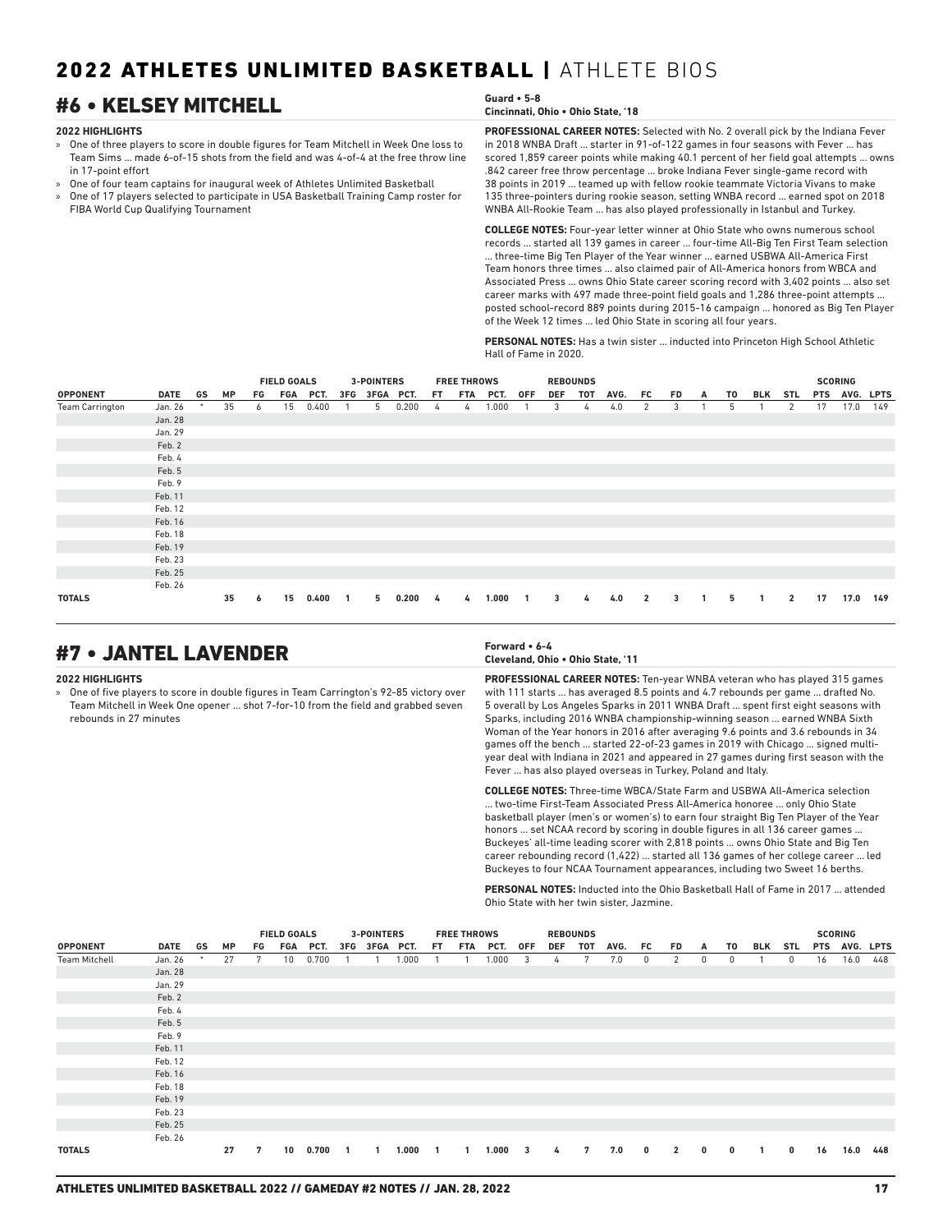# 2022 ATHLETES UNLIMITED BASKETBALL | ATHLETE BIOS

## #6 • KELSEY MITCHELL

**Guard • 5-8**
**Cincinnati, Ohio • Ohio State, '18**

**2022 HIGHLIGHTS**

- One of three players to score in double figures for Team Mitchell in Week One loss to Team Sims ... made 6-of-15 shots from the field and was 4-of-4 at the free throw line in 17-point effort
- One of four team captains for inaugural week of Athletes Unlimited Basketball
- One of 17 players selected to participate in USA Basketball Training Camp roster for FIBA World Cup Qualifying Tournament

**PROFESSIONAL CAREER NOTES:** Selected with No. 2 overall pick by the Indiana Fever in 2018 WNBA Draft ... starter in 91-of-122 games in four seasons with Fever ... has scored 1,859 career points while making 40.1 percent of her field goal attempts ... owns .842 career free throw percentage ... broke Indiana Fever single-game record with 38 points in 2019 ... teamed up with fellow rookie teammate Victoria Vivans to make 135 three-pointers during rookie season, setting WNBA record ... earned spot on 2018 WNBA All-Rookie Team ... has also played professionally in Istanbul and Turkey.

**COLLEGE NOTES:** Four-year letter winner at Ohio State who owns numerous school records ... started all 139 games in career ... four-time All-Big Ten First Team selection ... three-time Big Ten Player of the Year winner ... earned USBWA All-America First Team honors three times ... also claimed pair of All-America honors from WBCA and Associated Press ... owns Ohio State career scoring record with 3,402 points ... also set career marks with 497 made three-point field goals and 1,286 three-point attempts ... posted school-record 889 points during 2015-16 campaign ... honored as Big Ten Player of the Week 12 times ... led Ohio State in scoring all four years.

**PERSONAL NOTES:** Has a twin sister ... inducted into Princeton High School Athletic Hall of Fame in 2020.

| | | | | FIELD GOALS | | | 3-POINTERS | | | FREE THROWS | | | REBOUNDS | | | | | | | | | | | SCORING | | |
|---|---|---|---|---|---|---|---|---|---|---|---|---|---|---|---|---|---|---|---|---|---|---|---|---|---|---|
| OPPONENT | DATE | GS | MP | FG | FGA | PCT. | 3FG | 3FGA | PCT. | FT | FTA | PCT. | OFF | DEF | TOT | AVG. | FC | FD | A | TO | BLK | STL | PTS | AVG. | LPTS |
| Team Carrington | Jan. 26 | * | 35 | 6 | 15 | 0.400 | 1 | 5 | 0.200 | 4 | 4 | 1.000 | 1 | 3 | 4 | 4.0 | 2 | 3 | 1 | 5 | 1 | 2 | 17 | 17.0 | 149 |
| | Jan. 28 | | | | | | | | | | | | | | | | | | | | | | | | |
| | Jan. 29 | | | | | | | | | | | | | | | | | | | | | | | | |
| | Feb. 2 | | | | | | | | | | | | | | | | | | | | | | | | |
| | Feb. 4 | | | | | | | | | | | | | | | | | | | | | | | | |
| | Feb. 5 | | | | | | | | | | | | | | | | | | | | | | | | |
| | Feb. 9 | | | | | | | | | | | | | | | | | | | | | | | | |
| | Feb. 11 | | | | | | | | | | | | | | | | | | | | | | | | |
| | Feb. 12 | | | | | | | | | | | | | | | | | | | | | | | | |
| | Feb. 16 | | | | | | | | | | | | | | | | | | | | | | | | |
| | Feb. 18 | | | | | | | | | | | | | | | | | | | | | | | | |
| | Feb. 19 | | | | | | | | | | | | | | | | | | | | | | | | |
| | Feb. 23 | | | | | | | | | | | | | | | | | | | | | | | | |
| | Feb. 25 | | | | | | | | | | | | | | | | | | | | | | | | |
| | Feb. 26 | | | | | | | | | | | | | | | | | | | | | | | | |
| **TOTALS** | | | **35** | **6** | **15** | **0.400** | **1** | **5** | **0.200** | **4** | **4** | **1.000** | **1** | **3** | **4** | **4.0** | **2** | **3** | **1** | **5** | **1** | **2** | **17** | **17.0** | **149** |

## #7 • JANTEL LAVENDER

**Forward • 6-4**
**Cleveland, Ohio • Ohio State, '11**

**2022 HIGHLIGHTS**

- One of five players to score in double figures in Team Carrington's 92-85 victory over Team Mitchell in Week One opener ... shot 7-for-10 from the field and grabbed seven rebounds in 27 minutes

**PROFESSIONAL CAREER NOTES:** Ten-year WNBA veteran who has played 315 games with 111 starts ... has averaged 8.5 points and 4.7 rebounds per game ... drafted No. 5 overall by Los Angeles Sparks in 2011 WNBA Draft ... spent first eight seasons with Sparks, including 2016 WNBA championship-winning season ... earned WNBA Sixth Woman of the Year honors in 2016 after averaging 9.6 points and 3.6 rebounds in 34 games off the bench ... started 22-of-23 games in 2019 with Chicago ... signed multi-year deal with Indiana in 2021 and appeared in 27 games during first season with the Fever ... has also played overseas in Turkey, Poland and Italy.

**COLLEGE NOTES:** Three-time WBCA/State Farm and USBWA All-America selection ... two-time First-Team Associated Press All-America honoree ... only Ohio State basketball player (men's or women's) to earn four straight Big Ten Player of the Year honors ... set NCAA record by scoring in double figures in all 136 career games ... Buckeyes' all-time leading scorer with 2,818 points ... owns Ohio State and Big Ten career rebounding record (1,422) ... started all 136 games of her college career ... led Buckeyes to four NCAA Tournament appearances, including two Sweet 16 berths.

**PERSONAL NOTES:** Inducted into the Ohio Basketball Hall of Fame in 2017 ... attended Ohio State with her twin sister, Jazmine.

| | | | | FIELD GOALS | | | 3-POINTERS | | | FREE THROWS | | | REBOUNDS | | | | | | | | | | | SCORING | | |
|---|---|---|---|---|---|---|---|---|---|---|---|---|---|---|---|---|---|---|---|---|---|---|---|---|---|---|
| OPPONENT | DATE | GS | MP | FG | FGA | PCT. | 3FG | 3FGA | PCT. | FT | FTA | PCT. | OFF | DEF | TOT | AVG. | FC | FD | A | TO | BLK | STL | PTS | AVG. | LPTS |
| Team Mitchell | Jan. 26 | * | 27 | 7 | 10 | 0.700 | 1 | 1 | 1.000 | 1 | 1 | 1.000 | 3 | 4 | 7 | 7.0 | 0 | 2 | 0 | 0 | 1 | 0 | 16 | 16.0 | 448 |
| | Jan. 28 | | | | | | | | | | | | | | | | | | | | | | | | |
| | Jan. 29 | | | | | | | | | | | | | | | | | | | | | | | | |
| | Feb. 2 | | | | | | | | | | | | | | | | | | | | | | | | |
| | Feb. 4 | | | | | | | | | | | | | | | | | | | | | | | | |
| | Feb. 5 | | | | | | | | | | | | | | | | | | | | | | | | |
| | Feb. 9 | | | | | | | | | | | | | | | | | | | | | | | | |
| | Feb. 11 | | | | | | | | | | | | | | | | | | | | | | | | |
| | Feb. 12 | | | | | | | | | | | | | | | | | | | | | | | | |
| | Feb. 16 | | | | | | | | | | | | | | | | | | | | | | | | |
| | Feb. 18 | | | | | | | | | | | | | | | | | | | | | | | | |
| | Feb. 19 | | | | | | | | | | | | | | | | | | | | | | | | |
| | Feb. 23 | | | | | | | | | | | | | | | | | | | | | | | | |
| | Feb. 25 | | | | | | | | | | | | | | | | | | | | | | | | |
| | Feb. 26 | | | | | | | | | | | | | | | | | | | | | | | | |
| **TOTALS** | | | **27** | **7** | **10** | **0.700** | **1** | **1** | **1.000** | **1** | **1** | **1.000** | **3** | **4** | **7** | **7.0** | **0** | **2** | **0** | **0** | **1** | **0** | **16** | **16.0** | **448** |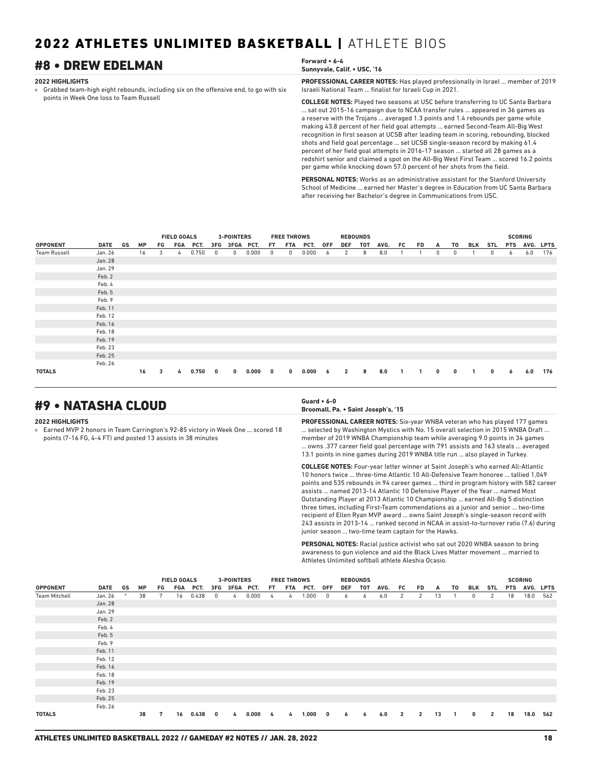# 2022 ATHLETES UNLIMITED BASKETBALL | ATHLETE BIOS

## #8 • DREW EDELMAN

**Forward • 6-4**
**Sunnyvale, Calif. • USC, '16**

**2022 HIGHLIGHTS**

» Grabbed team-high eight rebounds, including six on the offensive end, to go with six points in Week One loss to Team Russell

**PROFESSIONAL CAREER NOTES:** Has played professionally in Israel ... member of 2019 Israeli National Team ... finalist for Israeli Cup in 2021.

**COLLEGE NOTES:** Played two seasons at USC before transferring to UC Santa Barbara ... sat out 2015-16 campaign due to NCAA transfer rules ... appeared in 36 games as a reserve with the Trojans ... averaged 1.3 points and 1.4 rebounds per game while making 43.8 percent of her field goal attempts ... earned Second-Team All-Big West recognition in first season at UCSB after leading team in scoring, rebounding, blocked shots and field goal percentage ... set UCSB single-season record by making 61.4 percent of her field goal attempts in 2016-17 season ... started all 28 games as a redshirt senior and claimed a spot on the All-Big West First Team ... scored 16.2 points per game while knocking down 57.0 percent of her shots from the field.

**PERSONAL NOTES:** Works as an administrative assistant for the Stanford University School of Medicine ... earned her Master's degree in Education from UC Santa Barbara after receiving her Bachelor's degree in Communications from USC.

| | | | | FIELD GOALS | | | 3-POINTERS | | | FREE THROWS | | | REBOUNDS | | | | | | | | | | SCORING | | |
|---|---|---|---|---|---|---|---|---|---|---|---|---|---|---|---|---|---|---|---|---|---|---|---|---|---|
| OPPONENT | DATE | GS | MP | FG | FGA | PCT. | 3FG | 3FGA | PCT. | FT | FTA | PCT. | OFF | DEF | TOT | AVG. | FC | FD | A | TO | BLK | STL | PTS | AVG. | LPTS |
| Team Russell | Jan. 26 | | 16 | 3 | 4 | 0.750 | 0 | 0 | 0.000 | 0 | 0 | 0.000 | 6 | 2 | 8 | 8.0 | 1 | 1 | 0 | 0 | 1 | 0 | 6 | 6.0 | 176 |
| | Jan. 28 | | | | | | | | | | | | | | | | | | | | | | | | |
| | Jan. 29 | | | | | | | | | | | | | | | | | | | | | | | | |
| | Feb. 2 | | | | | | | | | | | | | | | | | | | | | | | | |
| | Feb. 4 | | | | | | | | | | | | | | | | | | | | | | | | |
| | Feb. 5 | | | | | | | | | | | | | | | | | | | | | | | | |
| | Feb. 9 | | | | | | | | | | | | | | | | | | | | | | | | |
| | Feb. 11 | | | | | | | | | | | | | | | | | | | | | | | | |
| | Feb. 12 | | | | | | | | | | | | | | | | | | | | | | | | |
| | Feb. 16 | | | | | | | | | | | | | | | | | | | | | | | | |
| | Feb. 18 | | | | | | | | | | | | | | | | | | | | | | | | |
| | Feb. 19 | | | | | | | | | | | | | | | | | | | | | | | | |
| | Feb. 23 | | | | | | | | | | | | | | | | | | | | | | | | |
| | Feb. 25 | | | | | | | | | | | | | | | | | | | | | | | | |
| | Feb. 26 | | | | | | | | | | | | | | | | | | | | | | | | |
| **TOTALS** | | | **16** | **3** | **4** | **0.750** | **0** | **0** | **0.000** | **0** | **0** | **0.000** | **6** | **2** | **8** | **8.0** | **1** | **1** | **0** | **0** | **1** | **0** | **6** | **6.0** | **176** |

## #9 • NATASHA CLOUD

**Guard • 6-0**
**Broomall, Pa. • Saint Joseph's, '15**

**2022 HIGHLIGHTS**

» Earned MVP 2 honors in Team Carrington's 92-85 victory in Week One ... scored 18 points (7-16 FG, 4-4 FT) and posted 13 assists in 38 minutes

**PROFESSIONAL CAREER NOTES:** Six-year WNBA veteran who has played 177 games ... selected by Washington Mystics with No. 15 overall selection in 2015 WNBA Draft ... member of 2019 WNBA Championship team while averaging 9.0 points in 34 games ... owns .377 career field goal percentage with 791 assists and 163 steals ... averaged 13.1 points in nine games during 2019 WNBA title run ... also played in Turkey.

**COLLEGE NOTES:** Four-year letter winner at Saint Joseph's who earned All-Atlantic 10 honors twice ... three-time Atlantic 10 All-Defensive Team honoree ... tallied 1,049 points and 535 rebounds in 94 career games ... third in program history with 582 career assists ... named 2013-14 Atlantic 10 Defensive Player of the Year ... named Most Outstanding Player at 2013 Atlantic 10 Championship ... earned All-Big 5 distinction three times, including First-Team commendations as a junior and senior ... two-time recipient of Ellen Ryan MVP award ... owns Saint Joseph's single-season record with 243 assists in 2013-14 ... ranked second in NCAA in assist-to-turnover ratio (7.6) during junior season ... two-time team captain for the Hawks.

**PERSONAL NOTES:** Racial justice activist who sat out 2020 WNBA season to bring awareness to gun violence and aid the Black Lives Matter movement ... married to Athletes Unlimited softball athlete Aleshia Ocasio.

| | | | | FIELD GOALS | | | 3-POINTERS | | | FREE THROWS | | | REBOUNDS | | | | | | | | | | SCORING | | |
|---|---|---|---|---|---|---|---|---|---|---|---|---|---|---|---|---|---|---|---|---|---|---|---|---|---|
| OPPONENT | DATE | GS | MP | FG | FGA | PCT. | 3FG | 3FGA | PCT. | FT | FTA | PCT. | OFF | DEF | TOT | AVG. | FC | FD | A | TO | BLK | STL | PTS | AVG. | LPTS |
| Team Mitchell | Jan. 26 | * | 38 | 7 | 16 | 0.438 | 0 | 4 | 0.000 | 4 | 4 | 1.000 | 0 | 6 | 6 | 6.0 | 2 | 2 | 13 | 1 | 0 | 2 | 18 | 18.0 | 562 |
| | Jan. 28 | | | | | | | | | | | | | | | | | | | | | | | | |
| | Jan. 29 | | | | | | | | | | | | | | | | | | | | | | | | |
| | Feb. 2 | | | | | | | | | | | | | | | | | | | | | | | | |
| | Feb. 4 | | | | | | | | | | | | | | | | | | | | | | | | |
| | Feb. 5 | | | | | | | | | | | | | | | | | | | | | | | | |
| | Feb. 9 | | | | | | | | | | | | | | | | | | | | | | | | |
| | Feb. 11 | | | | | | | | | | | | | | | | | | | | | | | | |
| | Feb. 12 | | | | | | | | | | | | | | | | | | | | | | | | |
| | Feb. 16 | | | | | | | | | | | | | | | | | | | | | | | | |
| | Feb. 18 | | | | | | | | | | | | | | | | | | | | | | | | |
| | Feb. 19 | | | | | | | | | | | | | | | | | | | | | | | | |
| | Feb. 23 | | | | | | | | | | | | | | | | | | | | | | | | |
| | Feb. 25 | | | | | | | | | | | | | | | | | | | | | | | | |
| | Feb. 26 | | | | | | | | | | | | | | | | | | | | | | | | |
| **TOTALS** | | | **38** | **7** | **16** | **0.438** | **0** | **4** | **0.000** | **4** | **4** | **1.000** | **0** | **6** | **6** | **6.0** | **2** | **2** | **13** | **1** | **0** | **2** | **18** | **18.0** | **562** |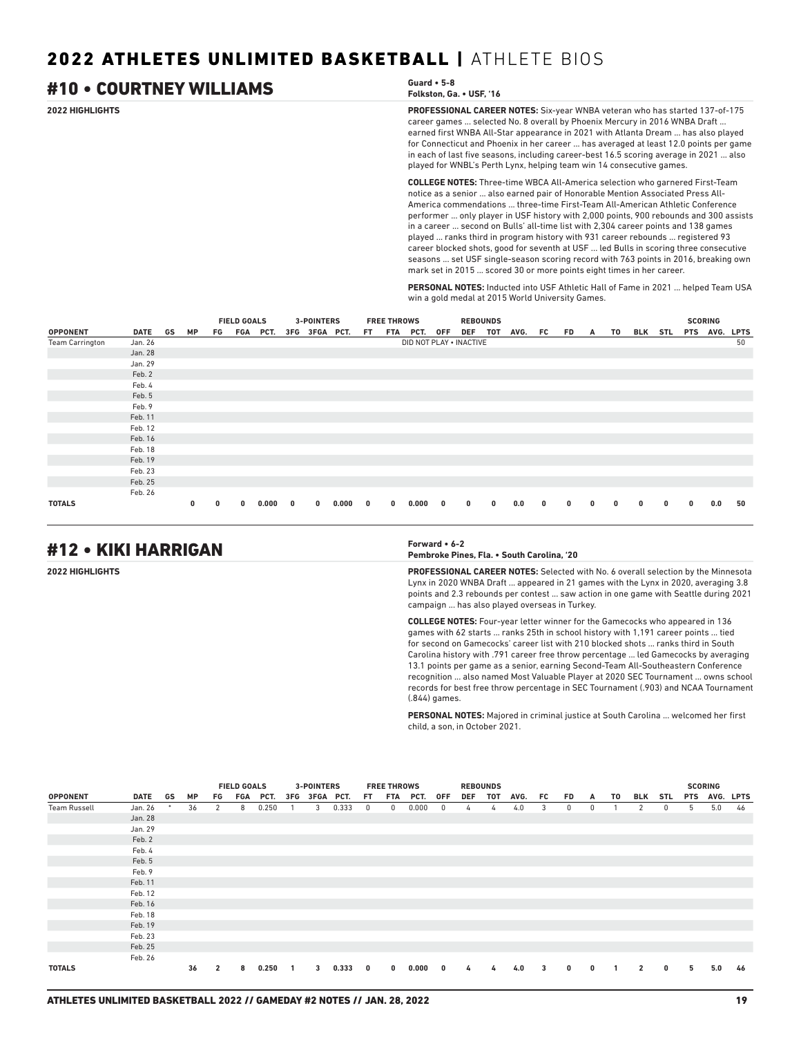# 2022 ATHLETES UNLIMITED BASKETBALL | ATHLETE BIOS

## #10 • COURTNEY WILLIAMS

**Guard • 5-8**
**Folkston, Ga. • USF, '16**

**2022 HIGHLIGHTS**

**PROFESSIONAL CAREER NOTES:** Six-year WNBA veteran who has started 137-of-175 career games ... selected No. 8 overall by Phoenix Mercury in 2016 WNBA Draft ... earned first WNBA All-Star appearance in 2021 with Atlanta Dream ... has also played for Connecticut and Phoenix in her career ... has averaged at least 12.0 points per game in each of last five seasons, including career-best 16.5 scoring average in 2021 ... also played for WNBL's Perth Lynx, helping team win 14 consecutive games.

**COLLEGE NOTES:** Three-time WBCA All-America selection who garnered First-Team notice as a senior ... also earned pair of Honorable Mention Associated Press All-America commendations ... three-time First-Team All-American Athletic Conference performer ... only player in USF history with 2,000 points, 900 rebounds and 300 assists in a career ... second on Bulls' all-time list with 2,304 career points and 138 games played ... ranks third in program history with 931 career rebounds ... registered 93 career blocked shots, good for seventh at USF ... led Bulls in scoring three consecutive seasons ... set USF single-season scoring record with 763 points in 2016, breaking own mark set in 2015 ... scored 30 or more points eight times in her career.

**PERSONAL NOTES:** Inducted into USF Athletic Hall of Fame in 2021 ... helped Team USA win a gold medal at 2015 World University Games.

| | | | | FIELD GOALS | | | 3-POINTERS | | | FREE THROWS | | | REBOUNDS | | | | | | | | | | SCORING | | |
|---|---|---|---|---|---|---|---|---|---|---|---|---|---|---|---|---|---|---|---|---|---|---|---|---|---|
| **OPPONENT** | **DATE** | **GS** | **MP** | **FG** | **FGA** | **PCT.** | **3FG** | **3FGA** | **PCT.** | **FT** | **FTA** | **PCT.** | **OFF** | **DEF** | **TOT** | **AVG.** | **FC** | **FD** | **A** | **TO** | **BLK** | **STL** | **PTS** | **AVG.** | **LPTS** |
| Team Carrington | Jan. 26 | DID NOT PLAY • INACTIVE | | | | | | | | | | | | | | | | | | | | | | | 50 |
| | Jan. 28 | | | | | | | | | | | | | | | | | | | | | | | | |
| | Jan. 29 | | | | | | | | | | | | | | | | | | | | | | | | |
| | Feb. 2 | | | | | | | | | | | | | | | | | | | | | | | | |
| | Feb. 4 | | | | | | | | | | | | | | | | | | | | | | | | |
| | Feb. 5 | | | | | | | | | | | | | | | | | | | | | | | | |
| | Feb. 9 | | | | | | | | | | | | | | | | | | | | | | | | |
| | Feb. 11 | | | | | | | | | | | | | | | | | | | | | | | | |
| | Feb. 12 | | | | | | | | | | | | | | | | | | | | | | | | |
| | Feb. 16 | | | | | | | | | | | | | | | | | | | | | | | | |
| | Feb. 18 | | | | | | | | | | | | | | | | | | | | | | | | |
| | Feb. 19 | | | | | | | | | | | | | | | | | | | | | | | | |
| | Feb. 23 | | | | | | | | | | | | | | | | | | | | | | | | |
| | Feb. 25 | | | | | | | | | | | | | | | | | | | | | | | | |
| | Feb. 26 | | | | | | | | | | | | | | | | | | | | | | | | |
| **TOTALS** | | | **0** | **0** | **0** | **0.000** | **0** | **0** | **0.000** | **0** | **0** | **0.000** | **0** | **0** | **0** | **0.0** | **0** | **0** | **0** | **0** | **0** | **0** | **0** | **0.0** | **50** |

## #12 • KIKI HARRIGAN

**Forward • 6-2**
**Pembroke Pines, Fla. • South Carolina, '20**

**2022 HIGHLIGHTS**

**PROFESSIONAL CAREER NOTES:** Selected with No. 6 overall selection by the Minnesota Lynx in 2020 WNBA Draft ... appeared in 21 games with the Lynx in 2020, averaging 3.8 points and 2.3 rebounds per contest ... saw action in one game with Seattle during 2021 campaign ... has also played overseas in Turkey.

**COLLEGE NOTES:** Four-year letter winner for the Gamecocks who appeared in 136 games with 62 starts ... ranks 25th in school history with 1,191 career points ... tied for second on Gamecocks' career list with 210 blocked shots ... ranks third in South Carolina history with .791 career free throw percentage ... led Gamecocks by averaging 13.1 points per game as a senior, earning Second-Team All-Southeastern Conference recognition ... also named Most Valuable Player at 2020 SEC Tournament ... owns school records for best free throw percentage in SEC Tournament (.903) and NCAA Tournament (.844) games.

**PERSONAL NOTES:** Majored in criminal justice at South Carolina ... welcomed her first child, a son, in October 2021.

| | | | | FIELD GOALS | | | 3-POINTERS | | | FREE THROWS | | | REBOUNDS | | | | | | | | | | SCORING | | |
|---|---|---|---|---|---|---|---|---|---|---|---|---|---|---|---|---|---|---|---|---|---|---|---|---|---|
| **OPPONENT** | **DATE** | **GS** | **MP** | **FG** | **FGA** | **PCT.** | **3FG** | **3FGA** | **PCT.** | **FT** | **FTA** | **PCT.** | **OFF** | **DEF** | **TOT** | **AVG.** | **FC** | **FD** | **A** | **TO** | **BLK** | **STL** | **PTS** | **AVG.** | **LPTS** |
| Team Russell | Jan. 26 | * | 36 | 2 | 8 | 0.250 | 1 | 3 | 0.333 | 0 | 0 | 0.000 | 0 | 4 | 4 | 4.0 | 3 | 0 | 0 | 1 | 2 | 0 | 5 | 5.0 | 46 |
| | Jan. 28 | | | | | | | | | | | | | | | | | | | | | | | | |
| | Jan. 29 | | | | | | | | | | | | | | | | | | | | | | | | |
| | Feb. 2 | | | | | | | | | | | | | | | | | | | | | | | | |
| | Feb. 4 | | | | | | | | | | | | | | | | | | | | | | | | |
| | Feb. 5 | | | | | | | | | | | | | | | | | | | | | | | | |
| | Feb. 9 | | | | | | | | | | | | | | | | | | | | | | | | |
| | Feb. 11 | | | | | | | | | | | | | | | | | | | | | | | | |
| | Feb. 12 | | | | | | | | | | | | | | | | | | | | | | | | |
| | Feb. 16 | | | | | | | | | | | | | | | | | | | | | | | | |
| | Feb. 18 | | | | | | | | | | | | | | | | | | | | | | | | |
| | Feb. 19 | | | | | | | | | | | | | | | | | | | | | | | | |
| | Feb. 23 | | | | | | | | | | | | | | | | | | | | | | | | |
| | Feb. 25 | | | | | | | | | | | | | | | | | | | | | | | | |
| | Feb. 26 | | | | | | | | | | | | | | | | | | | | | | | | |
| **TOTALS** | | | **36** | **2** | **8** | **0.250** | **1** | **3** | **0.333** | **0** | **0** | **0.000** | **0** | **4** | **4** | **4.0** | **3** | **0** | **0** | **1** | **2** | **0** | **5** | **5.0** | **46** |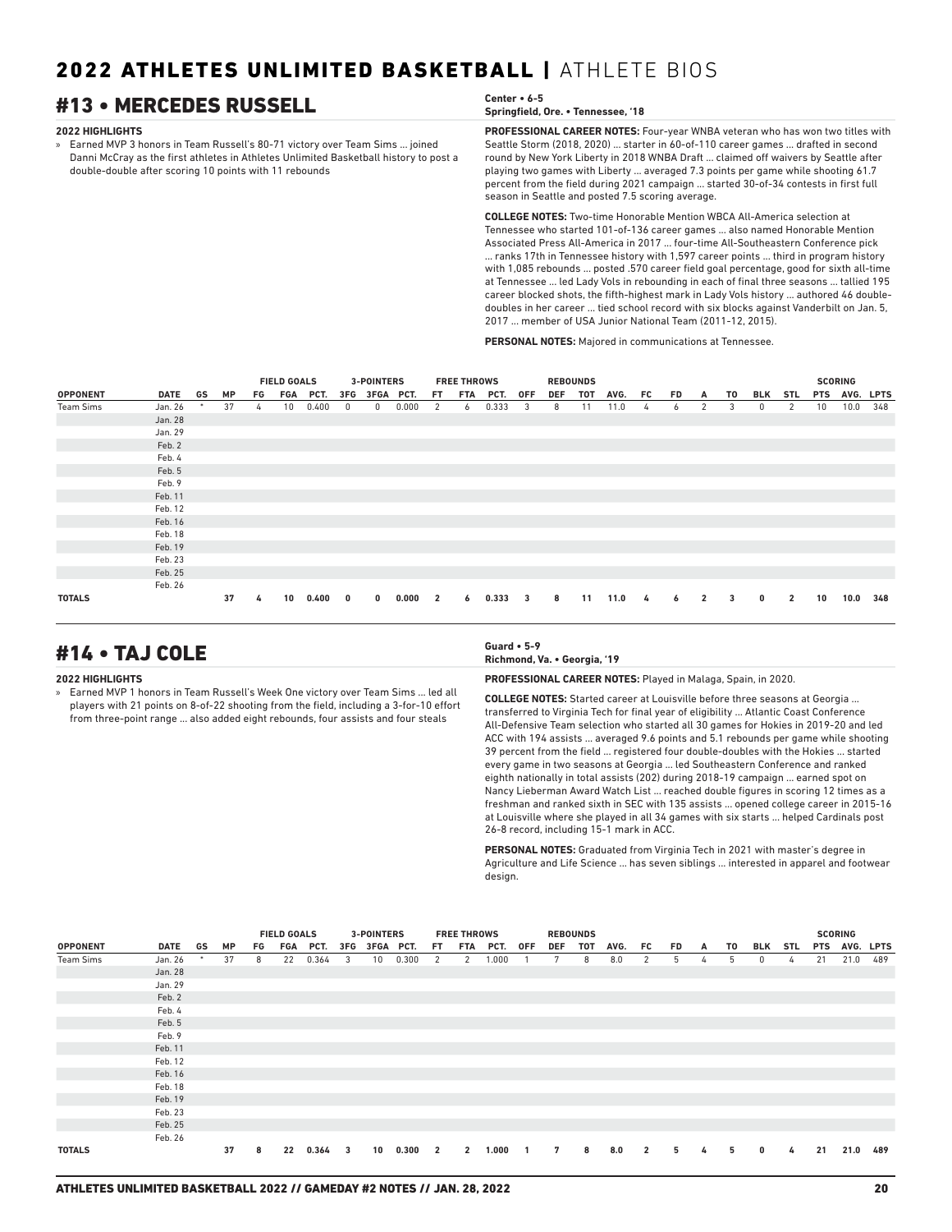## #13 • MERCEDES RUSSELL

**Center • 6-5**
**Springfield, Ore. • Tennessee, '18**

**2022 HIGHLIGHTS**

» Earned MVP 3 honors in Team Russell's 80-71 victory over Team Sims ... joined Danni McCray as the first athletes in Athletes Unlimited Basketball history to post a double-double after scoring 10 points with 11 rebounds

**PROFESSIONAL CAREER NOTES:** Four-year WNBA veteran who has won two titles with Seattle Storm (2018, 2020) ... starter in 60-of-110 career games ... drafted in second round by New York Liberty in 2018 WNBA Draft ... claimed off waivers by Seattle after playing two games with Liberty ... averaged 7.3 points per game while shooting 61.7 percent from the field during 2021 campaign ... started 30-of-34 contests in first full season in Seattle and posted 7.5 scoring average.

**COLLEGE NOTES:** Two-time Honorable Mention WBCA All-America selection at Tennessee who started 101-of-136 career games ... also named Honorable Mention Associated Press All-America in 2017 ... four-time All-Southeastern Conference pick ... ranks 17th in Tennessee history with 1,597 career points ... third in program history with 1,085 rebounds ... posted .570 career field goal percentage, good for sixth all-time at Tennessee ... led Lady Vols in rebounding in each of final three seasons ... tallied 195 career blocked shots, the fifth-highest mark in Lady Vols history ... authored 46 double-doubles in her career ... tied school record with six blocks against Vanderbilt on Jan. 5, 2017 ... member of USA Junior National Team (2011-12, 2015).

**PERSONAL NOTES:** Majored in communications at Tennessee.

| | | | | FIELD GOALS | | | 3-POINTERS | | | FREE THROWS | | | REBOUNDS | | | | | | | | | | | SCORING | | |
|---|---|---|---|---|---|---|---|---|---|---|---|---|---|---|---|---|---|---|---|---|---|---|---|---|---|---|
| **OPPONENT** | **DATE** | **GS** | **MP** | **FG** | **FGA** | **PCT.** | **3FG** | **3FGA** | **PCT.** | **FT** | **FTA** | **PCT.** | **OFF** | **DEF** | **TOT** | **AVG.** | **FC** | **FD** | **A** | **TO** | **BLK** | **STL** | **PTS** | **AVG.** | **LPTS** |
| Team Sims | Jan. 26 | * | 37 | 4 | 10 | 0.400 | 0 | 0 | 0.000 | 2 | 6 | 0.333 | 3 | 8 | 11 | 11.0 | 4 | 6 | 2 | 3 | 0 | 2 | 10 | 10.0 | 348 |
| | Jan. 28 | | | | | | | | | | | | | | | | | | | | | | | | |
| | Jan. 29 | | | | | | | | | | | | | | | | | | | | | | | | |
| | Feb. 2 | | | | | | | | | | | | | | | | | | | | | | | | |
| | Feb. 4 | | | | | | | | | | | | | | | | | | | | | | | | |
| | Feb. 5 | | | | | | | | | | | | | | | | | | | | | | | | |
| | Feb. 9 | | | | | | | | | | | | | | | | | | | | | | | | |
| | Feb. 11 | | | | | | | | | | | | | | | | | | | | | | | | |
| | Feb. 12 | | | | | | | | | | | | | | | | | | | | | | | | |
| | Feb. 16 | | | | | | | | | | | | | | | | | | | | | | | | |
| | Feb. 18 | | | | | | | | | | | | | | | | | | | | | | | | |
| | Feb. 19 | | | | | | | | | | | | | | | | | | | | | | | | |
| | Feb. 23 | | | | | | | | | | | | | | | | | | | | | | | | |
| | Feb. 25 | | | | | | | | | | | | | | | | | | | | | | | | |
| | Feb. 26 | | | | | | | | | | | | | | | | | | | | | | | | |
| **TOTALS** | | | **37** | **4** | **10** | **0.400** | **0** | **0** | **0.000** | **2** | **6** | **0.333** | **3** | **8** | **11** | **11.0** | **4** | **6** | **2** | **3** | **0** | **2** | **10** | **10.0** | **348** |

## #14 • TAJ COLE

**Guard • 5-9**
**Richmond, Va. • Georgia, '19**

**2022 HIGHLIGHTS**

» Earned MVP 1 honors in Team Russell's Week One victory over Team Sims ... led all players with 21 points on 8-of-22 shooting from the field, including a 3-for-10 effort from three-point range ... also added eight rebounds, four assists and four steals

**PROFESSIONAL CAREER NOTES:** Played in Malaga, Spain, in 2020.

**COLLEGE NOTES:** Started career at Louisville before three seasons at Georgia ... transferred to Virginia Tech for final year of eligibility ... Atlantic Coast Conference All-Defensive Team selection who started all 30 games for Hokies in 2019-20 and led ACC with 194 assists ... averaged 9.6 points and 5.1 rebounds per game while shooting 39 percent from the field ... registered four double-doubles with the Hokies ... started every game in two seasons at Georgia ... led Southeastern Conference and ranked eighth nationally in total assists (202) during 2018-19 campaign ... earned spot on Nancy Lieberman Award Watch List ... reached double figures in scoring 12 times as a freshman and ranked sixth in SEC with 135 assists ... opened college career in 2015-16 at Louisville where she played in all 34 games with six starts ... helped Cardinals post 26-8 record, including 15-1 mark in ACC.

**PERSONAL NOTES:** Graduated from Virginia Tech in 2021 with master's degree in Agriculture and Life Science ... has seven siblings ... interested in apparel and footwear design.

| | | | | FIELD GOALS | | | 3-POINTERS | | | FREE THROWS | | | REBOUNDS | | | | | | | | | | | SCORING | | |
|---|---|---|---|---|---|---|---|---|---|---|---|---|---|---|---|---|---|---|---|---|---|---|---|---|---|---|
| **OPPONENT** | **DATE** | **GS** | **MP** | **FG** | **FGA** | **PCT.** | **3FG** | **3FGA** | **PCT.** | **FT** | **FTA** | **PCT.** | **OFF** | **DEF** | **TOT** | **AVG.** | **FC** | **FD** | **A** | **TO** | **BLK** | **STL** | **PTS** | **AVG.** | **LPTS** |
| Team Sims | Jan. 26 | * | 37 | 8 | 22 | 0.364 | 3 | 10 | 0.300 | 2 | 2 | 1.000 | 1 | 7 | 8 | 8.0 | 2 | 5 | 4 | 5 | 0 | 4 | 21 | 21.0 | 489 |
| | Jan. 28 | | | | | | | | | | | | | | | | | | | | | | | | |
| | Jan. 29 | | | | | | | | | | | | | | | | | | | | | | | | |
| | Feb. 2 | | | | | | | | | | | | | | | | | | | | | | | | |
| | Feb. 4 | | | | | | | | | | | | | | | | | | | | | | | | |
| | Feb. 5 | | | | | | | | | | | | | | | | | | | | | | | | |
| | Feb. 9 | | | | | | | | | | | | | | | | | | | | | | | | |
| | Feb. 11 | | | | | | | | | | | | | | | | | | | | | | | | |
| | Feb. 12 | | | | | | | | | | | | | | | | | | | | | | | | |
| | Feb. 16 | | | | | | | | | | | | | | | | | | | | | | | | |
| | Feb. 18 | | | | | | | | | | | | | | | | | | | | | | | | |
| | Feb. 19 | | | | | | | | | | | | | | | | | | | | | | | | |
| | Feb. 23 | | | | | | | | | | | | | | | | | | | | | | | | |
| | Feb. 25 | | | | | | | | | | | | | | | | | | | | | | | | |
| | Feb. 26 | | | | | | | | | | | | | | | | | | | | | | | | |
| **TOTALS** | | | **37** | **8** | **22** | **0.364** | **3** | **10** | **0.300** | **2** | **2** | **1.000** | **1** | **7** | **8** | **8.0** | **2** | **5** | **4** | **5** | **0** | **4** | **21** | **21.0** | **489** |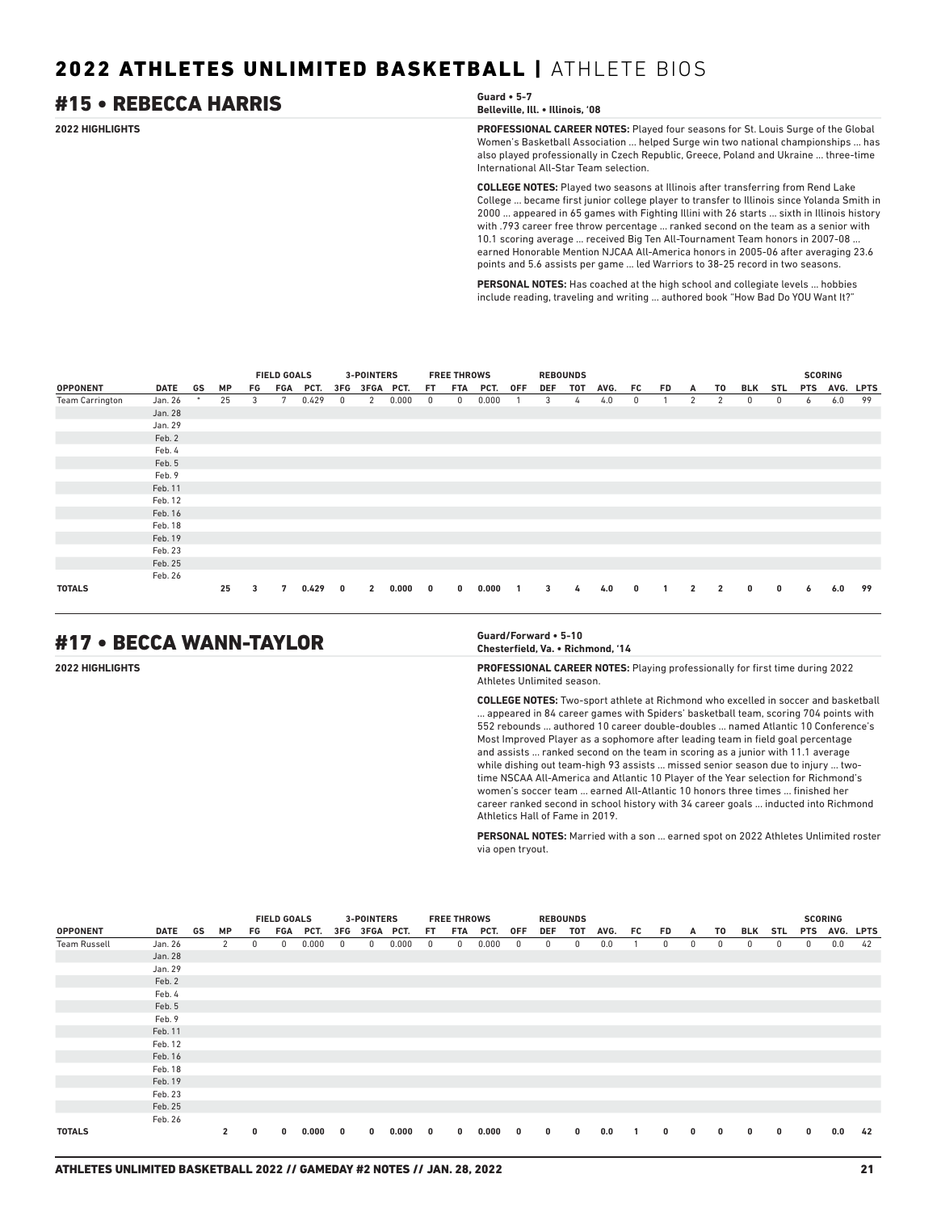# 2022 ATHLETES UNLIMITED BASKETBALL | ATHLETE BIOS

## #15 • REBECCA HARRIS

**Guard • 5-7**
**Belleville, Ill. • Illinois, '08**

**2022 HIGHLIGHTS**

**PROFESSIONAL CAREER NOTES:** Played four seasons for St. Louis Surge of the Global Women's Basketball Association ... helped Surge win two national championships ... has also played professionally in Czech Republic, Greece, Poland and Ukraine ... three-time International All-Star Team selection.

**COLLEGE NOTES:** Played two seasons at Illinois after transferring from Rend Lake College ... became first junior college player to transfer to Illinois since Yolanda Smith in 2000 ... appeared in 65 games with Fighting Illini with 26 starts ... sixth in Illinois history with .793 career free throw percentage ... ranked second on the team as a senior with 10.1 scoring average ... received Big Ten All-Tournament Team honors in 2007-08 ... earned Honorable Mention NJCAA All-America honors in 2005-06 after averaging 23.6 points and 5.6 assists per game ... led Warriors to 38-25 record in two seasons.

**PERSONAL NOTES:** Has coached at the high school and collegiate levels ... hobbies include reading, traveling and writing ... authored book "How Bad Do YOU Want It?"

| | | | | FIELD GOALS | | | 3-POINTERS | | | FREE THROWS | | | REBOUNDS | | | | | | | | | | SCORING | | |
|---|---|---|---|---|---|---|---|---|---|---|---|---|---|---|---|---|---|---|---|---|---|---|---|---|---|
| OPPONENT | DATE | GS | MP | FG | FGA | PCT. | 3FG | 3FGA | PCT. | FT | FTA | PCT. | OFF | DEF | TOT | AVG. | FC | FD | A | TO | BLK | STL | PTS | AVG. | LPTS |
| Team Carrington | Jan. 26 | * | 25 | 3 | 7 | 0.429 | 0 | 2 | 0.000 | 0 | 0 | 0.000 | 1 | 3 | 4 | 4.0 | 0 | 1 | 2 | 2 | 0 | 0 | 6 | 6.0 | 99 |
| | Jan. 28 | | | | | | | | | | | | | | | | | | | | | | | | |
| | Jan. 29 | | | | | | | | | | | | | | | | | | | | | | | | |
| | Feb. 2 | | | | | | | | | | | | | | | | | | | | | | | | |
| | Feb. 4 | | | | | | | | | | | | | | | | | | | | | | | | |
| | Feb. 5 | | | | | | | | | | | | | | | | | | | | | | | | |
| | Feb. 9 | | | | | | | | | | | | | | | | | | | | | | | | |
| | Feb. 11 | | | | | | | | | | | | | | | | | | | | | | | | |
| | Feb. 12 | | | | | | | | | | | | | | | | | | | | | | | | |
| | Feb. 16 | | | | | | | | | | | | | | | | | | | | | | | | |
| | Feb. 18 | | | | | | | | | | | | | | | | | | | | | | | | |
| | Feb. 19 | | | | | | | | | | | | | | | | | | | | | | | | |
| | Feb. 23 | | | | | | | | | | | | | | | | | | | | | | | | |
| | Feb. 25 | | | | | | | | | | | | | | | | | | | | | | | | |
| | Feb. 26 | | | | | | | | | | | | | | | | | | | | | | | | |
| **TOTALS** | | | **25** | **3** | **7** | **0.429** | **0** | **2** | **0.000** | **0** | **0** | **0.000** | **1** | **3** | **4** | **4.0** | **0** | **1** | **2** | **2** | **0** | **0** | **6** | **6.0** | **99** |

## #17 • BECCA WANN-TAYLOR

**Guard/Forward • 5-10**
**Chesterfield, Va. • Richmond, '14**

**2022 HIGHLIGHTS**

**PROFESSIONAL CAREER NOTES:** Playing professionally for first time during 2022 Athletes Unlimited season.

**COLLEGE NOTES:** Two-sport athlete at Richmond who excelled in soccer and basketball ... appeared in 84 career games with Spiders' basketball team, scoring 704 points with 552 rebounds ... authored 10 career double-doubles ... named Atlantic 10 Conference's Most Improved Player as a sophomore after leading team in field goal percentage and assists ... ranked second on the team in scoring as a junior with 11.1 average while dishing out team-high 93 assists ... missed senior season due to injury ... two-time NSCAA All-America and Atlantic 10 Player of the Year selection for Richmond's women's soccer team ... earned All-Atlantic 10 honors three times ... finished her career ranked second in school history with 34 career goals ... inducted into Richmond Athletics Hall of Fame in 2019.

**PERSONAL NOTES:** Married with a son ... earned spot on 2022 Athletes Unlimited roster via open tryout.

| | | | | FIELD GOALS | | | 3-POINTERS | | | FREE THROWS | | | REBOUNDS | | | | | | | | | | SCORING | | |
|---|---|---|---|---|---|---|---|---|---|---|---|---|---|---|---|---|---|---|---|---|---|---|---|---|---|
| OPPONENT | DATE | GS | MP | FG | FGA | PCT. | 3FG | 3FGA | PCT. | FT | FTA | PCT. | OFF | DEF | TOT | AVG. | FC | FD | A | TO | BLK | STL | PTS | AVG. | LPTS |
| Team Russell | Jan. 26 | | 2 | 0 | 0 | 0.000 | 0 | 0 | 0.000 | 0 | 0 | 0.000 | 0 | 0 | 0 | 0.0 | 1 | 0 | 0 | 0 | 0 | 0 | 0 | 0.0 | 42 |
| | Jan. 28 | | | | | | | | | | | | | | | | | | | | | | | | |
| | Jan. 29 | | | | | | | | | | | | | | | | | | | | | | | | |
| | Feb. 2 | | | | | | | | | | | | | | | | | | | | | | | | |
| | Feb. 4 | | | | | | | | | | | | | | | | | | | | | | | | |
| | Feb. 5 | | | | | | | | | | | | | | | | | | | | | | | | |
| | Feb. 9 | | | | | | | | | | | | | | | | | | | | | | | | |
| | Feb. 11 | | | | | | | | | | | | | | | | | | | | | | | | |
| | Feb. 12 | | | | | | | | | | | | | | | | | | | | | | | | |
| | Feb. 16 | | | | | | | | | | | | | | | | | | | | | | | | |
| | Feb. 18 | | | | | | | | | | | | | | | | | | | | | | | | |
| | Feb. 19 | | | | | | | | | | | | | | | | | | | | | | | | |
| | Feb. 23 | | | | | | | | | | | | | | | | | | | | | | | | |
| | Feb. 25 | | | | | | | | | | | | | | | | | | | | | | | | |
| | Feb. 26 | | | | | | | | | | | | | | | | | | | | | | | | |
| **TOTALS** | | | **2** | **0** | **0** | **0.000** | **0** | **0** | **0.000** | **0** | **0** | **0.000** | **0** | **0** | **0** | **0.0** | **1** | **0** | **0** | **0** | **0** | **0** | **0** | **0.0** | **42** |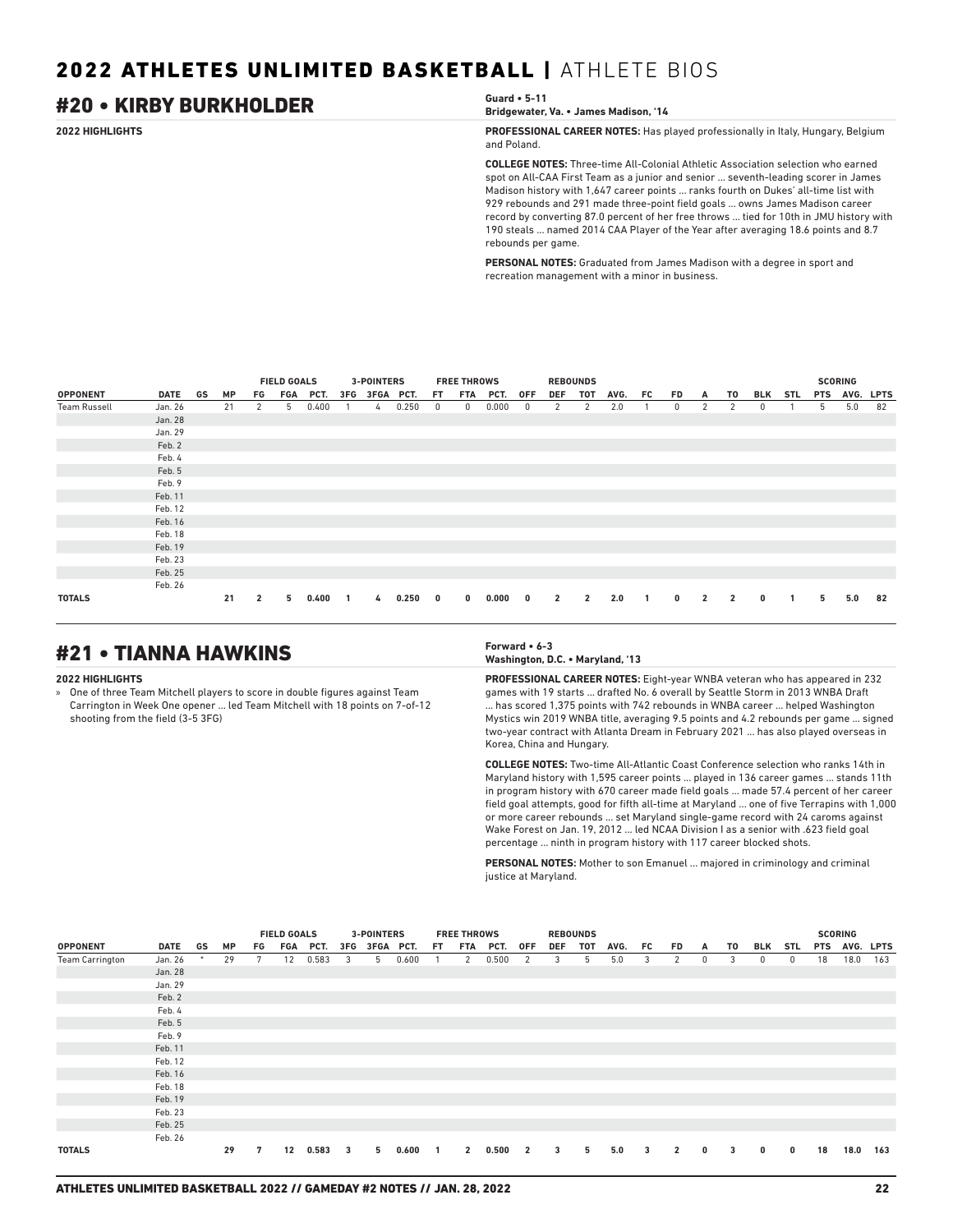# 2022 ATHLETES UNLIMITED BASKETBALL | ATHLETE BIOS

## #20 • KIRBY BURKHOLDER

**Guard • 5-11**
**Bridgewater, Va. • James Madison, '14**

**2022 HIGHLIGHTS**

**PROFESSIONAL CAREER NOTES:** Has played professionally in Italy, Hungary, Belgium and Poland.

**COLLEGE NOTES:** Three-time All-Colonial Athletic Association selection who earned spot on All-CAA First Team as a junior and senior ... seventh-leading scorer in James Madison history with 1,647 career points ... ranks fourth on Dukes' all-time list with 929 rebounds and 291 made three-point field goals ... owns James Madison career record by converting 87.0 percent of her free throws ... tied for 10th in JMU history with 190 steals ... named 2014 CAA Player of the Year after averaging 18.6 points and 8.7 rebounds per game.

**PERSONAL NOTES:** Graduated from James Madison with a degree in sport and recreation management with a minor in business.

| | | | | FIELD GOALS | | | 3-POINTERS | | | FREE THROWS | | | REBOUNDS | | | | | | | | | | SCORING | | |
|---|---|---|---|---|---|---|---|---|---|---|---|---|---|---|---|---|---|---|---|---|---|---|---|---|---|
| OPPONENT | DATE | GS | MP | FG | FGA | PCT. | 3FG | 3FGA | PCT. | FT | FTA | PCT. | OFF | DEF | TOT | AVG. | FC | FD | A | TO | BLK | STL | PTS | AVG. | LPTS |
| Team Russell | Jan. 26 | | 21 | 2 | 5 | 0.400 | 1 | 4 | 0.250 | 0 | 0 | 0.000 | 0 | 2 | 2 | 2.0 | 1 | 0 | 2 | 2 | 0 | 1 | 5 | 5.0 | 82 |
| | Jan. 28 | | | | | | | | | | | | | | | | | | | | | | | | |
| | Jan. 29 | | | | | | | | | | | | | | | | | | | | | | | | |
| | Feb. 2 | | | | | | | | | | | | | | | | | | | | | | | | |
| | Feb. 4 | | | | | | | | | | | | | | | | | | | | | | | | |
| | Feb. 5 | | | | | | | | | | | | | | | | | | | | | | | | |
| | Feb. 9 | | | | | | | | | | | | | | | | | | | | | | | | |
| | Feb. 11 | | | | | | | | | | | | | | | | | | | | | | | | |
| | Feb. 12 | | | | | | | | | | | | | | | | | | | | | | | | |
| | Feb. 16 | | | | | | | | | | | | | | | | | | | | | | | | |
| | Feb. 18 | | | | | | | | | | | | | | | | | | | | | | | | |
| | Feb. 19 | | | | | | | | | | | | | | | | | | | | | | | | |
| | Feb. 23 | | | | | | | | | | | | | | | | | | | | | | | | |
| | Feb. 25 | | | | | | | | | | | | | | | | | | | | | | | | |
| | Feb. 26 | | | | | | | | | | | | | | | | | | | | | | | | |
| **TOTALS** | | | **21** | **2** | **5** | **0.400** | **1** | **4** | **0.250** | **0** | **0** | **0.000** | **0** | **2** | **2** | **2.0** | **1** | **0** | **2** | **2** | **0** | **1** | **5** | **5.0** | **82** |

## #21 • TIANNA HAWKINS

**Forward • 6-3**
**Washington, D.C. • Maryland, '13**

**2022 HIGHLIGHTS**

» One of three Team Mitchell players to score in double figures against Team Carrington in Week One opener ... led Team Mitchell with 18 points on 7-of-12 shooting from the field (3-5 3FG)

**PROFESSIONAL CAREER NOTES:** Eight-year WNBA veteran who has appeared in 232 games with 19 starts ... drafted No. 6 overall by Seattle Storm in 2013 WNBA Draft ... has scored 1,375 points with 742 rebounds in WNBA career ... helped Washington Mystics win 2019 WNBA title, averaging 9.5 points and 4.2 rebounds per game ... signed two-year contract with Atlanta Dream in February 2021 ... has also played overseas in Korea, China and Hungary.

**COLLEGE NOTES:** Two-time All-Atlantic Coast Conference selection who ranks 14th in Maryland history with 1,595 career points ... played in 136 career games ... stands 11th in program history with 670 career made field goals ... made 57.4 percent of her career field goal attempts, good for fifth all-time at Maryland ... one of five Terrapins with 1,000 or more career rebounds ... set Maryland single-game record with 24 caroms against Wake Forest on Jan. 19, 2012 ... led NCAA Division I as a senior with .623 field goal percentage ... ninth in program history with 117 career blocked shots.

**PERSONAL NOTES:** Mother to son Emanuel ... majored in criminology and criminal justice at Maryland.

| | | | | FIELD GOALS | | | 3-POINTERS | | | FREE THROWS | | | REBOUNDS | | | | | | | | | | SCORING | | |
|---|---|---|---|---|---|---|---|---|---|---|---|---|---|---|---|---|---|---|---|---|---|---|---|---|---|
| OPPONENT | DATE | GS | MP | FG | FGA | PCT. | 3FG | 3FGA | PCT. | FT | FTA | PCT. | OFF | DEF | TOT | AVG. | FC | FD | A | TO | BLK | STL | PTS | AVG. | LPTS |
| Team Carrington | Jan. 26 | * | 29 | 7 | 12 | 0.583 | 3 | 5 | 0.600 | 1 | 2 | 0.500 | 2 | 3 | 5 | 5.0 | 3 | 2 | 0 | 3 | 0 | 0 | 18 | 18.0 | 163 |
| | Jan. 28 | | | | | | | | | | | | | | | | | | | | | | | | |
| | Jan. 29 | | | | | | | | | | | | | | | | | | | | | | | | |
| | Feb. 2 | | | | | | | | | | | | | | | | | | | | | | | | |
| | Feb. 4 | | | | | | | | | | | | | | | | | | | | | | | | |
| | Feb. 5 | | | | | | | | | | | | | | | | | | | | | | | | |
| | Feb. 9 | | | | | | | | | | | | | | | | | | | | | | | | |
| | Feb. 11 | | | | | | | | | | | | | | | | | | | | | | | | |
| | Feb. 12 | | | | | | | | | | | | | | | | | | | | | | | | |
| | Feb. 16 | | | | | | | | | | | | | | | | | | | | | | | | |
| | Feb. 18 | | | | | | | | | | | | | | | | | | | | | | | | |
| | Feb. 19 | | | | | | | | | | | | | | | | | | | | | | | | |
| | Feb. 23 | | | | | | | | | | | | | | | | | | | | | | | | |
| | Feb. 25 | | | | | | | | | | | | | | | | | | | | | | | | |
| | Feb. 26 | | | | | | | | | | | | | | | | | | | | | | | | |
| **TOTALS** | | | **29** | **7** | **12** | **0.583** | **3** | **5** | **0.600** | **1** | **2** | **0.500** | **2** | **3** | **5** | **5.0** | **3** | **2** | **0** | **3** | **0** | **0** | **18** | **18.0** | **163** |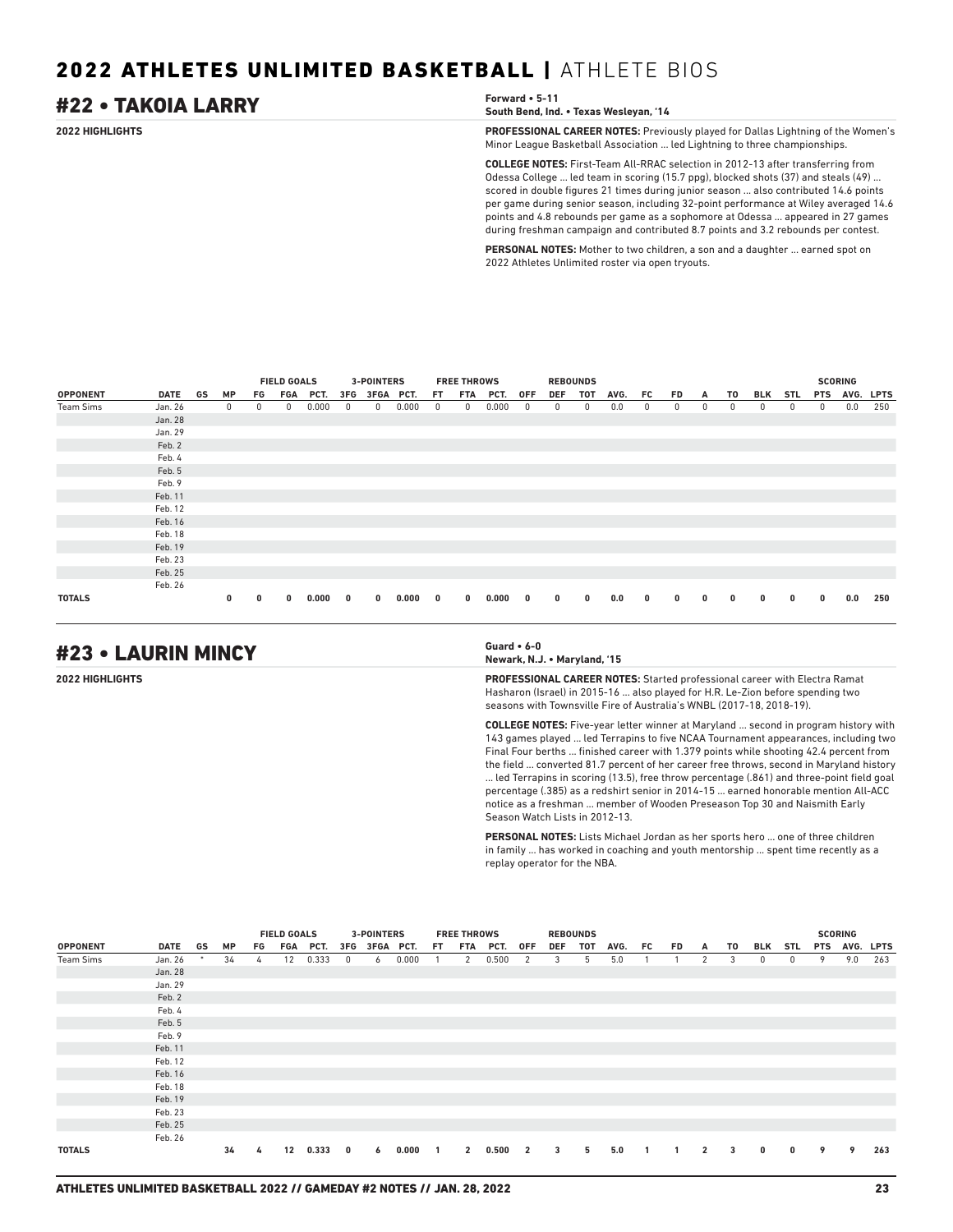# 2022 ATHLETES UNLIMITED BASKETBALL | ATHLETE BIOS

## #22 • TAKOIA LARRY

**Forward • 5-11**
**South Bend, Ind. • Texas Wesleyan, '14**

**2022 HIGHLIGHTS**

**PROFESSIONAL CAREER NOTES:** Previously played for Dallas Lightning of the Women's Minor League Basketball Association ... led Lightning to three championships.

**COLLEGE NOTES:** First-Team All-RRAC selection in 2012-13 after transferring from Odessa College ... led team in scoring (15.7 ppg), blocked shots (37) and steals (49) ... scored in double figures 21 times during junior season ... also contributed 14.6 points per game during senior season, including 32-point performance at Wiley averaged 14.6 points and 4.8 rebounds per game as a sophomore at Odessa ... appeared in 27 games during freshman campaign and contributed 8.7 points and 3.2 rebounds per contest.

**PERSONAL NOTES:** Mother to two children, a son and a daughter ... earned spot on 2022 Athletes Unlimited roster via open tryouts.

| | | | | FIELD GOALS | | | 3-POINTERS | | | FREE THROWS | | | REBOUNDS | | | | | | | | | | SCORING | | |
|---|---|---|---|---|---|---|---|---|---|---|---|---|---|---|---|---|---|---|---|---|---|---|---|---|---|
| **OPPONENT** | **DATE** | **GS** | **MP** | **FG** | **FGA** | **PCT.** | **3FG** | **3FGA** | **PCT.** | **FT** | **FTA** | **PCT.** | **OFF** | **DEF** | **TOT** | **AVG.** | **FC** | **FD** | **A** | **TO** | **BLK** | **STL** | **PTS** | **AVG.** | **LPTS** |
| Team Sims | Jan. 26 | | 0 | 0 | 0 | 0.000 | 0 | 0 | 0.000 | 0 | 0 | 0.000 | 0 | 0 | 0 | 0.0 | 0 | 0 | 0 | 0 | 0 | 0 | 0 | 0.0 | 250 |
| | Jan. 28 | | | | | | | | | | | | | | | | | | | | | | | | |
| | Jan. 29 | | | | | | | | | | | | | | | | | | | | | | | | |
| | Feb. 2 | | | | | | | | | | | | | | | | | | | | | | | | |
| | Feb. 4 | | | | | | | | | | | | | | | | | | | | | | | | |
| | Feb. 5 | | | | | | | | | | | | | | | | | | | | | | | | |
| | Feb. 9 | | | | | | | | | | | | | | | | | | | | | | | | |
| | Feb. 11 | | | | | | | | | | | | | | | | | | | | | | | | |
| | Feb. 12 | | | | | | | | | | | | | | | | | | | | | | | | |
| | Feb. 16 | | | | | | | | | | | | | | | | | | | | | | | | |
| | Feb. 18 | | | | | | | | | | | | | | | | | | | | | | | | |
| | Feb. 19 | | | | | | | | | | | | | | | | | | | | | | | | |
| | Feb. 23 | | | | | | | | | | | | | | | | | | | | | | | | |
| | Feb. 25 | | | | | | | | | | | | | | | | | | | | | | | | |
| | Feb. 26 | | | | | | | | | | | | | | | | | | | | | | | | |
| **TOTALS** | | | **0** | **0** | **0** | **0.000** | **0** | **0** | **0.000** | **0** | **0** | **0.000** | **0** | **0** | **0** | **0.0** | **0** | **0** | **0** | **0** | **0** | **0** | **0** | **0.0** | **250** |

## #23 • LAURIN MINCY

**Guard • 6-0**
**Newark, N.J. • Maryland, '15**

**2022 HIGHLIGHTS**

**PROFESSIONAL CAREER NOTES:** Started professional career with Electra Ramat Hasharon (Israel) in 2015-16 ... also played for H.R. Le-Zion before spending two seasons with Townsville Fire of Australia's WNBL (2017-18, 2018-19).

**COLLEGE NOTES:** Five-year letter winner at Maryland ... second in program history with 143 games played ... led Terrapins to five NCAA Tournament appearances, including two Final Four berths ... finished career with 1.379 points while shooting 42.4 percent from the field ... converted 81.7 percent of her career free throws, second in Maryland history ... led Terrapins in scoring (13.5), free throw percentage (.861) and three-point field goal percentage (.385) as a redshirt senior in 2014-15 ... earned honorable mention All-ACC notice as a freshman ... member of Wooden Preseason Top 30 and Naismith Early Season Watch Lists in 2012-13.

**PERSONAL NOTES:** Lists Michael Jordan as her sports hero ... one of three children in family ... has worked in coaching and youth mentorship ... spent time recently as a replay operator for the NBA.

| | | | | FIELD GOALS | | | 3-POINTERS | | | FREE THROWS | | | REBOUNDS | | | | | | | | | | SCORING | | |
|---|---|---|---|---|---|---|---|---|---|---|---|---|---|---|---|---|---|---|---|---|---|---|---|---|---|
| **OPPONENT** | **DATE** | **GS** | **MP** | **FG** | **FGA** | **PCT.** | **3FG** | **3FGA** | **PCT.** | **FT** | **FTA** | **PCT.** | **OFF** | **DEF** | **TOT** | **AVG.** | **FC** | **FD** | **A** | **TO** | **BLK** | **STL** | **PTS** | **AVG.** | **LPTS** |
| Team Sims | Jan. 26 | * | 34 | 4 | 12 | 0.333 | 0 | 6 | 0.000 | 1 | 2 | 0.500 | 2 | 3 | 5 | 5.0 | 1 | 1 | 2 | 3 | 0 | 0 | 9 | 9.0 | 263 |
| | Jan. 28 | | | | | | | | | | | | | | | | | | | | | | | | |
| | Jan. 29 | | | | | | | | | | | | | | | | | | | | | | | | |
| | Feb. 2 | | | | | | | | | | | | | | | | | | | | | | | | |
| | Feb. 4 | | | | | | | | | | | | | | | | | | | | | | | | |
| | Feb. 5 | | | | | | | | | | | | | | | | | | | | | | | | |
| | Feb. 9 | | | | | | | | | | | | | | | | | | | | | | | | |
| | Feb. 11 | | | | | | | | | | | | | | | | | | | | | | | | |
| | Feb. 12 | | | | | | | | | | | | | | | | | | | | | | | | |
| | Feb. 16 | | | | | | | | | | | | | | | | | | | | | | | | |
| | Feb. 18 | | | | | | | | | | | | | | | | | | | | | | | | |
| | Feb. 19 | | | | | | | | | | | | | | | | | | | | | | | | |
| | Feb. 23 | | | | | | | | | | | | | | | | | | | | | | | | |
| | Feb. 25 | | | | | | | | | | | | | | | | | | | | | | | | |
| | Feb. 26 | | | | | | | | | | | | | | | | | | | | | | | | |
| **TOTALS** | | | **34** | **4** | **12** | **0.333** | **0** | **6** | **0.000** | **1** | **2** | **0.500** | **2** | **3** | **5** | **5.0** | **1** | **1** | **2** | **3** | **0** | **0** | **9** | **9** | **263** |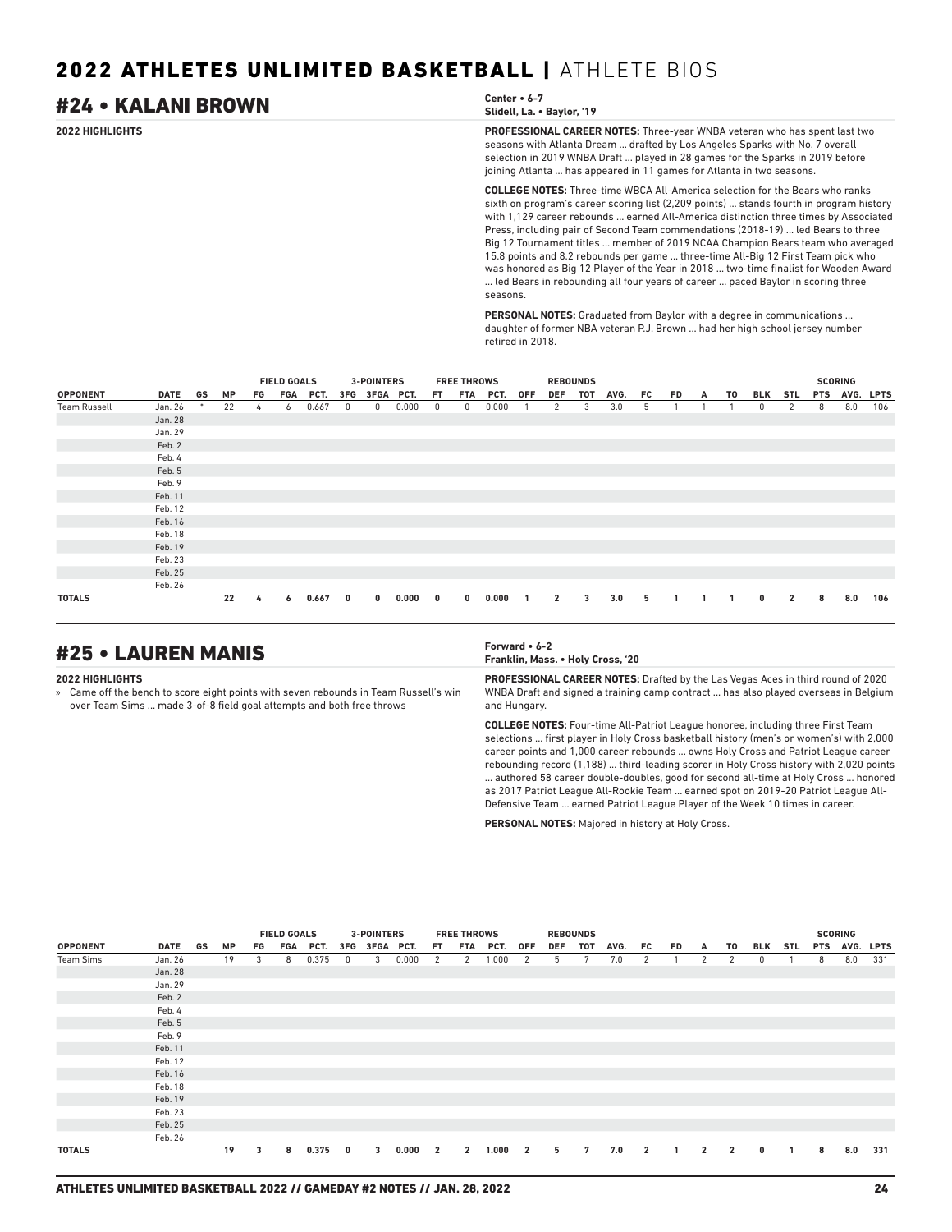# 2022 ATHLETES UNLIMITED BASKETBALL | ATHLETE BIOS

## #24 • KALANI BROWN

**Center • 6-7**
**Slidell, La. • Baylor, '19**

**2022 HIGHLIGHTS**

**PROFESSIONAL CAREER NOTES:** Three-year WNBA veteran who has spent last two seasons with Atlanta Dream ... drafted by Los Angeles Sparks with No. 7 overall selection in 2019 WNBA Draft ... played in 28 games for the Sparks in 2019 before joining Atlanta ... has appeared in 11 games for Atlanta in two seasons.

**COLLEGE NOTES:** Three-time WBCA All-America selection for the Bears who ranks sixth on program's career scoring list (2,209 points) ... stands fourth in program history with 1,129 career rebounds ... earned All-America distinction three times by Associated Press, including pair of Second Team commendations (2018-19) ... led Bears to three Big 12 Tournament titles ... member of 2019 NCAA Champion Bears team who averaged 15.8 points and 8.2 rebounds per game ... three-time All-Big 12 First Team pick who was honored as Big 12 Player of the Year in 2018 ... two-time finalist for Wooden Award ... led Bears in rebounding all four years of career ... paced Baylor in scoring three seasons.

**PERSONAL NOTES:** Graduated from Baylor with a degree in communications ... daughter of former NBA veteran P.J. Brown ... had her high school jersey number retired in 2018.

| | | | | FIELD GOALS | | | 3-POINTERS | | | FREE THROWS | | | REBOUNDS | | | | | | | | | | | SCORING | | |
|---|---|---|---|---|---|---|---|---|---|---|---|---|---|---|---|---|---|---|---|---|---|---|---|---|---|---|
| OPPONENT | DATE | GS | MP | FG | FGA | PCT. | 3FG | 3FGA | PCT. | FT | FTA | PCT. | OFF | DEF | TOT | AVG. | FC | FD | A | TO | BLK | STL | PTS | AVG. | LPTS |
| Team Russell | Jan. 26 | * | 22 | 4 | 6 | 0.667 | 0 | 0 | 0.000 | 0 | 0 | 0.000 | 1 | 2 | 3 | 3.0 | 5 | 1 | 1 | 1 | 0 | 2 | 8 | 8.0 | 106 |
| | Jan. 28 | | | | | | | | | | | | | | | | | | | | | | | | |
| | Jan. 29 | | | | | | | | | | | | | | | | | | | | | | | | |
| | Feb. 2 | | | | | | | | | | | | | | | | | | | | | | | | |
| | Feb. 4 | | | | | | | | | | | | | | | | | | | | | | | | |
| | Feb. 5 | | | | | | | | | | | | | | | | | | | | | | | | |
| | Feb. 9 | | | | | | | | | | | | | | | | | | | | | | | | |
| | Feb. 11 | | | | | | | | | | | | | | | | | | | | | | | | |
| | Feb. 12 | | | | | | | | | | | | | | | | | | | | | | | | |
| | Feb. 16 | | | | | | | | | | | | | | | | | | | | | | | | |
| | Feb. 18 | | | | | | | | | | | | | | | | | | | | | | | | |
| | Feb. 19 | | | | | | | | | | | | | | | | | | | | | | | | |
| | Feb. 23 | | | | | | | | | | | | | | | | | | | | | | | | |
| | Feb. 25 | | | | | | | | | | | | | | | | | | | | | | | | |
| | Feb. 26 | | | | | | | | | | | | | | | | | | | | | | | | |
| **TOTALS** | | | **22** | **4** | **6** | **0.667** | **0** | **0** | **0.000** | **0** | **0** | **0.000** | **1** | **2** | **3** | **3.0** | **5** | **1** | **1** | **1** | **0** | **2** | **8** | **8.0** | **106** |

## #25 • LAUREN MANIS

**Forward • 6-2**
**Franklin, Mass. • Holy Cross, '20**

**2022 HIGHLIGHTS**

» Came off the bench to score eight points with seven rebounds in Team Russell's win over Team Sims ... made 3-of-8 field goal attempts and both free throws

**PROFESSIONAL CAREER NOTES:** Drafted by the Las Vegas Aces in third round of 2020 WNBA Draft and signed a training camp contract ... has also played overseas in Belgium and Hungary.

**COLLEGE NOTES:** Four-time All-Patriot League honoree, including three First Team selections ... first player in Holy Cross basketball history (men's or women's) with 2,000 career points and 1,000 career rebounds ... owns Holy Cross and Patriot League career rebounding record (1,188) ... third-leading scorer in Holy Cross history with 2,020 points ... authored 58 career double-doubles, good for second all-time at Holy Cross ... honored as 2017 Patriot League All-Rookie Team ... earned spot on 2019-20 Patriot League All-Defensive Team ... earned Patriot League Player of the Week 10 times in career.

**PERSONAL NOTES:** Majored in history at Holy Cross.

| | | | | FIELD GOALS | | | 3-POINTERS | | | FREE THROWS | | | REBOUNDS | | | | | | | | | | | SCORING | | |
|---|---|---|---|---|---|---|---|---|---|---|---|---|---|---|---|---|---|---|---|---|---|---|---|---|---|---|
| OPPONENT | DATE | GS | MP | FG | FGA | PCT. | 3FG | 3FGA | PCT. | FT | FTA | PCT. | OFF | DEF | TOT | AVG. | FC | FD | A | TO | BLK | STL | PTS | AVG. | LPTS |
| Team Sims | Jan. 26 | | 19 | 3 | 8 | 0.375 | 0 | 3 | 0.000 | 2 | 2 | 1.000 | 2 | 5 | 7 | 7.0 | 2 | 1 | 2 | 2 | 0 | 1 | 8 | 8.0 | 331 |
| | Jan. 28 | | | | | | | | | | | | | | | | | | | | | | | | |
| | Jan. 29 | | | | | | | | | | | | | | | | | | | | | | | | |
| | Feb. 2 | | | | | | | | | | | | | | | | | | | | | | | | |
| | Feb. 4 | | | | | | | | | | | | | | | | | | | | | | | | |
| | Feb. 5 | | | | | | | | | | | | | | | | | | | | | | | | |
| | Feb. 9 | | | | | | | | | | | | | | | | | | | | | | | | |
| | Feb. 11 | | | | | | | | | | | | | | | | | | | | | | | | |
| | Feb. 12 | | | | | | | | | | | | | | | | | | | | | | | | |
| | Feb. 16 | | | | | | | | | | | | | | | | | | | | | | | | |
| | Feb. 18 | | | | | | | | | | | | | | | | | | | | | | | | |
| | Feb. 19 | | | | | | | | | | | | | | | | | | | | | | | | |
| | Feb. 23 | | | | | | | | | | | | | | | | | | | | | | | | |
| | Feb. 25 | | | | | | | | | | | | | | | | | | | | | | | | |
| | Feb. 26 | | | | | | | | | | | | | | | | | | | | | | | | |
| **TOTALS** | | | **19** | **3** | **8** | **0.375** | **0** | **3** | **0.000** | **2** | **2** | **1.000** | **2** | **5** | **7** | **7.0** | **2** | **1** | **2** | **2** | **0** | **1** | **8** | **8.0** | **331** |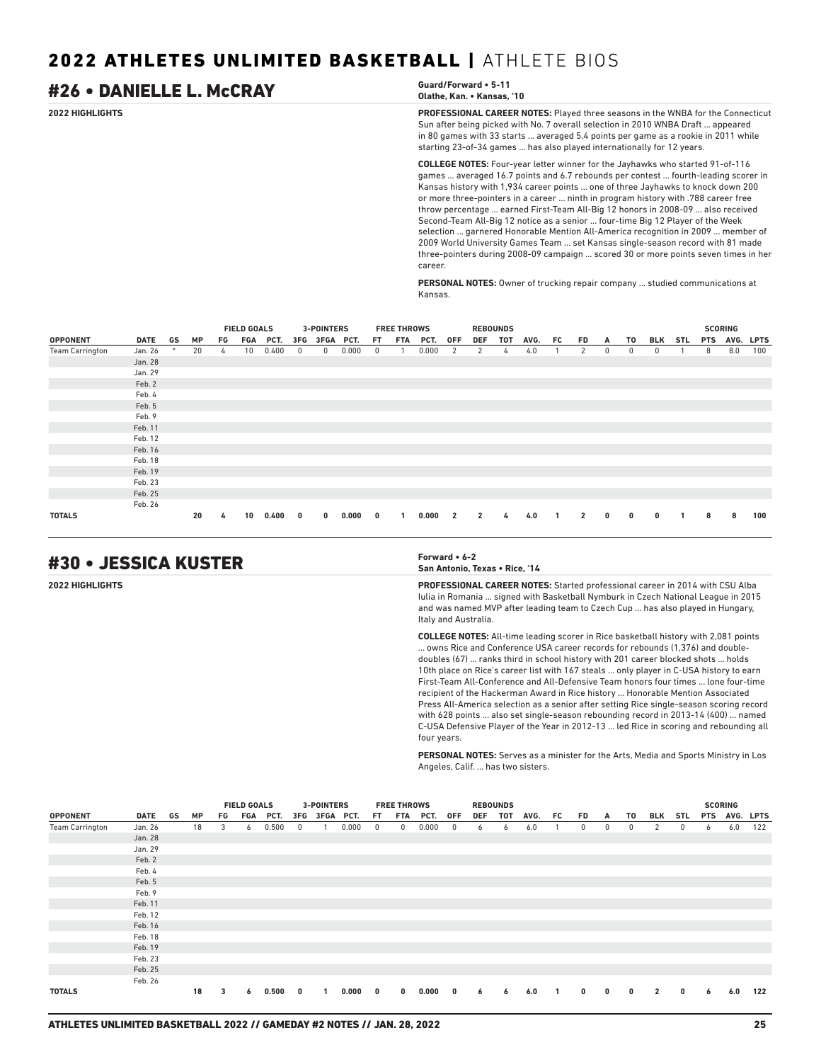## #26 • DANIELLE L. McCRAY

**Guard/Forward • 5-11**
**Olathe, Kan. • Kansas, '10**

**2022 HIGHLIGHTS**

**PROFESSIONAL CAREER NOTES:** Played three seasons in the WNBA for the Connecticut Sun after being picked with No. 7 overall selection in 2010 WNBA Draft ... appeared in 80 games with 33 starts ... averaged 5.4 points per game as a rookie in 2011 while starting 23-of-34 games ... has also played internationally for 12 years.

**COLLEGE NOTES:** Four-year letter winner for the Jayhawks who started 91-of-116 games ... averaged 16.7 points and 6.7 rebounds per contest ... fourth-leading scorer in Kansas history with 1,934 career points ... one of three Jayhawks to knock down 200 or more three-pointers in a career ... ninth in program history with .788 career free throw percentage ... earned First-Team All-Big 12 honors in 2008-09 ... also received Second-Team All-Big 12 notice as a senior ... four-time Big 12 Player of the Week selection ... garnered Honorable Mention All-America recognition in 2009 ... member of 2009 World University Games Team ... set Kansas single-season record with 81 made three-pointers during 2008-09 campaign ... scored 30 or more points seven times in her career.

**PERSONAL NOTES:** Owner of trucking repair company ... studied communications at Kansas.

| | | | | FIELD GOALS | | | 3-POINTERS | | | FREE THROWS | | | REBOUNDS | | | | | | | | | | | SCORING | | |
|---|---|---|---|---|---|---|---|---|---|---|---|---|---|---|---|---|---|---|---|---|---|---|---|---|---|---|
| **OPPONENT** | **DATE** | **GS** | **MP** | **FG** | **FGA** | **PCT.** | **3FG** | **3FGA** | **PCT.** | **FT** | **FTA** | **PCT.** | **OFF** | **DEF** | **TOT** | **AVG.** | **FC** | **FD** | **A** | **TO** | **BLK** | **STL** | **PTS** | **AVG.** | **LPTS** |
| Team Carrington | Jan. 26 | * | 20 | 4 | 10 | 0.400 | 0 | 0 | 0.000 | 0 | 1 | 0.000 | 2 | 2 | 4 | 4.0 | 1 | 2 | 0 | 0 | 0 | 1 | 8 | 8.0 | 100 |
| | Jan. 28 | | | | | | | | | | | | | | | | | | | | | | | | |
| | Jan. 29 | | | | | | | | | | | | | | | | | | | | | | | | |
| | Feb. 2 | | | | | | | | | | | | | | | | | | | | | | | | |
| | Feb. 4 | | | | | | | | | | | | | | | | | | | | | | | | |
| | Feb. 5 | | | | | | | | | | | | | | | | | | | | | | | | |
| | Feb. 9 | | | | | | | | | | | | | | | | | | | | | | | | |
| | Feb. 11 | | | | | | | | | | | | | | | | | | | | | | | | |
| | Feb. 12 | | | | | | | | | | | | | | | | | | | | | | | | |
| | Feb. 16 | | | | | | | | | | | | | | | | | | | | | | | | |
| | Feb. 18 | | | | | | | | | | | | | | | | | | | | | | | | |
| | Feb. 19 | | | | | | | | | | | | | | | | | | | | | | | | |
| | Feb. 23 | | | | | | | | | | | | | | | | | | | | | | | | |
| | Feb. 25 | | | | | | | | | | | | | | | | | | | | | | | | |
| | Feb. 26 | | | | | | | | | | | | | | | | | | | | | | | | |
| **TOTALS** | | | **20** | **4** | **10** | **0.400** | **0** | **0** | **0.000** | **0** | **1** | **0.000** | **2** | **2** | **4** | **4.0** | **1** | **2** | **0** | **0** | **0** | **1** | **8** | **8** | **100** |

## #30 • JESSICA KUSTER

**Forward • 6-2**
**San Antonio, Texas • Rice, '14**

**2022 HIGHLIGHTS**

**PROFESSIONAL CAREER NOTES:** Started professional career in 2014 with CSU Alba Iulia in Romania ... signed with Basketball Nymburk in Czech National League in 2015 and was named MVP after leading team to Czech Cup ... has also played in Hungary, Italy and Australia.

**COLLEGE NOTES:** All-time leading scorer in Rice basketball history with 2,081 points ... owns Rice and Conference USA career records for rebounds (1,376) and double-doubles (67) ... ranks third in school history with 201 career blocked shots ... holds 10th place on Rice's career list with 167 steals ... only player in C-USA history to earn First-Team All-Conference and All-Defensive Team honors four times ... lone four-time recipient of the Hackerman Award in Rice history ... Honorable Mention Associated Press All-America selection as a senior after setting Rice single-season scoring record with 628 points ... also set single-season rebounding record in 2013-14 (400) ... named C-USA Defensive Player of the Year in 2012-13 ... led Rice in scoring and rebounding all four years.

**PERSONAL NOTES:** Serves as a minister for the Arts, Media and Sports Ministry in Los Angeles, Calif. ... has two sisters.

| | | | | FIELD GOALS | | | 3-POINTERS | | | FREE THROWS | | | REBOUNDS | | | | | | | | | | | SCORING | | |
|---|---|---|---|---|---|---|---|---|---|---|---|---|---|---|---|---|---|---|---|---|---|---|---|---|---|---|
| **OPPONENT** | **DATE** | **GS** | **MP** | **FG** | **FGA** | **PCT.** | **3FG** | **3FGA** | **PCT.** | **FT** | **FTA** | **PCT.** | **OFF** | **DEF** | **TOT** | **AVG.** | **FC** | **FD** | **A** | **TO** | **BLK** | **STL** | **PTS** | **AVG.** | **LPTS** |
| Team Carrington | Jan. 26 | | 18 | 3 | 6 | 0.500 | 0 | 1 | 0.000 | 0 | 0 | 0.000 | 0 | 6 | 6 | 6.0 | 1 | 0 | 0 | 0 | 2 | 0 | 6 | 6.0 | 122 |
| | Jan. 28 | | | | | | | | | | | | | | | | | | | | | | | | |
| | Jan. 29 | | | | | | | | | | | | | | | | | | | | | | | | |
| | Feb. 2 | | | | | | | | | | | | | | | | | | | | | | | | |
| | Feb. 4 | | | | | | | | | | | | | | | | | | | | | | | | |
| | Feb. 5 | | | | | | | | | | | | | | | | | | | | | | | | |
| | Feb. 9 | | | | | | | | | | | | | | | | | | | | | | | | |
| | Feb. 11 | | | | | | | | | | | | | | | | | | | | | | | | |
| | Feb. 12 | | | | | | | | | | | | | | | | | | | | | | | | |
| | Feb. 16 | | | | | | | | | | | | | | | | | | | | | | | | |
| | Feb. 18 | | | | | | | | | | | | | | | | | | | | | | | | |
| | Feb. 19 | | | | | | | | | | | | | | | | | | | | | | | | |
| | Feb. 23 | | | | | | | | | | | | | | | | | | | | | | | | |
| | Feb. 25 | | | | | | | | | | | | | | | | | | | | | | | | |
| | Feb. 26 | | | | | | | | | | | | | | | | | | | | | | | | |
| **TOTALS** | | | **18** | **3** | **6** | **0.500** | **0** | **1** | **0.000** | **0** | **0** | **0.000** | **0** | **6** | **6** | **6.0** | **1** | **0** | **0** | **0** | **2** | **0** | **6** | **6.0** | **122** |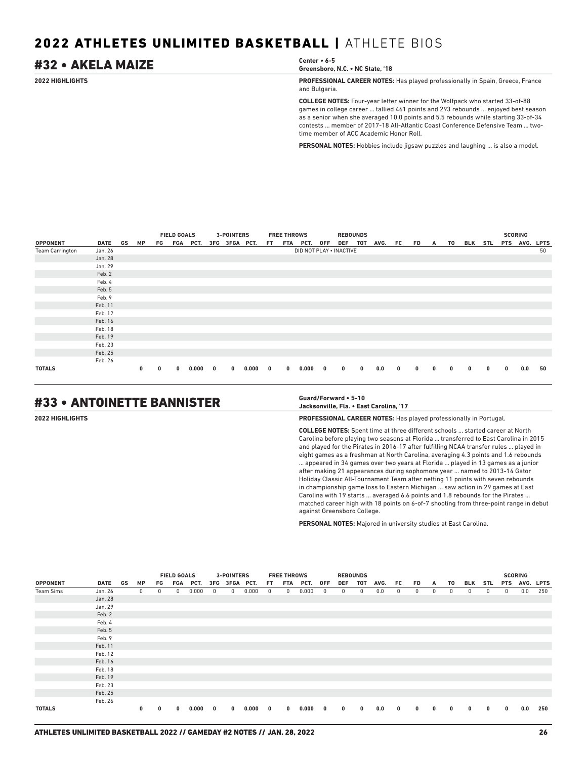## #32 • AKELA MAIZE

**Center • 6-5**
**Greensboro, N.C. • NC State, '18**

**2022 HIGHLIGHTS**

**PROFESSIONAL CAREER NOTES:** Has played professionally in Spain, Greece, France and Bulgaria.

**COLLEGE NOTES:** Four-year letter winner for the Wolfpack who started 33-of-88 games in college career ... tallied 461 points and 293 rebounds ... enjoyed best season as a senior when she averaged 10.0 points and 5.5 rebounds while starting 33-of-34 contests ... member of 2017-18 All-Atlantic Coast Conference Defensive Team ... two-time member of ACC Academic Honor Roll.

**PERSONAL NOTES:** Hobbies include jigsaw puzzles and laughing ... is also a model.

| | | | | FIELD GOALS | | | 3-POINTERS | | | FREE THROWS | | | REBOUNDS | | | | | | | | | | SCORING | | |
|---|---|---|---|---|---|---|---|---|---|---|---|---|---|---|---|---|---|---|---|---|---|---|---|---|---|
| **OPPONENT** | **DATE** | **GS** | **MP** | **FG** | **FGA** | **PCT.** | **3FG** | **3FGA** | **PCT.** | **FT** | **FTA** | **PCT.** | **OFF** | **DEF** | **TOT** | **AVG.** | **FC** | **FD** | **A** | **TO** | **BLK** | **STL** | **PTS** | **AVG.** | **LPTS** |
| Team Carrington | Jan. 26 | DID NOT PLAY • INACTIVE | | | | | | | | | | | | | | | | | | | | | | | 50 |
| | Jan. 28 | | | | | | | | | | | | | | | | | | | | | | | | |
| | Jan. 29 | | | | | | | | | | | | | | | | | | | | | | | | |
| | Feb. 2 | | | | | | | | | | | | | | | | | | | | | | | | |
| | Feb. 4 | | | | | | | | | | | | | | | | | | | | | | | | |
| | Feb. 5 | | | | | | | | | | | | | | | | | | | | | | | | |
| | Feb. 9 | | | | | | | | | | | | | | | | | | | | | | | | |
| | Feb. 11 | | | | | | | | | | | | | | | | | | | | | | | | |
| | Feb. 12 | | | | | | | | | | | | | | | | | | | | | | | | |
| | Feb. 16 | | | | | | | | | | | | | | | | | | | | | | | | |
| | Feb. 18 | | | | | | | | | | | | | | | | | | | | | | | | |
| | Feb. 19 | | | | | | | | | | | | | | | | | | | | | | | | |
| | Feb. 23 | | | | | | | | | | | | | | | | | | | | | | | | |
| | Feb. 25 | | | | | | | | | | | | | | | | | | | | | | | | |
| | Feb. 26 | | | | | | | | | | | | | | | | | | | | | | | | |
| **TOTALS** | | | **0** | **0** | **0** | **0.000** | **0** | **0** | **0.000** | **0** | **0** | **0.000** | **0** | **0** | **0** | **0.0** | **0** | **0** | **0** | **0** | **0** | **0** | **0** | **0.0** | **50** |

## #33 • ANTOINETTE BANNISTER

**Guard/Forward • 5-10**
**Jacksonville, Fla. • East Carolina, '17**

**2022 HIGHLIGHTS**

**PROFESSIONAL CAREER NOTES:** Has played professionally in Portugal.

**COLLEGE NOTES:** Spent time at three different schools ... started career at North Carolina before playing two seasons at Florida ... transferred to East Carolina in 2015 and played for the Pirates in 2016-17 after fulfilling NCAA transfer rules ... played in eight games as a freshman at North Carolina, averaging 4.3 points and 1.6 rebounds ... appeared in 34 games over two years at Florida ... played in 13 games as a junior after making 21 appearances during sophomore year ... named to 2013-14 Gator Holiday Classic All-Tournament Team after netting 11 points with seven rebounds in championship game loss to Eastern Michigan ... saw action in 29 games at East Carolina with 19 starts ... averaged 6.6 points and 1.8 rebounds for the Pirates ... matched career high with 18 points on 6-of-7 shooting from three-point range in debut against Greensboro College.

**PERSONAL NOTES:** Majored in university studies at East Carolina.

| | | | | FIELD GOALS | | | 3-POINTERS | | | FREE THROWS | | | REBOUNDS | | | | | | | | | | SCORING | | |
|---|---|---|---|---|---|---|---|---|---|---|---|---|---|---|---|---|---|---|---|---|---|---|---|---|---|
| **OPPONENT** | **DATE** | **GS** | **MP** | **FG** | **FGA** | **PCT.** | **3FG** | **3FGA** | **PCT.** | **FT** | **FTA** | **PCT.** | **OFF** | **DEF** | **TOT** | **AVG.** | **FC** | **FD** | **A** | **TO** | **BLK** | **STL** | **PTS** | **AVG.** | **LPTS** |
| Team Sims | Jan. 26 | | 0 | 0 | 0 | 0.000 | 0 | 0 | 0.000 | 0 | 0 | 0.000 | 0 | 0 | 0 | 0.0 | 0 | 0 | 0 | 0 | 0 | 0 | 0 | 0.0 | 250 |
| | Jan. 28 | | | | | | | | | | | | | | | | | | | | | | | | |
| | Jan. 29 | | | | | | | | | | | | | | | | | | | | | | | | |
| | Feb. 2 | | | | | | | | | | | | | | | | | | | | | | | | |
| | Feb. 4 | | | | | | | | | | | | | | | | | | | | | | | | |
| | Feb. 5 | | | | | | | | | | | | | | | | | | | | | | | | |
| | Feb. 9 | | | | | | | | | | | | | | | | | | | | | | | | |
| | Feb. 11 | | | | | | | | | | | | | | | | | | | | | | | | |
| | Feb. 12 | | | | | | | | | | | | | | | | | | | | | | | | |
| | Feb. 16 | | | | | | | | | | | | | | | | | | | | | | | | |
| | Feb. 18 | | | | | | | | | | | | | | | | | | | | | | | | |
| | Feb. 19 | | | | | | | | | | | | | | | | | | | | | | | | |
| | Feb. 23 | | | | | | | | | | | | | | | | | | | | | | | | |
| | Feb. 25 | | | | | | | | | | | | | | | | | | | | | | | | |
| | Feb. 26 | | | | | | | | | | | | | | | | | | | | | | | | |
| **TOTALS** | | | **0** | **0** | **0** | **0.000** | **0** | **0** | **0.000** | **0** | **0** | **0.000** | **0** | **0** | **0** | **0.0** | **0** | **0** | **0** | **0** | **0** | **0** | **0** | **0.0** | **250** |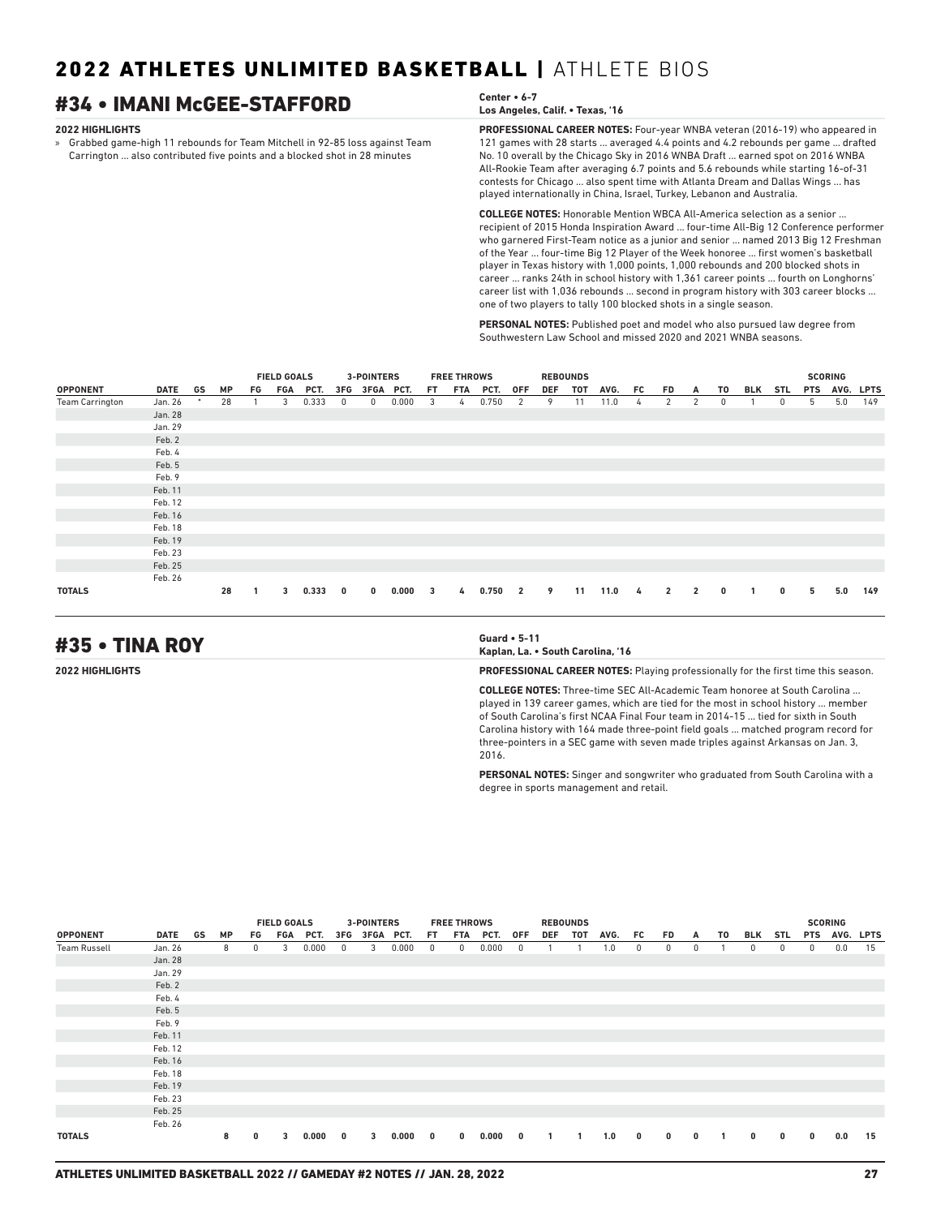# 2022 ATHLETES UNLIMITED BASKETBALL | ATHLETE BIOS

## #34 • IMANI McGEE-STAFFORD

**Center • 6-7**
**Los Angeles, Calif. • Texas, '16**

**2022 HIGHLIGHTS**

» Grabbed game-high 11 rebounds for Team Mitchell in 92-85 loss against Team Carrington ... also contributed five points and a blocked shot in 28 minutes

**PROFESSIONAL CAREER NOTES:** Four-year WNBA veteran (2016-19) who appeared in 121 games with 28 starts ... averaged 4.4 points and 4.2 rebounds per game ... drafted No. 10 overall by the Chicago Sky in 2016 WNBA Draft ... earned spot on 2016 WNBA All-Rookie Team after averaging 6.7 points and 5.6 rebounds while starting 16-of-31 contests for Chicago ... also spent time with Atlanta Dream and Dallas Wings ... has played internationally in China, Israel, Turkey, Lebanon and Australia.

**COLLEGE NOTES:** Honorable Mention WBCA All-America selection as a senior ... recipient of 2015 Honda Inspiration Award ... four-time All-Big 12 Conference performer who garnered First-Team notice as a junior and senior ... named 2013 Big 12 Freshman of the Year ... four-time Big 12 Player of the Week honoree ... first women's basketball player in Texas history with 1,000 points, 1,000 rebounds and 200 blocked shots in career ... ranks 24th in school history with 1,361 career points ... fourth on Longhorns' career list with 1,036 rebounds ... second in program history with 303 career blocks ... one of two players to tally 100 blocked shots in a single season.

**PERSONAL NOTES:** Published poet and model who also pursued law degree from Southwestern Law School and missed 2020 and 2021 WNBA seasons.

| | | | | FIELD GOALS | | | 3-POINTERS | | | FREE THROWS | | | REBOUNDS | | | | | | | | | | SCORING | | |
|---|---|---|---|---|---|---|---|---|---|---|---|---|---|---|---|---|---|---|---|---|---|---|---|---|---|
| **OPPONENT** | **DATE** | **GS** | **MP** | **FG** | **FGA** | **PCT.** | **3FG** | **3FGA** | **PCT.** | **FT** | **FTA** | **PCT.** | **OFF** | **DEF** | **TOT** | **AVG.** | **FC** | **FD** | **A** | **TO** | **BLK** | **STL** | **PTS** | **AVG.** | **LPTS** |
| Team Carrington | Jan. 26 | * | 28 | 1 | 3 | 0.333 | 0 | 0 | 0.000 | 3 | 4 | 0.750 | 2 | 9 | 11 | 11.0 | 4 | 2 | 2 | 0 | 1 | 0 | 5 | 5.0 | 149 |
| | Jan. 28 | | | | | | | | | | | | | | | | | | | | | | | | |
| | Jan. 29 | | | | | | | | | | | | | | | | | | | | | | | | |
| | Feb. 2 | | | | | | | | | | | | | | | | | | | | | | | | |
| | Feb. 4 | | | | | | | | | | | | | | | | | | | | | | | | |
| | Feb. 5 | | | | | | | | | | | | | | | | | | | | | | | | |
| | Feb. 9 | | | | | | | | | | | | | | | | | | | | | | | | |
| | Feb. 11 | | | | | | | | | | | | | | | | | | | | | | | | |
| | Feb. 12 | | | | | | | | | | | | | | | | | | | | | | | | |
| | Feb. 16 | | | | | | | | | | | | | | | | | | | | | | | | |
| | Feb. 18 | | | | | | | | | | | | | | | | | | | | | | | | |
| | Feb. 19 | | | | | | | | | | | | | | | | | | | | | | | | |
| | Feb. 23 | | | | | | | | | | | | | | | | | | | | | | | | |
| | Feb. 25 | | | | | | | | | | | | | | | | | | | | | | | | |
| | Feb. 26 | | | | | | | | | | | | | | | | | | | | | | | | |
| **TOTALS** | | | **28** | **1** | **3** | **0.333** | **0** | **0** | **0.000** | **3** | **4** | **0.750** | **2** | **9** | **11** | **11.0** | **4** | **2** | **2** | **0** | **1** | **0** | **5** | **5.0** | **149** |

## #35 • TINA ROY

**Guard • 5-11**
**Kaplan, La. • South Carolina, '16**

**2022 HIGHLIGHTS**

**PROFESSIONAL CAREER NOTES:** Playing professionally for the first time this season.

**COLLEGE NOTES:** Three-time SEC All-Academic Team honoree at South Carolina ... played in 139 career games, which are tied for the most in school history ... member of South Carolina's first NCAA Final Four team in 2014-15 ... tied for sixth in South Carolina history with 164 made three-point field goals ... matched program record for three-pointers in a SEC game with seven made triples against Arkansas on Jan. 3, 2016.

**PERSONAL NOTES:** Singer and songwriter who graduated from South Carolina with a degree in sports management and retail.

| | | | | FIELD GOALS | | | 3-POINTERS | | | FREE THROWS | | | REBOUNDS | | | | | | | | | | SCORING | | |
|---|---|---|---|---|---|---|---|---|---|---|---|---|---|---|---|---|---|---|---|---|---|---|---|---|---|
| **OPPONENT** | **DATE** | **GS** | **MP** | **FG** | **FGA** | **PCT.** | **3FG** | **3FGA** | **PCT.** | **FT** | **FTA** | **PCT.** | **OFF** | **DEF** | **TOT** | **AVG.** | **FC** | **FD** | **A** | **TO** | **BLK** | **STL** | **PTS** | **AVG.** | **LPTS** |
| Team Russell | Jan. 26 | | 8 | 0 | 3 | 0.000 | 0 | 3 | 0.000 | 0 | 0 | 0.000 | 0 | 1 | 1 | 1.0 | 0 | 0 | 0 | 1 | 0 | 0 | 0 | 0.0 | 15 |
| | Jan. 28 | | | | | | | | | | | | | | | | | | | | | | | | |
| | Jan. 29 | | | | | | | | | | | | | | | | | | | | | | | | |
| | Feb. 2 | | | | | | | | | | | | | | | | | | | | | | | | |
| | Feb. 4 | | | | | | | | | | | | | | | | | | | | | | | | |
| | Feb. 5 | | | | | | | | | | | | | | | | | | | | | | | | |
| | Feb. 9 | | | | | | | | | | | | | | | | | | | | | | | | |
| | Feb. 11 | | | | | | | | | | | | | | | | | | | | | | | | |
| | Feb. 12 | | | | | | | | | | | | | | | | | | | | | | | | |
| | Feb. 16 | | | | | | | | | | | | | | | | | | | | | | | | |
| | Feb. 18 | | | | | | | | | | | | | | | | | | | | | | | | |
| | Feb. 19 | | | | | | | | | | | | | | | | | | | | | | | | |
| | Feb. 23 | | | | | | | | | | | | | | | | | | | | | | | | |
| | Feb. 25 | | | | | | | | | | | | | | | | | | | | | | | | |
| | Feb. 26 | | | | | | | | | | | | | | | | | | | | | | | | |
| **TOTALS** | | | **8** | **0** | **3** | **0.000** | **0** | **3** | **0.000** | **0** | **0** | **0.000** | **0** | **1** | **1** | **1.0** | **0** | **0** | **0** | **1** | **0** | **0** | **0** | **0.0** | **15** |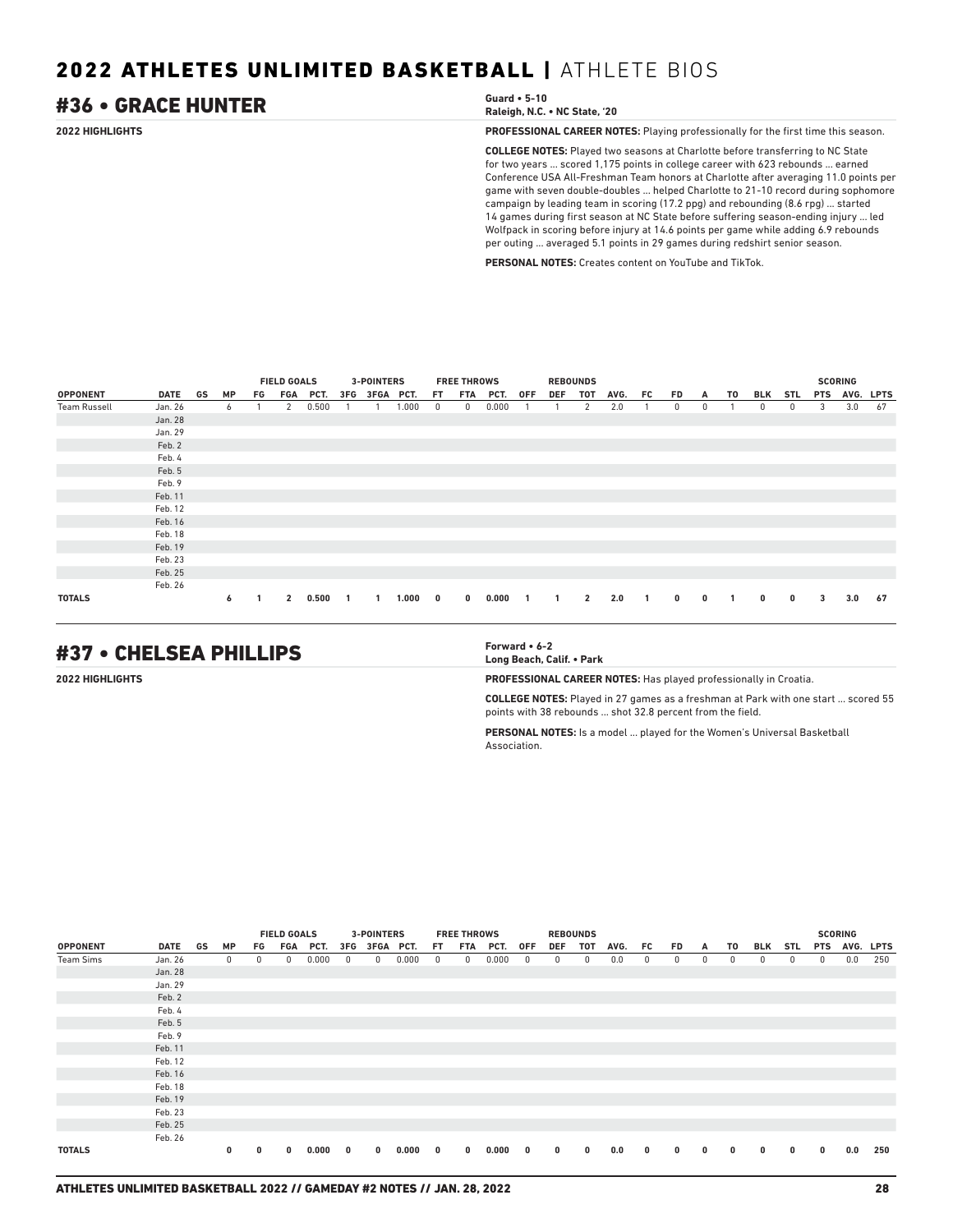# 2022 ATHLETES UNLIMITED BASKETBALL | ATHLETE BIOS

## #36 • GRACE HUNTER

**Guard • 5-10**
**Raleigh, N.C. • NC State, '20**

**2022 HIGHLIGHTS**

**PROFESSIONAL CAREER NOTES:** Playing professionally for the first time this season.

**COLLEGE NOTES:** Played two seasons at Charlotte before transferring to NC State for two years ... scored 1,175 points in college career with 623 rebounds ... earned Conference USA All-Freshman Team honors at Charlotte after averaging 11.0 points per game with seven double-doubles ... helped Charlotte to 21-10 record during sophomore campaign by leading team in scoring (17.2 ppg) and rebounding (8.6 rpg) ... started 14 games during first season at NC State before suffering season-ending injury ... led Wolfpack in scoring before injury at 14.6 points per game while adding 6.9 rebounds per outing ... averaged 5.1 points in 29 games during redshirt senior season.

**PERSONAL NOTES:** Creates content on YouTube and TikTok.

| | | | | FIELD GOALS | | | 3-POINTERS | | | FREE THROWS | | | REBOUNDS | | | | | | | | | | SCORING | | |
|---|---|---|---|---|---|---|---|---|---|---|---|---|---|---|---|---|---|---|---|---|---|---|---|---|---|
| OPPONENT | DATE | GS | MP | FG | FGA | PCT. | 3FG | 3FGA | PCT. | FT | FTA | PCT. | OFF | DEF | TOT | AVG. | FC | FD | A | TO | BLK | STL | PTS | AVG. | LPTS |
| Team Russell | Jan. 26 | | 6 | 1 | 2 | 0.500 | 1 | 1 | 1.000 | 0 | 0 | 0.000 | 1 | 1 | 2 | 2.0 | 1 | 0 | 0 | 1 | 0 | 0 | 3 | 3.0 | 67 |
| | Jan. 28 | | | | | | | | | | | | | | | | | | | | | | | | |
| | Jan. 29 | | | | | | | | | | | | | | | | | | | | | | | | |
| | Feb. 2 | | | | | | | | | | | | | | | | | | | | | | | | |
| | Feb. 4 | | | | | | | | | | | | | | | | | | | | | | | | |
| | Feb. 5 | | | | | | | | | | | | | | | | | | | | | | | | |
| | Feb. 9 | | | | | | | | | | | | | | | | | | | | | | | | |
| | Feb. 11 | | | | | | | | | | | | | | | | | | | | | | | | |
| | Feb. 12 | | | | | | | | | | | | | | | | | | | | | | | | |
| | Feb. 16 | | | | | | | | | | | | | | | | | | | | | | | | |
| | Feb. 18 | | | | | | | | | | | | | | | | | | | | | | | | |
| | Feb. 19 | | | | | | | | | | | | | | | | | | | | | | | | |
| | Feb. 23 | | | | | | | | | | | | | | | | | | | | | | | | |
| | Feb. 25 | | | | | | | | | | | | | | | | | | | | | | | | |
| | Feb. 26 | | | | | | | | | | | | | | | | | | | | | | | | |
| **TOTALS** | | | **6** | **1** | **2** | **0.500** | **1** | **1** | **1.000** | **0** | **0** | **0.000** | **1** | **1** | **2** | **2.0** | **1** | **0** | **0** | **1** | **0** | **0** | **3** | **3.0** | **67** |

## #37 • CHELSEA PHILLIPS

**Forward • 6-2**
**Long Beach, Calif. • Park**

**2022 HIGHLIGHTS**

**PROFESSIONAL CAREER NOTES:** Has played professionally in Croatia.

**COLLEGE NOTES:** Played in 27 games as a freshman at Park with one start ... scored 55 points with 38 rebounds ... shot 32.8 percent from the field.

**PERSONAL NOTES:** Is a model ... played for the Women's Universal Basketball Association.

| | | | | FIELD GOALS | | | 3-POINTERS | | | FREE THROWS | | | REBOUNDS | | | | | | | | | | SCORING | | |
|---|---|---|---|---|---|---|---|---|---|---|---|---|---|---|---|---|---|---|---|---|---|---|---|---|---|
| OPPONENT | DATE | GS | MP | FG | FGA | PCT. | 3FG | 3FGA | PCT. | FT | FTA | PCT. | OFF | DEF | TOT | AVG. | FC | FD | A | TO | BLK | STL | PTS | AVG. | LPTS |
| Team Sims | Jan. 26 | | 0 | 0 | 0 | 0.000 | 0 | 0 | 0.000 | 0 | 0 | 0.000 | 0 | 0 | 0 | 0.0 | 0 | 0 | 0 | 0 | 0 | 0 | 0 | 0.0 | 250 |
| | Jan. 28 | | | | | | | | | | | | | | | | | | | | | | | | |
| | Jan. 29 | | | | | | | | | | | | | | | | | | | | | | | | |
| | Feb. 2 | | | | | | | | | | | | | | | | | | | | | | | | |
| | Feb. 4 | | | | | | | | | | | | | | | | | | | | | | | | |
| | Feb. 5 | | | | | | | | | | | | | | | | | | | | | | | | |
| | Feb. 9 | | | | | | | | | | | | | | | | | | | | | | | | |
| | Feb. 11 | | | | | | | | | | | | | | | | | | | | | | | | |
| | Feb. 12 | | | | | | | | | | | | | | | | | | | | | | | | |
| | Feb. 16 | | | | | | | | | | | | | | | | | | | | | | | | |
| | Feb. 18 | | | | | | | | | | | | | | | | | | | | | | | | |
| | Feb. 19 | | | | | | | | | | | | | | | | | | | | | | | | |
| | Feb. 23 | | | | | | | | | | | | | | | | | | | | | | | | |
| | Feb. 25 | | | | | | | | | | | | | | | | | | | | | | | | |
| | Feb. 26 | | | | | | | | | | | | | | | | | | | | | | | | |
| **TOTALS** | | | **0** | **0** | **0** | **0.000** | **0** | **0** | **0.000** | **0** | **0** | **0.000** | **0** | **0** | **0** | **0.0** | **0** | **0** | **0** | **0** | **0** | **0** | **0** | **0.0** | **250** |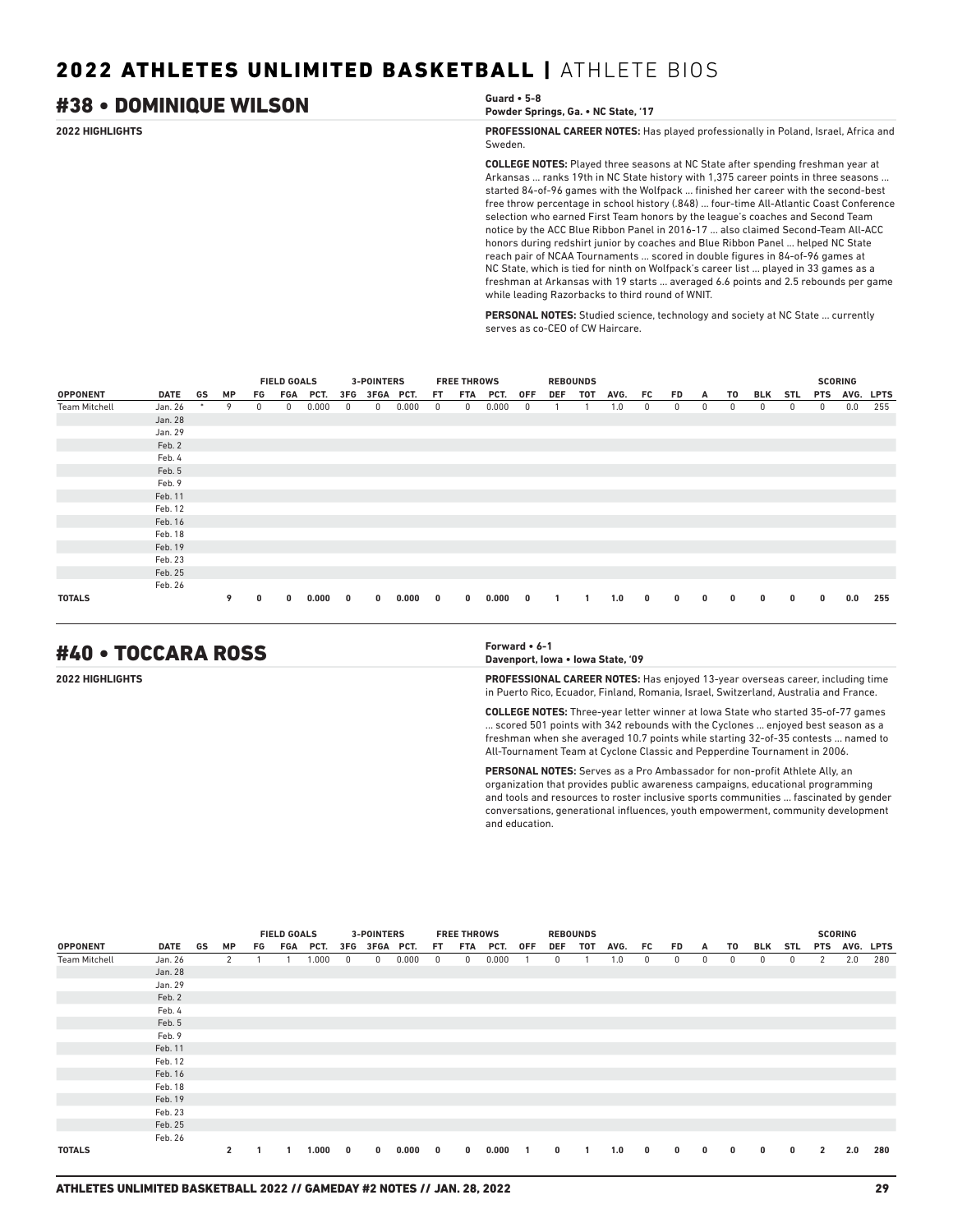## 2022 ATHLETES UNLIMITED BASKETBALL | ATHLETE BIOS

## #38 • DOMINIQUE WILSON

**Guard • 5-8**
**Powder Springs, Ga. • NC State, '17**

**2022 HIGHLIGHTS**

**PROFESSIONAL CAREER NOTES:** Has played professionally in Poland, Israel, Africa and Sweden.

**COLLEGE NOTES:** Played three seasons at NC State after spending freshman year at Arkansas ... ranks 19th in NC State history with 1,375 career points in three seasons ... started 84-of-96 games with the Wolfpack ... finished her career with the second-best free throw percentage in school history (.848) ... four-time All-Atlantic Coast Conference selection who earned First Team honors by the league's coaches and Second Team notice by the ACC Blue Ribbon Panel in 2016-17 ... also claimed Second-Team All-ACC honors during redshirt junior by coaches and Blue Ribbon Panel ... helped NC State reach pair of NCAA Tournaments ... scored in double figures in 84-of-96 games at NC State, which is tied for ninth on Wolfpack's career list ... played in 33 games as a freshman at Arkansas with 19 starts ... averaged 6.6 points and 2.5 rebounds per game while leading Razorbacks to third round of WNIT.

**PERSONAL NOTES:** Studied science, technology and society at NC State ... currently serves as co-CEO of CW Haircare.

| | | | | FIELD GOALS | | | 3-POINTERS | | | FREE THROWS | | | REBOUNDS | | | | | | | | | | SCORING | | |
|---|---|---|---|---|---|---|---|---|---|---|---|---|---|---|---|---|---|---|---|---|---|---|---|---|---|
| OPPONENT | DATE | GS | MP | FG | FGA | PCT. | 3FG | 3FGA | PCT. | FT | FTA | PCT. | OFF | DEF | TOT | AVG. | FC | FD | A | TO | BLK | STL | PTS | AVG. | LPTS |
| Team Mitchell | Jan. 26 | * | 9 | 0 | 0 | 0.000 | 0 | 0 | 0.000 | 0 | 0 | 0.000 | 0 | 1 | 1 | 1.0 | 0 | 0 | 0 | 0 | 0 | 0 | 0 | 0.0 | 255 |
| | Jan. 28 | | | | | | | | | | | | | | | | | | | | | | | | |
| | Jan. 29 | | | | | | | | | | | | | | | | | | | | | | | | |
| | Feb. 2 | | | | | | | | | | | | | | | | | | | | | | | | |
| | Feb. 4 | | | | | | | | | | | | | | | | | | | | | | | | |
| | Feb. 5 | | | | | | | | | | | | | | | | | | | | | | | | |
| | Feb. 9 | | | | | | | | | | | | | | | | | | | | | | | | |
| | Feb. 11 | | | | | | | | | | | | | | | | | | | | | | | | |
| | Feb. 12 | | | | | | | | | | | | | | | | | | | | | | | | |
| | Feb. 16 | | | | | | | | | | | | | | | | | | | | | | | | |
| | Feb. 18 | | | | | | | | | | | | | | | | | | | | | | | | |
| | Feb. 19 | | | | | | | | | | | | | | | | | | | | | | | | |
| | Feb. 23 | | | | | | | | | | | | | | | | | | | | | | | | |
| | Feb. 25 | | | | | | | | | | | | | | | | | | | | | | | | |
| | Feb. 26 | | | | | | | | | | | | | | | | | | | | | | | | |
| **TOTALS** | | | **9** | **0** | **0** | **0.000** | **0** | **0** | **0.000** | **0** | **0** | **0.000** | **0** | **1** | **1** | **1.0** | **0** | **0** | **0** | **0** | **0** | **0** | **0** | **0.0** | **255** |

## #40 • TOCCARA ROSS

**Forward • 6-1**
**Davenport, Iowa • Iowa State, '09**

**2022 HIGHLIGHTS**

**PROFESSIONAL CAREER NOTES:** Has enjoyed 13-year overseas career, including time in Puerto Rico, Ecuador, Finland, Romania, Israel, Switzerland, Australia and France.

**COLLEGE NOTES:** Three-year letter winner at Iowa State who started 35-of-77 games ... scored 501 points with 342 rebounds with the Cyclones ... enjoyed best season as a freshman when she averaged 10.7 points while starting 32-of-35 contests ... named to All-Tournament Team at Cyclone Classic and Pepperdine Tournament in 2006.

**PERSONAL NOTES:** Serves as a Pro Ambassador for non-profit Athlete Ally, an organization that provides public awareness campaigns, educational programming and tools and resources to roster inclusive sports communities ... fascinated by gender conversations, generational influences, youth empowerment, community development and education.

| | | | | FIELD GOALS | | | 3-POINTERS | | | FREE THROWS | | | REBOUNDS | | | | | | | | | | SCORING | | |
|---|---|---|---|---|---|---|---|---|---|---|---|---|---|---|---|---|---|---|---|---|---|---|---|---|---|
| OPPONENT | DATE | GS | MP | FG | FGA | PCT. | 3FG | 3FGA | PCT. | FT | FTA | PCT. | OFF | DEF | TOT | AVG. | FC | FD | A | TO | BLK | STL | PTS | AVG. | LPTS |
| Team Mitchell | Jan. 26 | | 2 | 1 | 1 | 1.000 | 0 | 0 | 0.000 | 0 | 0 | 0.000 | 1 | 0 | 1 | 1.0 | 0 | 0 | 0 | 0 | 0 | 0 | 2 | 2.0 | 280 |
| | Jan. 28 | | | | | | | | | | | | | | | | | | | | | | | | |
| | Jan. 29 | | | | | | | | | | | | | | | | | | | | | | | | |
| | Feb. 2 | | | | | | | | | | | | | | | | | | | | | | | | |
| | Feb. 4 | | | | | | | | | | | | | | | | | | | | | | | | |
| | Feb. 5 | | | | | | | | | | | | | | | | | | | | | | | | |
| | Feb. 9 | | | | | | | | | | | | | | | | | | | | | | | | |
| | Feb. 11 | | | | | | | | | | | | | | | | | | | | | | | | |
| | Feb. 12 | | | | | | | | | | | | | | | | | | | | | | | | |
| | Feb. 16 | | | | | | | | | | | | | | | | | | | | | | | | |
| | Feb. 18 | | | | | | | | | | | | | | | | | | | | | | | | |
| | Feb. 19 | | | | | | | | | | | | | | | | | | | | | | | | |
| | Feb. 23 | | | | | | | | | | | | | | | | | | | | | | | | |
| | Feb. 25 | | | | | | | | | | | | | | | | | | | | | | | | |
| | Feb. 26 | | | | | | | | | | | | | | | | | | | | | | | | |
| **TOTALS** | | | **2** | **1** | **1** | **1.000** | **0** | **0** | **0.000** | **0** | **0** | **0.000** | **1** | **0** | **1** | **1.0** | **0** | **0** | **0** | **0** | **0** | **0** | **2** | **2.0** | **280** |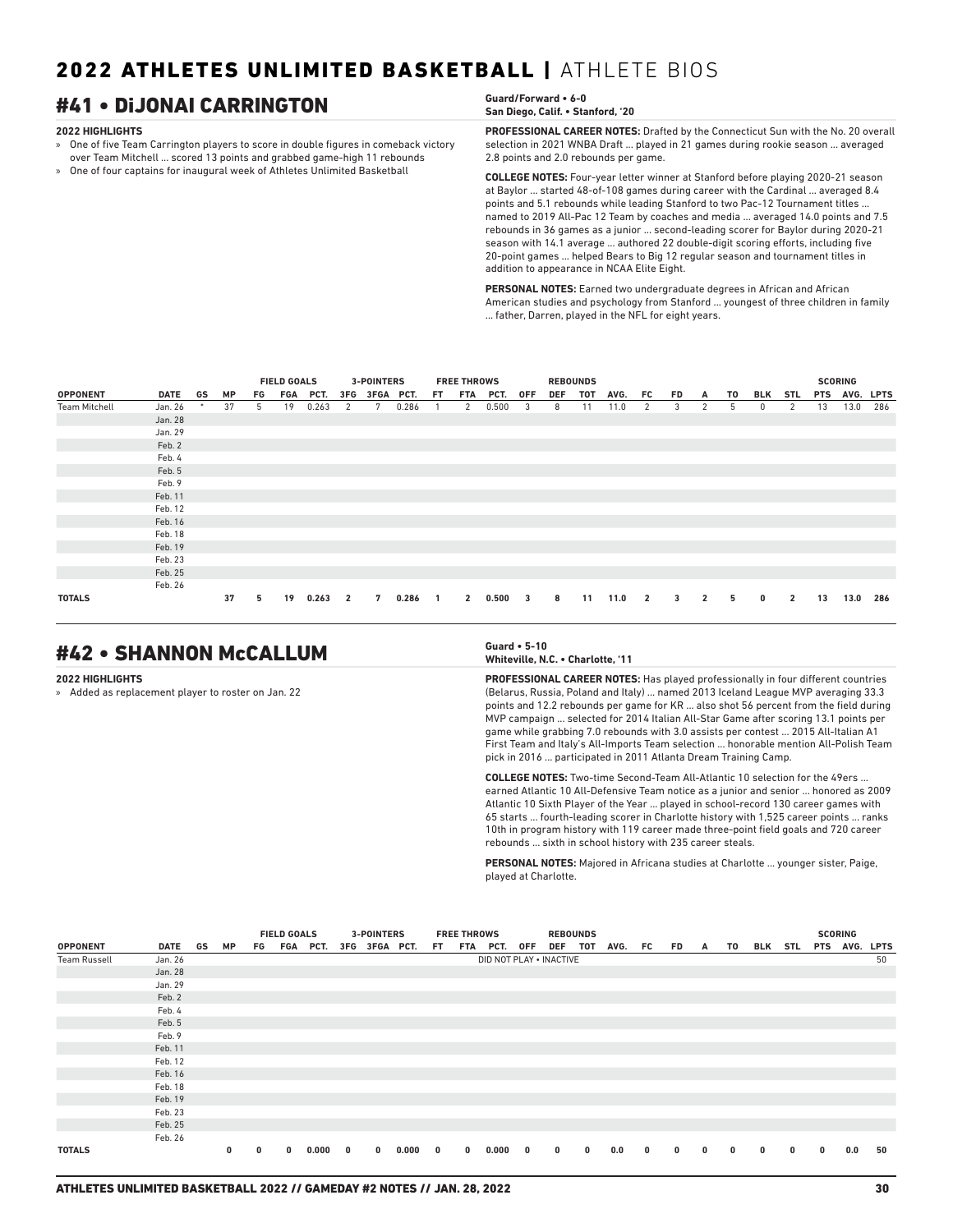# 2022 ATHLETES UNLIMITED BASKETBALL | ATHLETE BIOS

## #41 • DiJONAI CARRINGTON

**Guard/Forward • 6-0**
**San Diego, Calif. • Stanford, '20**

**2022 HIGHLIGHTS**

- One of five Team Carrington players to score in double figures in comeback victory over Team Mitchell ... scored 13 points and grabbed game-high 11 rebounds
- One of four captains for inaugural week of Athletes Unlimited Basketball

**PROFESSIONAL CAREER NOTES:** Drafted by the Connecticut Sun with the No. 20 overall selection in 2021 WNBA Draft ... played in 21 games during rookie season ... averaged 2.8 points and 2.0 rebounds per game.

**COLLEGE NOTES:** Four-year letter winner at Stanford before playing 2020-21 season at Baylor ... started 48-of-108 games during career with the Cardinal ... averaged 8.4 points and 5.1 rebounds while leading Stanford to two Pac-12 Tournament titles ... named to 2019 All-Pac 12 Team by coaches and media ... averaged 14.0 points and 7.5 rebounds in 36 games as a junior ... second-leading scorer for Baylor during 2020-21 season with 14.1 average ... authored 22 double-digit scoring efforts, including five 20-point games ... helped Bears to Big 12 regular season and tournament titles in addition to appearance in NCAA Elite Eight.

**PERSONAL NOTES:** Earned two undergraduate degrees in African and African American studies and psychology from Stanford ... youngest of three children in family ... father, Darren, played in the NFL for eight years.

| | | | | FIELD GOALS | | | 3-POINTERS | | | FREE THROWS | | | REBOUNDS | | | | | | | | | | SCORING | | |
|---|---|---|---|---|---|---|---|---|---|---|---|---|---|---|---|---|---|---|---|---|---|---|---|---|---|
| OPPONENT | DATE | GS | MP | FG | FGA | PCT. | 3FG | 3FGA | PCT. | FT | FTA | PCT. | OFF | DEF | TOT | AVG. | FC | FD | A | TO | BLK | STL | PTS | AVG. | LPTS |
| Team Mitchell | Jan. 26 | * | 37 | 5 | 19 | 0.263 | 2 | 7 | 0.286 | 1 | 2 | 0.500 | 3 | 8 | 11 | 11.0 | 2 | 3 | 2 | 5 | 0 | 2 | 13 | 13.0 | 286 |
| | Jan. 28 | | | | | | | | | | | | | | | | | | | | | | | | |
| | Jan. 29 | | | | | | | | | | | | | | | | | | | | | | | | |
| | Feb. 2 | | | | | | | | | | | | | | | | | | | | | | | | |
| | Feb. 4 | | | | | | | | | | | | | | | | | | | | | | | | |
| | Feb. 5 | | | | | | | | | | | | | | | | | | | | | | | | |
| | Feb. 9 | | | | | | | | | | | | | | | | | | | | | | | | |
| | Feb. 11 | | | | | | | | | | | | | | | | | | | | | | | | |
| | Feb. 12 | | | | | | | | | | | | | | | | | | | | | | | | |
| | Feb. 16 | | | | | | | | | | | | | | | | | | | | | | | | |
| | Feb. 18 | | | | | | | | | | | | | | | | | | | | | | | | |
| | Feb. 19 | | | | | | | | | | | | | | | | | | | | | | | | |
| | Feb. 23 | | | | | | | | | | | | | | | | | | | | | | | | |
| | Feb. 25 | | | | | | | | | | | | | | | | | | | | | | | | |
| | Feb. 26 | | | | | | | | | | | | | | | | | | | | | | | | |
| **TOTALS** | | | **37** | **5** | **19** | **0.263** | **2** | **7** | **0.286** | **1** | **2** | **0.500** | **3** | **8** | **11** | **11.0** | **2** | **3** | **2** | **5** | **0** | **2** | **13** | **13.0** | **286** |

## #42 • SHANNON McCALLUM

**Guard • 5-10**
**Whiteville, N.C. • Charlotte, '11**

**2022 HIGHLIGHTS**

- Added as replacement player to roster on Jan. 22

**PROFESSIONAL CAREER NOTES:** Has played professionally in four different countries (Belarus, Russia, Poland and Italy) ... named 2013 Iceland League MVP averaging 33.3 points and 12.2 rebounds per game for KR ... also shot 56 percent from the field during MVP campaign ... selected for 2014 Italian All-Star Game after scoring 13.1 points per game while grabbing 7.0 rebounds with 3.0 assists per contest ... 2015 All-Italian A1 First Team and Italy's All-Imports Team selection ... honorable mention All-Polish Team pick in 2016 ... participated in 2011 Atlanta Dream Training Camp.

**COLLEGE NOTES:** Two-time Second-Team All-Atlantic 10 selection for the 49ers ... earned Atlantic 10 All-Defensive Team notice as a junior and senior ... honored as 2009 Atlantic 10 Sixth Player of the Year ... played in school-record 130 career games with 65 starts ... fourth-leading scorer in Charlotte history with 1,525 career points ... ranks 10th in program history with 119 career made three-point field goals and 720 career rebounds ... sixth in school history with 235 career steals.

**PERSONAL NOTES:** Majored in Africana studies at Charlotte ... younger sister, Paige, played at Charlotte.

| | | | | FIELD GOALS | | | 3-POINTERS | | | FREE THROWS | | | REBOUNDS | | | | | | | | | | SCORING | | |
|---|---|---|---|---|---|---|---|---|---|---|---|---|---|---|---|---|---|---|---|---|---|---|---|---|---|
| OPPONENT | DATE | GS | MP | FG | FGA | PCT. | 3FG | 3FGA | PCT. | FT | FTA | PCT. | OFF | DEF | TOT | AVG. | FC | FD | A | TO | BLK | STL | PTS | AVG. | LPTS |
| Team Russell | Jan. 26 | DID NOT PLAY • INACTIVE | | | | | | | | | | | | | | | | | | | | | | | 50 |
| | Jan. 28 | | | | | | | | | | | | | | | | | | | | | | | | |
| | Jan. 29 | | | | | | | | | | | | | | | | | | | | | | | | |
| | Feb. 2 | | | | | | | | | | | | | | | | | | | | | | | | |
| | Feb. 4 | | | | | | | | | | | | | | | | | | | | | | | | |
| | Feb. 5 | | | | | | | | | | | | | | | | | | | | | | | | |
| | Feb. 9 | | | | | | | | | | | | | | | | | | | | | | | | |
| | Feb. 11 | | | | | | | | | | | | | | | | | | | | | | | | |
| | Feb. 12 | | | | | | | | | | | | | | | | | | | | | | | | |
| | Feb. 16 | | | | | | | | | | | | | | | | | | | | | | | | |
| | Feb. 18 | | | | | | | | | | | | | | | | | | | | | | | | |
| | Feb. 19 | | | | | | | | | | | | | | | | | | | | | | | | |
| | Feb. 23 | | | | | | | | | | | | | | | | | | | | | | | | |
| | Feb. 25 | | | | | | | | | | | | | | | | | | | | | | | | |
| | Feb. 26 | | | | | | | | | | | | | | | | | | | | | | | | |
| **TOTALS** | | | **0** | **0** | **0** | **0.000** | **0** | **0** | **0.000** | **0** | **0** | **0.000** | **0** | **0** | **0** | **0.0** | **0** | **0** | **0** | **0** | **0** | **0** | **0** | **0.0** | **50** |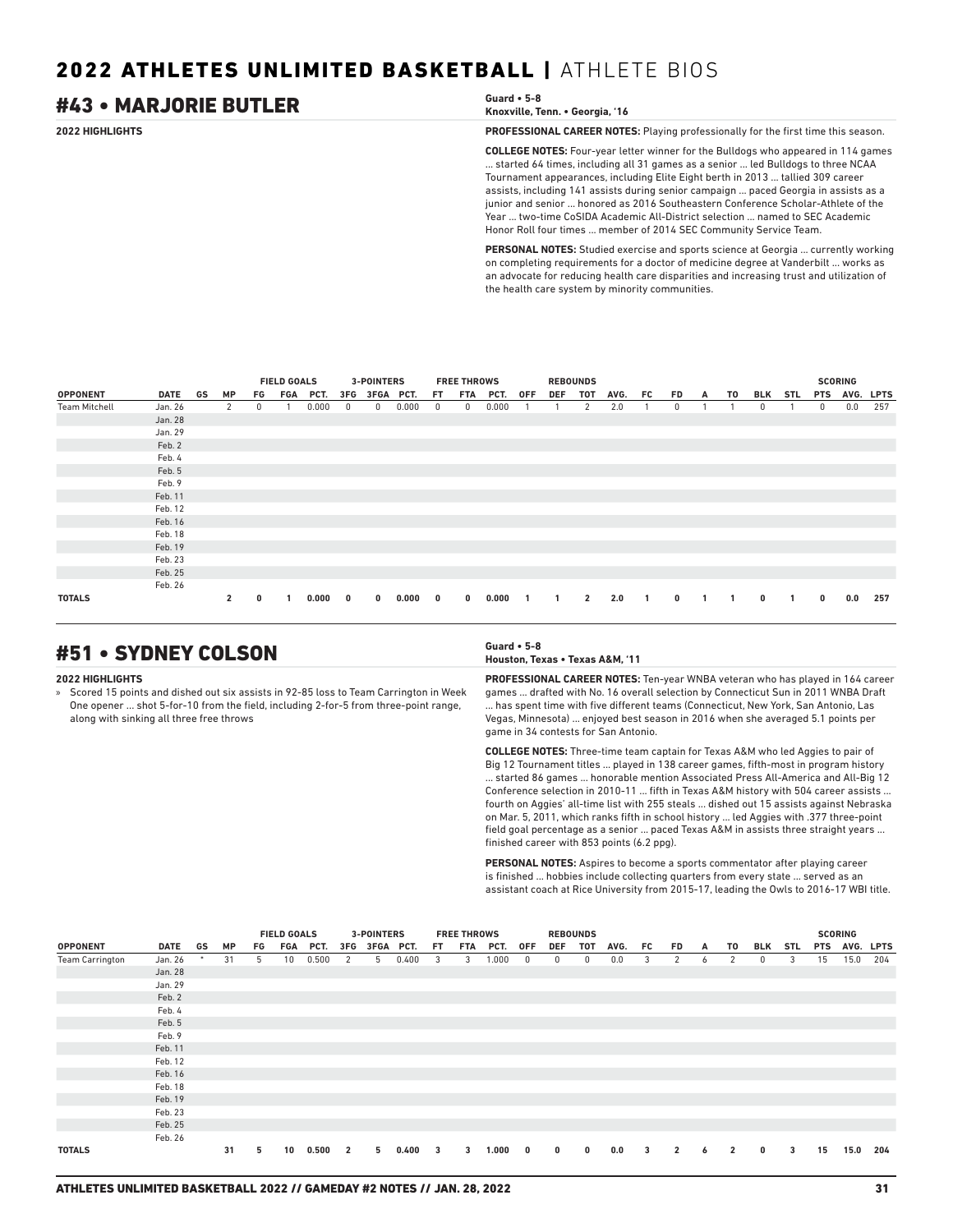# 2022 ATHLETES UNLIMITED BASKETBALL | ATHLETE BIOS

## #43 • MARJORIE BUTLER

**Guard • 5-8**
**Knoxville, Tenn. • Georgia, '16**

**2022 HIGHLIGHTS**

**PROFESSIONAL CAREER NOTES:** Playing professionally for the first time this season.

**COLLEGE NOTES:** Four-year letter winner for the Bulldogs who appeared in 114 games ... started 64 times, including all 31 games as a senior ... led Bulldogs to three NCAA Tournament appearances, including Elite Eight berth in 2013 ... tallied 309 career assists, including 141 assists during senior campaign ... paced Georgia in assists as a junior and senior ... honored as 2016 Southeastern Conference Scholar-Athlete of the Year ... two-time CoSIDA Academic All-District selection ... named to SEC Academic Honor Roll four times ... member of 2014 SEC Community Service Team.

**PERSONAL NOTES:** Studied exercise and sports science at Georgia ... currently working on completing requirements for a doctor of medicine degree at Vanderbilt ... works as an advocate for reducing health care disparities and increasing trust and utilization of the health care system by minority communities.

| | | | | FIELD GOALS | | | 3-POINTERS | | | FREE THROWS | | | REBOUNDS | | | | | | | | | | SCORING | | |
|---|---|---|---|---|---|---|---|---|---|---|---|---|---|---|---|---|---|---|---|---|---|---|---|---|---|
| OPPONENT | DATE | GS | MP | FG | FGA | PCT. | 3FG | 3FGA | PCT. | FT | FTA | PCT. | OFF | DEF | TOT | AVG. | FC | FD | A | TO | BLK | STL | PTS | AVG. | LPTS |
| Team Mitchell | Jan. 26 | | 2 | 0 | 1 | 0.000 | 0 | 0 | 0.000 | 0 | 0 | 0.000 | 1 | 1 | 2 | 2.0 | 1 | 0 | 1 | 1 | 0 | 1 | 0 | 0.0 | 257 |
| | Jan. 28 | | | | | | | | | | | | | | | | | | | | | | | | |
| | Jan. 29 | | | | | | | | | | | | | | | | | | | | | | | | |
| | Feb. 2 | | | | | | | | | | | | | | | | | | | | | | | | |
| | Feb. 4 | | | | | | | | | | | | | | | | | | | | | | | | |
| | Feb. 5 | | | | | | | | | | | | | | | | | | | | | | | | |
| | Feb. 9 | | | | | | | | | | | | | | | | | | | | | | | | |
| | Feb. 11 | | | | | | | | | | | | | | | | | | | | | | | | |
| | Feb. 12 | | | | | | | | | | | | | | | | | | | | | | | | |
| | Feb. 16 | | | | | | | | | | | | | | | | | | | | | | | | |
| | Feb. 18 | | | | | | | | | | | | | | | | | | | | | | | | |
| | Feb. 19 | | | | | | | | | | | | | | | | | | | | | | | | |
| | Feb. 23 | | | | | | | | | | | | | | | | | | | | | | | | |
| | Feb. 25 | | | | | | | | | | | | | | | | | | | | | | | | |
| | Feb. 26 | | | | | | | | | | | | | | | | | | | | | | | | |
| **TOTALS** | | | **2** | **0** | **1** | **0.000** | **0** | **0** | **0.000** | **0** | **0** | **0.000** | **1** | **1** | **2** | **2.0** | **1** | **0** | **1** | **1** | **0** | **1** | **0** | **0.0** | **257** |

## #51 • SYDNEY COLSON

**Guard • 5-8**
**Houston, Texas • Texas A&M, '11**

**2022 HIGHLIGHTS**

» Scored 15 points and dished out six assists in 92-85 loss to Team Carrington in Week One opener ... shot 5-for-10 from the field, including 2-for-5 from three-point range, along with sinking all three free throws

**PROFESSIONAL CAREER NOTES:** Ten-year WNBA veteran who has played in 164 career games ... drafted with No. 16 overall selection by Connecticut Sun in 2011 WNBA Draft ... has spent time with five different teams (Connecticut, New York, San Antonio, Las Vegas, Minnesota) ... enjoyed best season in 2016 when she averaged 5.1 points per game in 34 contests for San Antonio.

**COLLEGE NOTES:** Three-time team captain for Texas A&M who led Aggies to pair of Big 12 Tournament titles ... played in 138 career games, fifth-most in program history ... started 86 games ... honorable mention Associated Press All-America and All-Big 12 Conference selection in 2010-11 ... fifth in Texas A&M history with 504 career assists ... fourth on Aggies' all-time list with 255 steals ... dished out 15 assists against Nebraska on Mar. 5, 2011, which ranks fifth in school history ... led Aggies with .377 three-point field goal percentage as a senior ... paced Texas A&M in assists three straight years ... finished career with 853 points (6.2 ppg).

**PERSONAL NOTES:** Aspires to become a sports commentator after playing career is finished ... hobbies include collecting quarters from every state ... served as an assistant coach at Rice University from 2015-17, leading the Owls to 2016-17 WBI title.

| | | | | FIELD GOALS | | | 3-POINTERS | | | FREE THROWS | | | REBOUNDS | | | | | | | | | | SCORING | | |
|---|---|---|---|---|---|---|---|---|---|---|---|---|---|---|---|---|---|---|---|---|---|---|---|---|---|
| OPPONENT | DATE | GS | MP | FG | FGA | PCT. | 3FG | 3FGA | PCT. | FT | FTA | PCT. | OFF | DEF | TOT | AVG. | FC | FD | A | TO | BLK | STL | PTS | AVG. | LPTS |
| Team Carrington | Jan. 26 | * | 31 | 5 | 10 | 0.500 | 2 | 5 | 0.400 | 3 | 3 | 1.000 | 0 | 0 | 0 | 0.0 | 3 | 2 | 6 | 2 | 0 | 3 | 15 | 15.0 | 204 |
| | Jan. 28 | | | | | | | | | | | | | | | | | | | | | | | | |
| | Jan. 29 | | | | | | | | | | | | | | | | | | | | | | | | |
| | Feb. 2 | | | | | | | | | | | | | | | | | | | | | | | | |
| | Feb. 4 | | | | | | | | | | | | | | | | | | | | | | | | |
| | Feb. 5 | | | | | | | | | | | | | | | | | | | | | | | | |
| | Feb. 9 | | | | | | | | | | | | | | | | | | | | | | | | |
| | Feb. 11 | | | | | | | | | | | | | | | | | | | | | | | | |
| | Feb. 12 | | | | | | | | | | | | | | | | | | | | | | | | |
| | Feb. 16 | | | | | | | | | | | | | | | | | | | | | | | | |
| | Feb. 18 | | | | | | | | | | | | | | | | | | | | | | | | |
| | Feb. 19 | | | | | | | | | | | | | | | | | | | | | | | | |
| | Feb. 23 | | | | | | | | | | | | | | | | | | | | | | | | |
| | Feb. 25 | | | | | | | | | | | | | | | | | | | | | | | | |
| | Feb. 26 | | | | | | | | | | | | | | | | | | | | | | | | |
| **TOTALS** | | | **31** | **5** | **10** | **0.500** | **2** | **5** | **0.400** | **3** | **3** | **1.000** | **0** | **0** | **0** | **0.0** | **3** | **2** | **6** | **2** | **0** | **3** | **15** | **15.0** | **204** |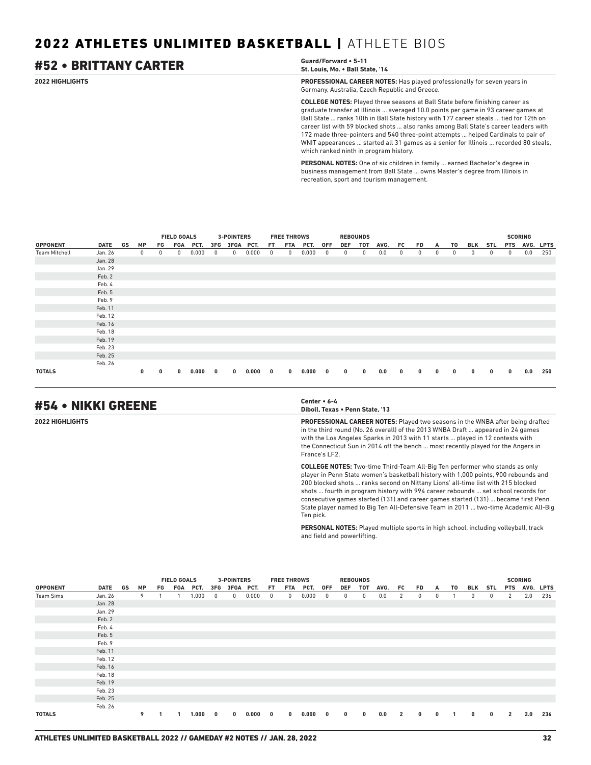# 2022 ATHLETES UNLIMITED BASKETBALL | ATHLETE BIOS

## #52 • BRITTANY CARTER

**Guard/Forward • 5-11**
**St. Louis, Mo. • Ball State, '14**

**2022 HIGHLIGHTS**

**PROFESSIONAL CAREER NOTES:** Has played professionally for seven years in Germany, Australia, Czech Republic and Greece.

**COLLEGE NOTES:** Played three seasons at Ball State before finishing career as graduate transfer at Illinois ... averaged 10.0 points per game in 93 career games at Ball State ... ranks 10th in Ball State history with 177 career steals ... tied for 12th on career list with 59 blocked shots ... also ranks among Ball State's career leaders with 172 made three-pointers and 540 three-point attempts ... helped Cardinals to pair of WNIT appearances ... started all 31 games as a senior for Illinois ... recorded 80 steals, which ranked ninth in program history.

**PERSONAL NOTES:** One of six children in family ... earned Bachelor's degree in business management from Ball State ... owns Master's degree from Illinois in recreation, sport and tourism management.

| | | | | FIELD GOALS | | | 3-POINTERS | | | FREE THROWS | | | REBOUNDS | | | | | | | | | | | SCORING | | |
|---|---|---|---|---|---|---|---|---|---|---|---|---|---|---|---|---|---|---|---|---|---|---|---|---|---|---|
| **OPPONENT** | **DATE** | **GS** | **MP** | **FG** | **FGA** | **PCT.** | **3FG** | **3FGA** | **PCT.** | **FT** | **FTA** | **PCT.** | **OFF** | **DEF** | **TOT** | **AVG.** | **FC** | **FD** | **A** | **TO** | **BLK** | **STL** | **PTS** | **AVG.** | **LPTS** |
| Team Mitchell | Jan. 26 | | 0 | 0 | 0 | 0.000 | 0 | 0 | 0.000 | 0 | 0 | 0.000 | 0 | 0 | 0 | 0.0 | 0 | 0 | 0 | 0 | 0 | 0 | 0 | 0.0 | 250 |
| | Jan. 28 | | | | | | | | | | | | | | | | | | | | | | | | |
| | Jan. 29 | | | | | | | | | | | | | | | | | | | | | | | | |
| | Feb. 2 | | | | | | | | | | | | | | | | | | | | | | | | |
| | Feb. 4 | | | | | | | | | | | | | | | | | | | | | | | | |
| | Feb. 5 | | | | | | | | | | | | | | | | | | | | | | | | |
| | Feb. 9 | | | | | | | | | | | | | | | | | | | | | | | | |
| | Feb. 11 | | | | | | | | | | | | | | | | | | | | | | | | |
| | Feb. 12 | | | | | | | | | | | | | | | | | | | | | | | | |
| | Feb. 16 | | | | | | | | | | | | | | | | | | | | | | | | |
| | Feb. 18 | | | | | | | | | | | | | | | | | | | | | | | | |
| | Feb. 19 | | | | | | | | | | | | | | | | | | | | | | | | |
| | Feb. 23 | | | | | | | | | | | | | | | | | | | | | | | | |
| | Feb. 25 | | | | | | | | | | | | | | | | | | | | | | | | |
| | Feb. 26 | | | | | | | | | | | | | | | | | | | | | | | | |
| **TOTALS** | | | **0** | **0** | **0** | **0.000** | **0** | **0** | **0.000** | **0** | **0** | **0.000** | **0** | **0** | **0** | **0.0** | **0** | **0** | **0** | **0** | **0** | **0** | **0** | **0.0** | **250** |

## #54 • NIKKI GREENE

**Center • 6-4**
**Diboll, Texas • Penn State, '13**

**2022 HIGHLIGHTS**

**PROFESSIONAL CAREER NOTES:** Played two seasons in the WNBA after being drafted in the third round (No. 26 overall) of the 2013 WNBA Draft ... appeared in 24 games with the Los Angeles Sparks in 2013 with 11 starts ... played in 12 contests with the Connecticut Sun in 2014 off the bench ... most recently played for the Angers in France's LF2.

**COLLEGE NOTES:** Two-time Third-Team All-Big Ten performer who stands as only player in Penn State women's basketball history with 1,000 points, 900 rebounds and 200 blocked shots ... ranks second on Nittany Lions' all-time list with 215 blocked shots ... fourth in program history with 994 career rebounds ... set school records for consecutive games started (131) and career games started (131) ... became first Penn State player named to Big Ten All-Defensive Team in 2011 ... two-time Academic All-Big Ten pick.

**PERSONAL NOTES:** Played multiple sports in high school, including volleyball, track and field and powerlifting.

| | | | | FIELD GOALS | | | 3-POINTERS | | | FREE THROWS | | | REBOUNDS | | | | | | | | | | | SCORING | | |
|---|---|---|---|---|---|---|---|---|---|---|---|---|---|---|---|---|---|---|---|---|---|---|---|---|---|---|
| **OPPONENT** | **DATE** | **GS** | **MP** | **FG** | **FGA** | **PCT.** | **3FG** | **3FGA** | **PCT.** | **FT** | **FTA** | **PCT.** | **OFF** | **DEF** | **TOT** | **AVG.** | **FC** | **FD** | **A** | **TO** | **BLK** | **STL** | **PTS** | **AVG.** | **LPTS** |
| Team Sims | Jan. 26 | | 9 | 1 | 1 | 1.000 | 0 | 0 | 0.000 | 0 | 0 | 0.000 | 0 | 0 | 0 | 0.0 | 2 | 0 | 0 | 1 | 0 | 0 | 2 | 2.0 | 236 |
| | Jan. 28 | | | | | | | | | | | | | | | | | | | | | | | | |
| | Jan. 29 | | | | | | | | | | | | | | | | | | | | | | | | |
| | Feb. 2 | | | | | | | | | | | | | | | | | | | | | | | | |
| | Feb. 4 | | | | | | | | | | | | | | | | | | | | | | | | |
| | Feb. 5 | | | | | | | | | | | | | | | | | | | | | | | | |
| | Feb. 9 | | | | | | | | | | | | | | | | | | | | | | | | |
| | Feb. 11 | | | | | | | | | | | | | | | | | | | | | | | | |
| | Feb. 12 | | | | | | | | | | | | | | | | | | | | | | | | |
| | Feb. 16 | | | | | | | | | | | | | | | | | | | | | | | | |
| | Feb. 18 | | | | | | | | | | | | | | | | | | | | | | | | |
| | Feb. 19 | | | | | | | | | | | | | | | | | | | | | | | | |
| | Feb. 23 | | | | | | | | | | | | | | | | | | | | | | | | |
| | Feb. 25 | | | | | | | | | | | | | | | | | | | | | | | | |
| | Feb. 26 | | | | | | | | | | | | | | | | | | | | | | | | |
| **TOTALS** | | | **9** | **1** | **1** | **1.000** | **0** | **0** | **0.000** | **0** | **0** | **0.000** | **0** | **0** | **0** | **0.0** | **2** | **0** | **0** | **1** | **0** | **0** | **2** | **2.0** | **236** |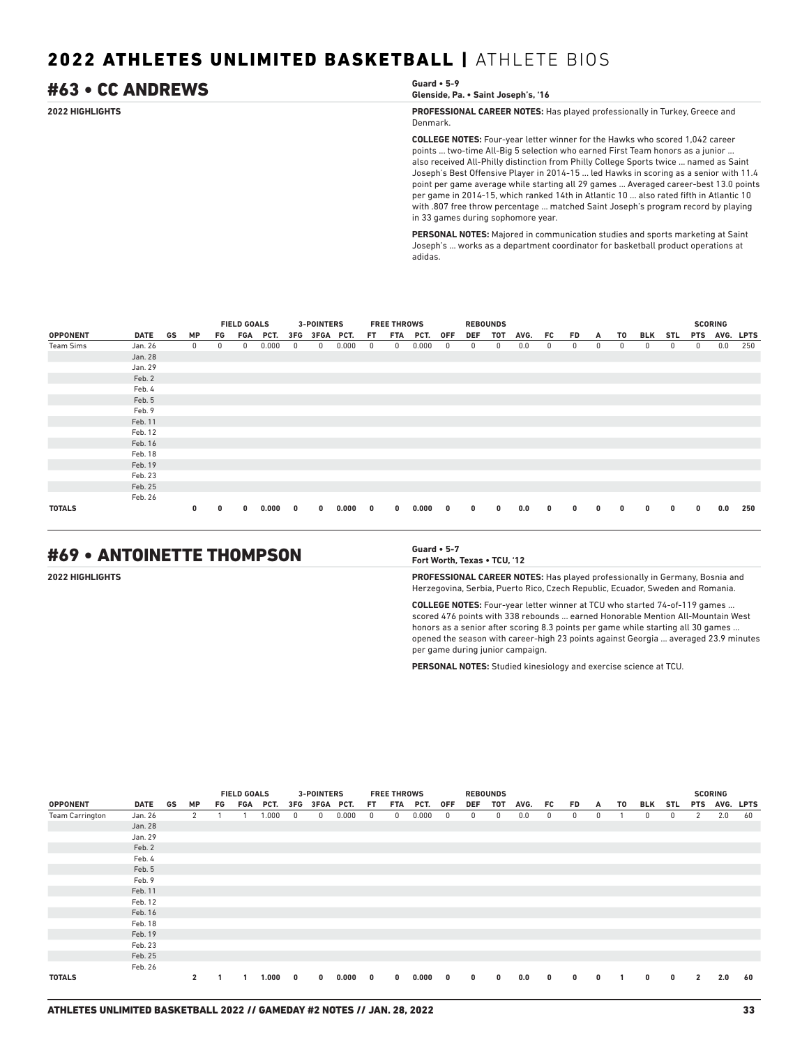# 2022 ATHLETES UNLIMITED BASKETBALL | ATHLETE BIOS

## #63 • CC ANDREWS

**Guard • 5-9**
**Glenside, Pa. • Saint Joseph's, '16**

**2022 HIGHLIGHTS**

**PROFESSIONAL CAREER NOTES:** Has played professionally in Turkey, Greece and Denmark.

**COLLEGE NOTES:** Four-year letter winner for the Hawks who scored 1,042 career points ... two-time All-Big 5 selection who earned First Team honors as a junior ... also received All-Philly distinction from Philly College Sports twice ... named as Saint Joseph's Best Offensive Player in 2014-15 ... led Hawks in scoring as a senior with 11.4 point per game average while starting all 29 games ... Averaged career-best 13.0 points per game in 2014-15, which ranked 14th in Atlantic 10 ... also rated fifth in Atlantic 10 with .807 free throw percentage ... matched Saint Joseph's program record by playing in 33 games during sophomore year.

**PERSONAL NOTES:** Majored in communication studies and sports marketing at Saint Joseph's ... works as a department coordinator for basketball product operations at adidas.

| | | | | FIELD GOALS | | | 3-POINTERS | | | FREE THROWS | | | REBOUNDS | | | | | | | | | | SCORING | | |
|---|---|---|---|---|---|---|---|---|---|---|---|---|---|---|---|---|---|---|---|---|---|---|---|---|---|
| OPPONENT | DATE | GS | MP | FG | FGA | PCT. | 3FG | 3FGA | PCT. | FT | FTA | PCT. | OFF | DEF | TOT | AVG. | FC | FD | A | TO | BLK | STL | PTS | AVG. | LPTS |
| Team Sims | Jan. 26 | | 0 | 0 | 0 | 0.000 | 0 | 0 | 0.000 | 0 | 0 | 0.000 | 0 | 0 | 0 | 0.0 | 0 | 0 | 0 | 0 | 0 | 0 | 0 | 0.0 | 250 |
| | Jan. 28 | | | | | | | | | | | | | | | | | | | | | | | | |
| | Jan. 29 | | | | | | | | | | | | | | | | | | | | | | | | |
| | Feb. 2 | | | | | | | | | | | | | | | | | | | | | | | | |
| | Feb. 4 | | | | | | | | | | | | | | | | | | | | | | | | |
| | Feb. 5 | | | | | | | | | | | | | | | | | | | | | | | | |
| | Feb. 9 | | | | | | | | | | | | | | | | | | | | | | | | |
| | Feb. 11 | | | | | | | | | | | | | | | | | | | | | | | | |
| | Feb. 12 | | | | | | | | | | | | | | | | | | | | | | | | |
| | Feb. 16 | | | | | | | | | | | | | | | | | | | | | | | | |
| | Feb. 18 | | | | | | | | | | | | | | | | | | | | | | | | |
| | Feb. 19 | | | | | | | | | | | | | | | | | | | | | | | | |
| | Feb. 23 | | | | | | | | | | | | | | | | | | | | | | | | |
| | Feb. 25 | | | | | | | | | | | | | | | | | | | | | | | | |
| | Feb. 26 | | | | | | | | | | | | | | | | | | | | | | | | |
| **TOTALS** | | | **0** | **0** | **0** | **0.000** | **0** | **0** | **0.000** | **0** | **0** | **0.000** | **0** | **0** | **0** | **0.0** | **0** | **0** | **0** | **0** | **0** | **0** | **0** | **0.0** | **250** |

## #69 • ANTOINETTE THOMPSON

**Guard • 5-7**
**Fort Worth, Texas • TCU, '12**

**2022 HIGHLIGHTS**

**PROFESSIONAL CAREER NOTES:** Has played professionally in Germany, Bosnia and Herzegovina, Serbia, Puerto Rico, Czech Republic, Ecuador, Sweden and Romania.

**COLLEGE NOTES:** Four-year letter winner at TCU who started 74-of-119 games ... scored 476 points with 338 rebounds ... earned Honorable Mention All-Mountain West honors as a senior after scoring 8.3 points per game while starting all 30 games ... opened the season with career-high 23 points against Georgia ... averaged 23.9 minutes per game during junior campaign.

**PERSONAL NOTES:** Studied kinesiology and exercise science at TCU.

| | | | | FIELD GOALS | | | 3-POINTERS | | | FREE THROWS | | | REBOUNDS | | | | | | | | | | SCORING | | |
|---|---|---|---|---|---|---|---|---|---|---|---|---|---|---|---|---|---|---|---|---|---|---|---|---|---|
| OPPONENT | DATE | GS | MP | FG | FGA | PCT. | 3FG | 3FGA | PCT. | FT | FTA | PCT. | OFF | DEF | TOT | AVG. | FC | FD | A | TO | BLK | STL | PTS | AVG. | LPTS |
| Team Carrington | Jan. 26 | | 2 | 1 | 1 | 1.000 | 0 | 0 | 0.000 | 0 | 0 | 0.000 | 0 | 0 | 0 | 0.0 | 0 | 0 | 0 | 1 | 0 | 0 | 2 | 2.0 | 60 |
| | Jan. 28 | | | | | | | | | | | | | | | | | | | | | | | | |
| | Jan. 29 | | | | | | | | | | | | | | | | | | | | | | | | |
| | Feb. 2 | | | | | | | | | | | | | | | | | | | | | | | | |
| | Feb. 4 | | | | | | | | | | | | | | | | | | | | | | | | |
| | Feb. 5 | | | | | | | | | | | | | | | | | | | | | | | | |
| | Feb. 9 | | | | | | | | | | | | | | | | | | | | | | | | |
| | Feb. 11 | | | | | | | | | | | | | | | | | | | | | | | | |
| | Feb. 12 | | | | | | | | | | | | | | | | | | | | | | | | |
| | Feb. 16 | | | | | | | | | | | | | | | | | | | | | | | | |
| | Feb. 18 | | | | | | | | | | | | | | | | | | | | | | | | |
| | Feb. 19 | | | | | | | | | | | | | | | | | | | | | | | | |
| | Feb. 23 | | | | | | | | | | | | | | | | | | | | | | | | |
| | Feb. 25 | | | | | | | | | | | | | | | | | | | | | | | | |
| | Feb. 26 | | | | | | | | | | | | | | | | | | | | | | | | |
| **TOTALS** | | | **2** | **1** | **1** | **1.000** | **0** | **0** | **0.000** | **0** | **0** | **0.000** | **0** | **0** | **0** | **0.0** | **0** | **0** | **0** | **1** | **0** | **0** | **2** | **2.0** | **60** |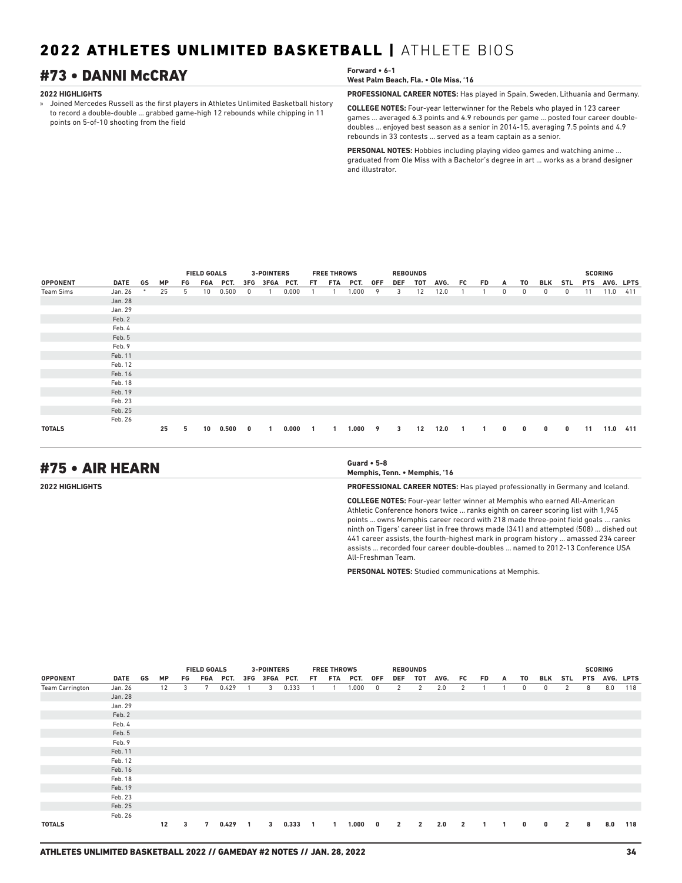# 2022 ATHLETES UNLIMITED BASKETBALL | ATHLETE BIOS

## #73 • DANNI McCRAY

**Forward • 6-1**
**West Palm Beach, Fla. • Ole Miss, '16**

**2022 HIGHLIGHTS**

» Joined Mercedes Russell as the first players in Athletes Unlimited Basketball history to record a double-double ... grabbed game-high 12 rebounds while chipping in 11 points on 5-of-10 shooting from the field

**PROFESSIONAL CAREER NOTES:** Has played in Spain, Sweden, Lithuania and Germany.

**COLLEGE NOTES:** Four-year letterwinner for the Rebels who played in 123 career games ... averaged 6.3 points and 4.9 rebounds per game ... posted four career double-doubles ... enjoyed best season as a senior in 2014-15, averaging 7.5 points and 4.9 rebounds in 33 contests ... served as a team captain as a senior.

**PERSONAL NOTES:** Hobbies including playing video games and watching anime ... graduated from Ole Miss with a Bachelor's degree in art ... works as a brand designer and illustrator.

| | | | | FIELD GOALS | | | 3-POINTERS | | | FREE THROWS | | | REBOUNDS | | | | | | | | | | | SCORING | | |
|---|---|---|---|---|---|---|---|---|---|---|---|---|---|---|---|---|---|---|---|---|---|---|---|---|---|---|
| **OPPONENT** | **DATE** | **GS** | **MP** | **FG** | **FGA** | **PCT.** | **3FG** | **3FGA** | **PCT.** | **FT** | **FTA** | **PCT.** | **OFF** | **DEF** | **TOT** | **AVG.** | **FC** | **FD** | **A** | **TO** | **BLK** | **STL** | **PTS** | **AVG.** | **LPTS** |
| Team Sims | Jan. 26 | * | 25 | 5 | 10 | 0.500 | 0 | 1 | 0.000 | 1 | 1 | 1.000 | 9 | 3 | 12 | 12.0 | 1 | 1 | 0 | 0 | 0 | 0 | 11 | 11.0 | 411 |
| | Jan. 28 | | | | | | | | | | | | | | | | | | | | | | | | |
| | Jan. 29 | | | | | | | | | | | | | | | | | | | | | | | | |
| | Feb. 2 | | | | | | | | | | | | | | | | | | | | | | | | |
| | Feb. 4 | | | | | | | | | | | | | | | | | | | | | | | | |
| | Feb. 5 | | | | | | | | | | | | | | | | | | | | | | | | |
| | Feb. 9 | | | | | | | | | | | | | | | | | | | | | | | | |
| | Feb. 11 | | | | | | | | | | | | | | | | | | | | | | | | |
| | Feb. 12 | | | | | | | | | | | | | | | | | | | | | | | | |
| | Feb. 16 | | | | | | | | | | | | | | | | | | | | | | | | |
| | Feb. 18 | | | | | | | | | | | | | | | | | | | | | | | | |
| | Feb. 19 | | | | | | | | | | | | | | | | | | | | | | | | |
| | Feb. 23 | | | | | | | | | | | | | | | | | | | | | | | | |
| | Feb. 25 | | | | | | | | | | | | | | | | | | | | | | | | |
| | Feb. 26 | | | | | | | | | | | | | | | | | | | | | | | | |
| **TOTALS** | | | **25** | **5** | **10** | **0.500** | **0** | **1** | **0.000** | **1** | **1** | **1.000** | **9** | **3** | **12** | **12.0** | **1** | **1** | **0** | **0** | **0** | **0** | **11** | **11.0** | **411** |

## #75 • AIR HEARN

**Guard • 5-8**
**Memphis, Tenn. • Memphis, '16**

**2022 HIGHLIGHTS**

**PROFESSIONAL CAREER NOTES:** Has played professionally in Germany and Iceland.

**COLLEGE NOTES:** Four-year letter winner at Memphis who earned All-American Athletic Conference honors twice ... ranks eighth on career scoring list with 1,945 points ... owns Memphis career record with 218 made three-point field goals ... ranks ninth on Tigers' career list in free throws made (341) and attempted (508) ... dished out 441 career assists, the fourth-highest mark in program history ... amassed 234 career assists ... recorded four career double-doubles ... named to 2012-13 Conference USA All-Freshman Team.

**PERSONAL NOTES:** Studied communications at Memphis.

| | | | | FIELD GOALS | | | 3-POINTERS | | | FREE THROWS | | | REBOUNDS | | | | | | | | | | | SCORING | | |
|---|---|---|---|---|---|---|---|---|---|---|---|---|---|---|---|---|---|---|---|---|---|---|---|---|---|---|
| **OPPONENT** | **DATE** | **GS** | **MP** | **FG** | **FGA** | **PCT.** | **3FG** | **3FGA** | **PCT.** | **FT** | **FTA** | **PCT.** | **OFF** | **DEF** | **TOT** | **AVG.** | **FC** | **FD** | **A** | **TO** | **BLK** | **STL** | **PTS** | **AVG.** | **LPTS** |
| Team Carrington | Jan. 26 | | 12 | 3 | 7 | 0.429 | 1 | 3 | 0.333 | 1 | 1 | 1.000 | 0 | 2 | 2 | 2.0 | 2 | 1 | 1 | 0 | 0 | 2 | 8 | 8.0 | 118 |
| | Jan. 28 | | | | | | | | | | | | | | | | | | | | | | | | |
| | Jan. 29 | | | | | | | | | | | | | | | | | | | | | | | | |
| | Feb. 2 | | | | | | | | | | | | | | | | | | | | | | | | |
| | Feb. 4 | | | | | | | | | | | | | | | | | | | | | | | | |
| | Feb. 5 | | | | | | | | | | | | | | | | | | | | | | | | |
| | Feb. 9 | | | | | | | | | | | | | | | | | | | | | | | | |
| | Feb. 11 | | | | | | | | | | | | | | | | | | | | | | | | |
| | Feb. 12 | | | | | | | | | | | | | | | | | | | | | | | | |
| | Feb. 16 | | | | | | | | | | | | | | | | | | | | | | | | |
| | Feb. 18 | | | | | | | | | | | | | | | | | | | | | | | | |
| | Feb. 19 | | | | | | | | | | | | | | | | | | | | | | | | |
| | Feb. 23 | | | | | | | | | | | | | | | | | | | | | | | | |
| | Feb. 25 | | | | | | | | | | | | | | | | | | | | | | | | |
| | Feb. 26 | | | | | | | | | | | | | | | | | | | | | | | | |
| **TOTALS** | | | **12** | **3** | **7** | **0.429** | **1** | **3** | **0.333** | **1** | **1** | **1.000** | **0** | **2** | **2** | **2.0** | **2** | **1** | **1** | **0** | **0** | **2** | **8** | **8.0** | **118** |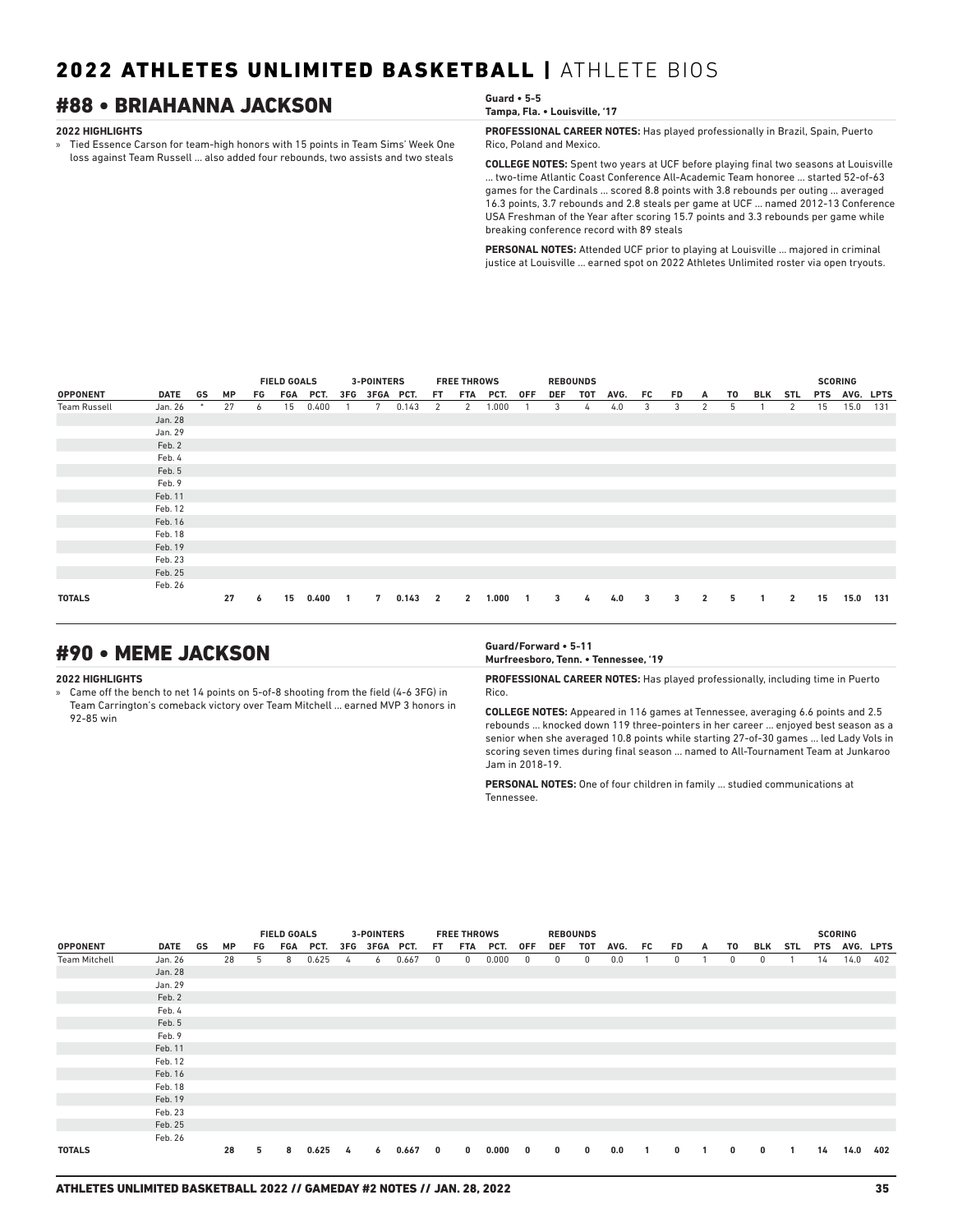# 2022 ATHLETES UNLIMITED BASKETBALL | ATHLETE BIOS

## #88 • BRIAHANNA JACKSON

**Guard • 5-5**
**Tampa, Fla. • Louisville, '17**

**2022 HIGHLIGHTS**

» Tied Essence Carson for team-high honors with 15 points in Team Sims' Week One loss against Team Russell ... also added four rebounds, two assists and two steals

**PROFESSIONAL CAREER NOTES:** Has played professionally in Brazil, Spain, Puerto Rico, Poland and Mexico.

**COLLEGE NOTES:** Spent two years at UCF before playing final two seasons at Louisville ... two-time Atlantic Coast Conference All-Academic Team honoree ... started 52-of-63 games for the Cardinals ... scored 8.8 points with 3.8 rebounds per outing ... averaged 16.3 points, 3.7 rebounds and 2.8 steals per game at UCF ... named 2012-13 Conference USA Freshman of the Year after scoring 15.7 points and 3.3 rebounds per game while breaking conference record with 89 steals

**PERSONAL NOTES:** Attended UCF prior to playing at Louisville ... majored in criminal justice at Louisville ... earned spot on 2022 Athletes Unlimited roster via open tryouts.

| | | | | FIELD GOALS | | | 3-POINTERS | | | FREE THROWS | | | REBOUNDS | | | | | | | | | | | SCORING | | |
|---|---|---|---|---|---|---|---|---|---|---|---|---|---|---|---|---|---|---|---|---|---|---|---|---|---|---|
| OPPONENT | DATE | GS | MP | FG | FGA | PCT. | 3FG | 3FGA | PCT. | FT | FTA | PCT. | OFF | DEF | TOT | AVG. | FC | FD | A | TO | BLK | STL | PTS | AVG. | LPTS |
| Team Russell | Jan. 26 | * | 27 | 6 | 15 | 0.400 | 1 | 7 | 0.143 | 2 | 2 | 1.000 | 1 | 3 | 4 | 4.0 | 3 | 3 | 2 | 5 | 1 | 2 | 15 | 15.0 | 131 |
| | Jan. 28 | | | | | | | | | | | | | | | | | | | | | | | | |
| | Jan. 29 | | | | | | | | | | | | | | | | | | | | | | | | |
| | Feb. 2 | | | | | | | | | | | | | | | | | | | | | | | | |
| | Feb. 4 | | | | | | | | | | | | | | | | | | | | | | | | |
| | Feb. 5 | | | | | | | | | | | | | | | | | | | | | | | | |
| | Feb. 9 | | | | | | | | | | | | | | | | | | | | | | | | |
| | Feb. 11 | | | | | | | | | | | | | | | | | | | | | | | | |
| | Feb. 12 | | | | | | | | | | | | | | | | | | | | | | | | |
| | Feb. 16 | | | | | | | | | | | | | | | | | | | | | | | | |
| | Feb. 18 | | | | | | | | | | | | | | | | | | | | | | | | |
| | Feb. 19 | | | | | | | | | | | | | | | | | | | | | | | | |
| | Feb. 23 | | | | | | | | | | | | | | | | | | | | | | | | |
| | Feb. 25 | | | | | | | | | | | | | | | | | | | | | | | | |
| | Feb. 26 | | | | | | | | | | | | | | | | | | | | | | | | |
| **TOTALS** | | | **27** | **6** | **15** | **0.400** | **1** | **7** | **0.143** | **2** | **2** | **1.000** | **1** | **3** | **4** | **4.0** | **3** | **3** | **2** | **5** | **1** | **2** | **15** | **15.0** | **131** |

## #90 • MEME JACKSON

**Guard/Forward • 5-11**
**Murfreesboro, Tenn. • Tennessee, '19**

**2022 HIGHLIGHTS**

» Came off the bench to net 14 points on 5-of-8 shooting from the field (4-6 3FG) in Team Carrington's comeback victory over Team Mitchell ... earned MVP 3 honors in 92-85 win

**PROFESSIONAL CAREER NOTES:** Has played professionally, including time in Puerto Rico.

**COLLEGE NOTES:** Appeared in 116 games at Tennessee, averaging 6.6 points and 2.5 rebounds ... knocked down 119 three-pointers in her career ... enjoyed best season as a senior when she averaged 10.8 points while starting 27-of-30 games ... led Lady Vols in scoring seven times during final season ... named to All-Tournament Team at Junkaroo Jam in 2018-19.

**PERSONAL NOTES:** One of four children in family ... studied communications at Tennessee.

| | | | | FIELD GOALS | | | 3-POINTERS | | | FREE THROWS | | | REBOUNDS | | | | | | | | | | | SCORING | | |
|---|---|---|---|---|---|---|---|---|---|---|---|---|---|---|---|---|---|---|---|---|---|---|---|---|---|---|
| OPPONENT | DATE | GS | MP | FG | FGA | PCT. | 3FG | 3FGA | PCT. | FT | FTA | PCT. | OFF | DEF | TOT | AVG. | FC | FD | A | TO | BLK | STL | PTS | AVG. | LPTS |
| Team Mitchell | Jan. 26 | | 28 | 5 | 8 | 0.625 | 4 | 6 | 0.667 | 0 | 0 | 0.000 | 0 | 0 | 0 | 0.0 | 1 | 0 | 1 | 0 | 0 | 1 | 14 | 14.0 | 402 |
| | Jan. 28 | | | | | | | | | | | | | | | | | | | | | | | | |
| | Jan. 29 | | | | | | | | | | | | | | | | | | | | | | | | |
| | Feb. 2 | | | | | | | | | | | | | | | | | | | | | | | | |
| | Feb. 4 | | | | | | | | | | | | | | | | | | | | | | | | |
| | Feb. 5 | | | | | | | | | | | | | | | | | | | | | | | | |
| | Feb. 9 | | | | | | | | | | | | | | | | | | | | | | | | |
| | Feb. 11 | | | | | | | | | | | | | | | | | | | | | | | | |
| | Feb. 12 | | | | | | | | | | | | | | | | | | | | | | | | |
| | Feb. 16 | | | | | | | | | | | | | | | | | | | | | | | | |
| | Feb. 18 | | | | | | | | | | | | | | | | | | | | | | | | |
| | Feb. 19 | | | | | | | | | | | | | | | | | | | | | | | | |
| | Feb. 23 | | | | | | | | | | | | | | | | | | | | | | | | |
| | Feb. 25 | | | | | | | | | | | | | | | | | | | | | | | | |
| | Feb. 26 | | | | | | | | | | | | | | | | | | | | | | | | |
| **TOTALS** | | | **28** | **5** | **8** | **0.625** | **4** | **6** | **0.667** | **0** | **0** | **0.000** | **0** | **0** | **0** | **0.0** | **1** | **0** | **1** | **0** | **0** | **1** | **14** | **14.0** | **402** |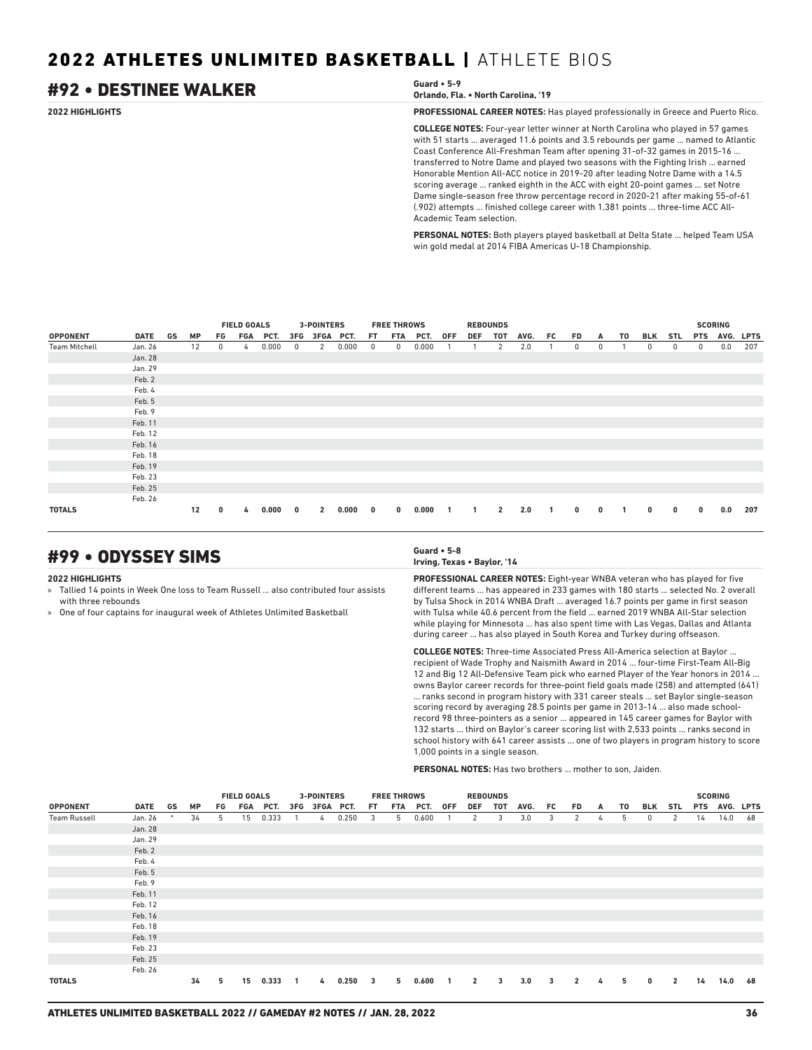# 2022 ATHLETES UNLIMITED BASKETBALL | ATHLETE BIOS

## #92 • DESTINEE WALKER

**Guard • 5-9**
**Orlando, Fla. • North Carolina, '19**

**2022 HIGHLIGHTS**

**PROFESSIONAL CAREER NOTES:** Has played professionally in Greece and Puerto Rico.

**COLLEGE NOTES:** Four-year letter winner at North Carolina who played in 57 games with 51 starts ... averaged 11.6 points and 3.5 rebounds per game ... named to Atlantic Coast Conference All-Freshman Team after opening 31-of-32 games in 2015-16 ... transferred to Notre Dame and played two seasons with the Fighting Irish ... earned Honorable Mention All-ACC notice in 2019-20 after leading Notre Dame with a 14.5 scoring average ... ranked eighth in the ACC with eight 20-point games ... set Notre Dame single-season free throw percentage record in 2020-21 after making 55-of-61 (.902) attempts ... finished college career with 1,381 points ... three-time ACC All-Academic Team selection.

**PERSONAL NOTES:** Both players played basketball at Delta State ... helped Team USA win gold medal at 2014 FIBA Americas U-18 Championship.

| | | | | FIELD GOALS | | | 3-POINTERS | | | FREE THROWS | | | REBOUNDS | | | | | | | | | | | SCORING | | |
|---|---|---|---|---|---|---|---|---|---|---|---|---|---|---|---|---|---|---|---|---|---|---|---|---|---|---|
| OPPONENT | DATE | GS | MP | FG | FGA | PCT. | 3FG | 3FGA | PCT. | FT | FTA | PCT. | OFF | DEF | TOT | AVG. | FC | FD | A | TO | BLK | STL | PTS | AVG. | LPTS |
| Team Mitchell | Jan. 26 | | 12 | 0 | 4 | 0.000 | 0 | 2 | 0.000 | 0 | 0 | 0.000 | 1 | 1 | 2 | 2.0 | 1 | 0 | 0 | 1 | 0 | 0 | 0 | 0.0 | 207 |
| | Jan. 28 | | | | | | | | | | | | | | | | | | | | | | | | |
| | Jan. 29 | | | | | | | | | | | | | | | | | | | | | | | | |
| | Feb. 2 | | | | | | | | | | | | | | | | | | | | | | | | |
| | Feb. 4 | | | | | | | | | | | | | | | | | | | | | | | | |
| | Feb. 5 | | | | | | | | | | | | | | | | | | | | | | | | |
| | Feb. 9 | | | | | | | | | | | | | | | | | | | | | | | | |
| | Feb. 11 | | | | | | | | | | | | | | | | | | | | | | | | |
| | Feb. 12 | | | | | | | | | | | | | | | | | | | | | | | | |
| | Feb. 16 | | | | | | | | | | | | | | | | | | | | | | | | |
| | Feb. 18 | | | | | | | | | | | | | | | | | | | | | | | | |
| | Feb. 19 | | | | | | | | | | | | | | | | | | | | | | | | |
| | Feb. 23 | | | | | | | | | | | | | | | | | | | | | | | | |
| | Feb. 25 | | | | | | | | | | | | | | | | | | | | | | | | |
| | Feb. 26 | | | | | | | | | | | | | | | | | | | | | | | | |
| **TOTALS** | | | **12** | **0** | **4** | **0.000** | **0** | **2** | **0.000** | **0** | **0** | **0.000** | **1** | **1** | **2** | **2.0** | **1** | **0** | **0** | **1** | **0** | **0** | **0** | **0.0** | **207** |

## #99 • ODYSSEY SIMS

**Guard • 5-8**
**Irving, Texas • Baylor, '14**

**2022 HIGHLIGHTS**

- Tallied 14 points in Week One loss to Team Russell ... also contributed four assists with three rebounds
- One of four captains for inaugural week of Athletes Unlimited Basketball

**PROFESSIONAL CAREER NOTES:** Eight-year WNBA veteran who has played for five different teams ... has appeared in 233 games with 180 starts ... selected No. 2 overall by Tulsa Shock in 2014 WNBA Draft ... averaged 16.7 points per game in first season with Tulsa while 40.6 percent from the field ... earned 2019 WNBA All-Star selection while playing for Minnesota ... has also spent time with Las Vegas, Dallas and Atlanta during career ... has also played in South Korea and Turkey during offseason.

**COLLEGE NOTES:** Three-time Associated Press All-America selection at Baylor ... recipient of Wade Trophy and Naismith Award in 2014 ... four-time First-Team All-Big 12 and Big 12 All-Defensive Team pick who earned Player of the Year honors in 2014 ... owns Baylor career records for three-point field goals made (258) and attempted (641) ... ranks second in program history with 331 career steals ... set Baylor single-season scoring record by averaging 28.5 points per game in 2013-14 ... also made school-record 98 three-pointers as a senior ... appeared in 145 career games for Baylor with 132 starts ... third on Baylor's career scoring list with 2,533 points ... ranks second in school history with 641 career assists ... one of two players in program history to score 1,000 points in a single season.

**PERSONAL NOTES:** Has two brothers ... mother to son, Jaiden.

| | | | | FIELD GOALS | | | 3-POINTERS | | | FREE THROWS | | | REBOUNDS | | | | | | | | | | | SCORING | | |
|---|---|---|---|---|---|---|---|---|---|---|---|---|---|---|---|---|---|---|---|---|---|---|---|---|---|---|
| OPPONENT | DATE | GS | MP | FG | FGA | PCT. | 3FG | 3FGA | PCT. | FT | FTA | PCT. | OFF | DEF | TOT | AVG. | FC | FD | A | TO | BLK | STL | PTS | AVG. | LPTS |
| Team Russell | Jan. 26 | * | 34 | 5 | 15 | 0.333 | 1 | 4 | 0.250 | 3 | 5 | 0.600 | 1 | 2 | 3 | 3.0 | 3 | 2 | 4 | 5 | 0 | 2 | 14 | 14.0 | 68 |
| | Jan. 28 | | | | | | | | | | | | | | | | | | | | | | | | |
| | Jan. 29 | | | | | | | | | | | | | | | | | | | | | | | | |
| | Feb. 2 | | | | | | | | | | | | | | | | | | | | | | | | |
| | Feb. 4 | | | | | | | | | | | | | | | | | | | | | | | | |
| | Feb. 5 | | | | | | | | | | | | | | | | | | | | | | | | |
| | Feb. 9 | | | | | | | | | | | | | | | | | | | | | | | | |
| | Feb. 11 | | | | | | | | | | | | | | | | | | | | | | | | |
| | Feb. 12 | | | | | | | | | | | | | | | | | | | | | | | | |
| | Feb. 16 | | | | | | | | | | | | | | | | | | | | | | | | |
| | Feb. 18 | | | | | | | | | | | | | | | | | | | | | | | | |
| | Feb. 19 | | | | | | | | | | | | | | | | | | | | | | | | |
| | Feb. 23 | | | | | | | | | | | | | | | | | | | | | | | | |
| | Feb. 25 | | | | | | | | | | | | | | | | | | | | | | | | |
| | Feb. 26 | | | | | | | | | | | | | | | | | | | | | | | | |
| **TOTALS** | | | **34** | **5** | **15** | **0.333** | **1** | **4** | **0.250** | **3** | **5** | **0.600** | **1** | **2** | **3** | **3.0** | **3** | **2** | **4** | **5** | **0** | **2** | **14** | **14.0** | **68** |